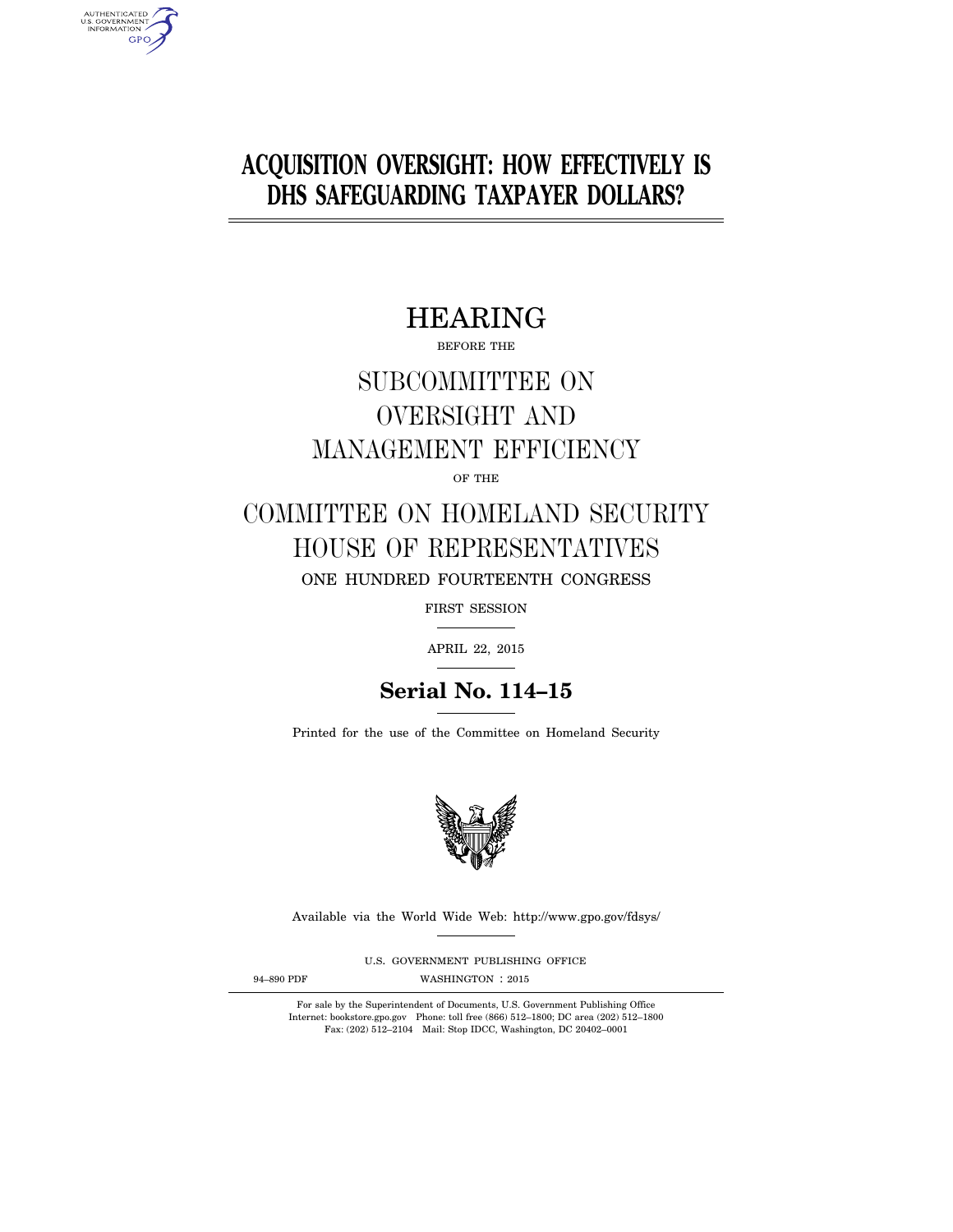# ACQUISITION OVERSIGHT: HOW EFFECTIVELY IS DHS SAFEGUARDING TAXPAYER DOLLARS?

## HEARING

BEFORE THE

## SUBCOMMITTEE ON OVERSIGHT AND MANAGEMENT EFFICIENCY

OF THE

## COMMITTEE ON HOMELAND SECURITY HOUSE OF REPRESENTATIVES

ONE HUNDRED FOURTEENTH CONGRESS

FIRST SESSION

APRIL 22, 2015

**Serial No. 114–15**

Printed for the use of the Committee on Homeland Security

Available via the World Wide Web: http://www.gpo.gov/fdsys/

U.S. GOVERNMENT PUBLISHING OFFICE

94–890 PDF WASHINGTON : 2015

For sale by the Superintendent of Documents, U.S. Government Publishing Office
Internet: bookstore.gpo.gov Phone: toll free (866) 512–1800; DC area (202) 512–1800
Fax: (202) 512–2104 Mail: Stop IDCC, Washington, DC 20402–0001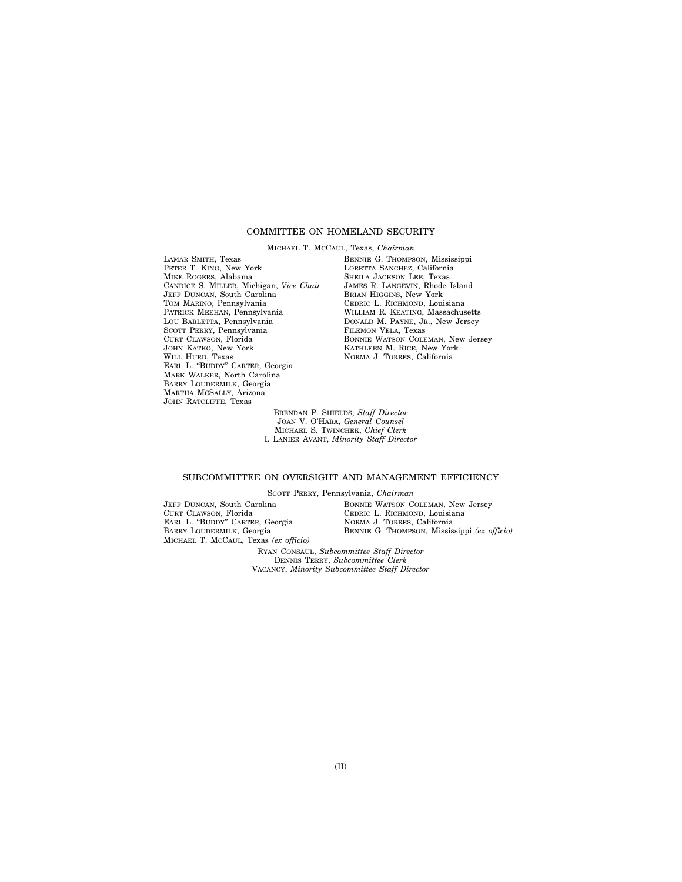## COMMITTEE ON HOMELAND SECURITY

MICHAEL T. MCCAUL, Texas, *Chairman*

LAMAR SMITH, Texas
PETER T. KING, New York
MIKE ROGERS, Alabama
CANDICE S. MILLER, Michigan, *Vice Chair*
JEFF DUNCAN, South Carolina
TOM MARINO, Pennsylvania
PATRICK MEEHAN, Pennsylvania
LOU BARLETTA, Pennsylvania
SCOTT PERRY, Pennsylvania
CURT CLAWSON, Florida
JOHN KATKO, New York
WILL HURD, Texas
EARL L. "BUDDY" CARTER, Georgia
MARK WALKER, North Carolina
BARRY LOUDERMILK, Georgia
MARTHA MCSALLY, Arizona
JOHN RATCLIFFE, Texas

BENNIE G. THOMPSON, Mississippi
LORETTA SANCHEZ, California
SHEILA JACKSON LEE, Texas
JAMES R. LANGEVIN, Rhode Island
BRIAN HIGGINS, New York
CEDRIC L. RICHMOND, Louisiana
WILLIAM R. KEATING, Massachusetts
DONALD M. PAYNE, JR., New Jersey
FILEMON VELA, Texas
BONNIE WATSON COLEMAN, New Jersey
KATHLEEN M. RICE, New York
NORMA J. TORRES, California

BRENDAN P. SHIELDS, *Staff Director*
JOAN V. O'HARA, *General Counsel*
MICHAEL S. TWINCHEK, *Chief Clerk*
I. LANIER AVANT, *Minority Staff Director*

---

## SUBCOMMITTEE ON OVERSIGHT AND MANAGEMENT EFFICIENCY

SCOTT PERRY, Pennsylvania, *Chairman*

JEFF DUNCAN, South Carolina
CURT CLAWSON, Florida
EARL L. "BUDDY" CARTER, Georgia
BARRY LOUDERMILK, Georgia
MICHAEL T. MCCAUL, Texas *(ex officio)*

BONNIE WATSON COLEMAN, New Jersey
CEDRIC L. RICHMOND, Louisiana
NORMA J. TORRES, California
BENNIE G. THOMPSON, Mississippi *(ex officio)*

RYAN CONSAUL, *Subcommittee Staff Director*
DENNIS TERRY, *Subcommittee Clerk*
VACANCY, *Minority Subcommittee Staff Director*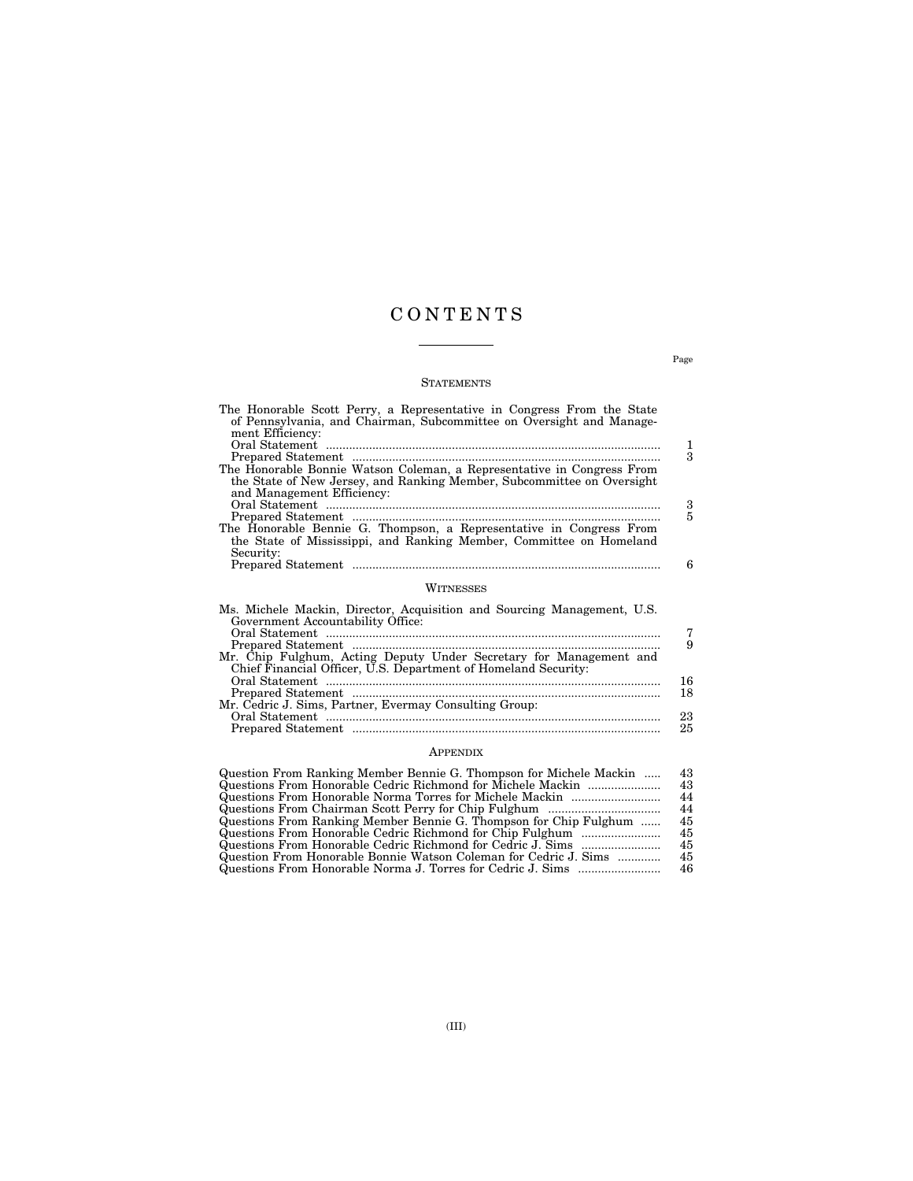# CONTENTS

Page

## STATEMENTS

The Honorable Scott Perry, a Representative in Congress From the State of Pennsylvania, and Chairman, Subcommittee on Oversight and Management Efficiency:
- Oral Statement ..... 1
- Prepared Statement ..... 3

The Honorable Bonnie Watson Coleman, a Representative in Congress From the State of New Jersey, and Ranking Member, Subcommittee on Oversight and Management Efficiency:
- Oral Statement ..... 3
- Prepared Statement ..... 5

The Honorable Bennie G. Thompson, a Representative in Congress From the State of Mississippi, and Ranking Member, Committee on Homeland Security:
- Prepared Statement ..... 6

## WITNESSES

Ms. Michele Mackin, Director, Acquisition and Sourcing Management, U.S. Government Accountability Office:
- Oral Statement ..... 7
- Prepared Statement ..... 9

Mr. Chip Fulghum, Acting Deputy Under Secretary for Management and Chief Financial Officer, U.S. Department of Homeland Security:
- Oral Statement ..... 16
- Prepared Statement ..... 18

Mr. Cedric J. Sims, Partner, Evermay Consulting Group:
- Oral Statement ..... 23
- Prepared Statement ..... 25

## APPENDIX

- Question From Ranking Member Bennie G. Thompson for Michele Mackin ..... 43
- Questions From Honorable Cedric Richmond for Michele Mackin ..... 43
- Questions From Honorable Norma Torres for Michele Mackin ..... 44
- Questions From Chairman Scott Perry for Chip Fulghum ..... 44
- Questions From Ranking Member Bennie G. Thompson for Chip Fulghum ..... 45
- Questions From Honorable Cedric Richmond for Chip Fulghum ..... 45
- Questions From Honorable Cedric Richmond for Cedric J. Sims ..... 45
- Question From Honorable Bonnie Watson Coleman for Cedric J. Sims ..... 45
- Questions From Honorable Norma J. Torres for Cedric J. Sims ..... 46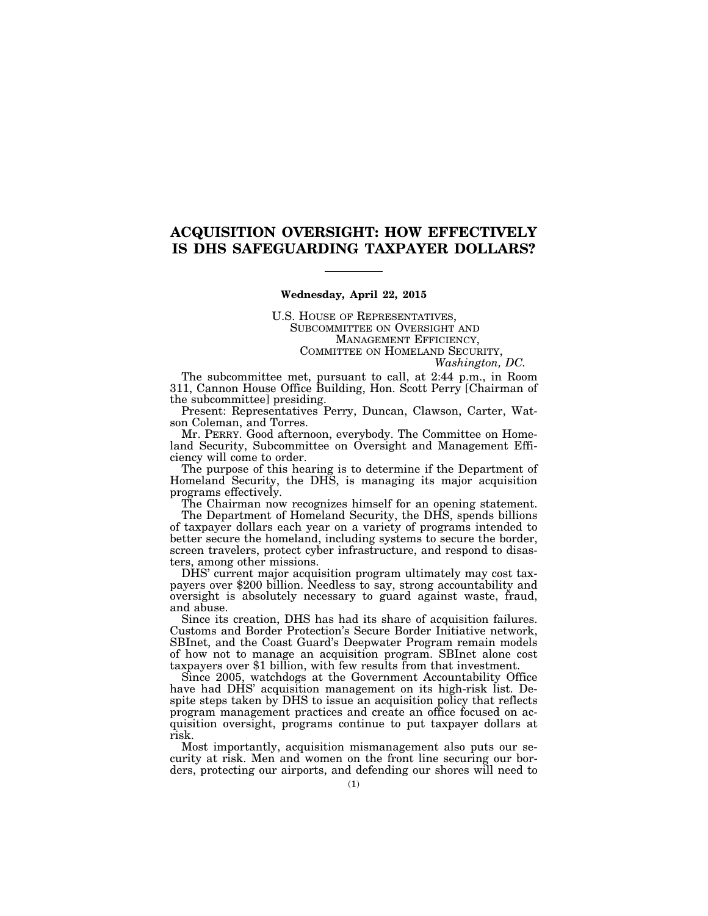# ACQUISITION OVERSIGHT: HOW EFFECTIVELY IS DHS SAFEGUARDING TAXPAYER DOLLARS?

**Wednesday, April 22, 2015**

U.S. HOUSE OF REPRESENTATIVES,
SUBCOMMITTEE ON OVERSIGHT AND MANAGEMENT EFFICIENCY,
COMMITTEE ON HOMELAND SECURITY,
*Washington, DC.*

The subcommittee met, pursuant to call, at 2:44 p.m., in Room 311, Cannon House Office Building, Hon. Scott Perry [Chairman of the subcommittee] presiding.

Present: Representatives Perry, Duncan, Clawson, Carter, Watson Coleman, and Torres.

Mr. PERRY. Good afternoon, everybody. The Committee on Homeland Security, Subcommittee on Oversight and Management Efficiency will come to order.

The purpose of this hearing is to determine if the Department of Homeland Security, the DHS, is managing its major acquisition programs effectively.

The Chairman now recognizes himself for an opening statement.

The Department of Homeland Security, the DHS, spends billions of taxpayer dollars each year on a variety of programs intended to better secure the homeland, including systems to secure the border, screen travelers, protect cyber infrastructure, and respond to disasters, among other missions.

DHS' current major acquisition program ultimately may cost taxpayers over $200 billion. Needless to say, strong accountability and oversight is absolutely necessary to guard against waste, fraud, and abuse.

Since its creation, DHS has had its share of acquisition failures. Customs and Border Protection's Secure Border Initiative network, SBInet, and the Coast Guard's Deepwater Program remain models of how not to manage an acquisition program. SBInet alone cost taxpayers over $1 billion, with few results from that investment.

Since 2005, watchdogs at the Government Accountability Office have had DHS' acquisition management on its high-risk list. Despite steps taken by DHS to issue an acquisition policy that reflects program management practices and create an office focused on acquisition oversight, programs continue to put taxpayer dollars at risk.

Most importantly, acquisition mismanagement also puts our security at risk. Men and women on the front line securing our borders, protecting our airports, and defending our shores will need to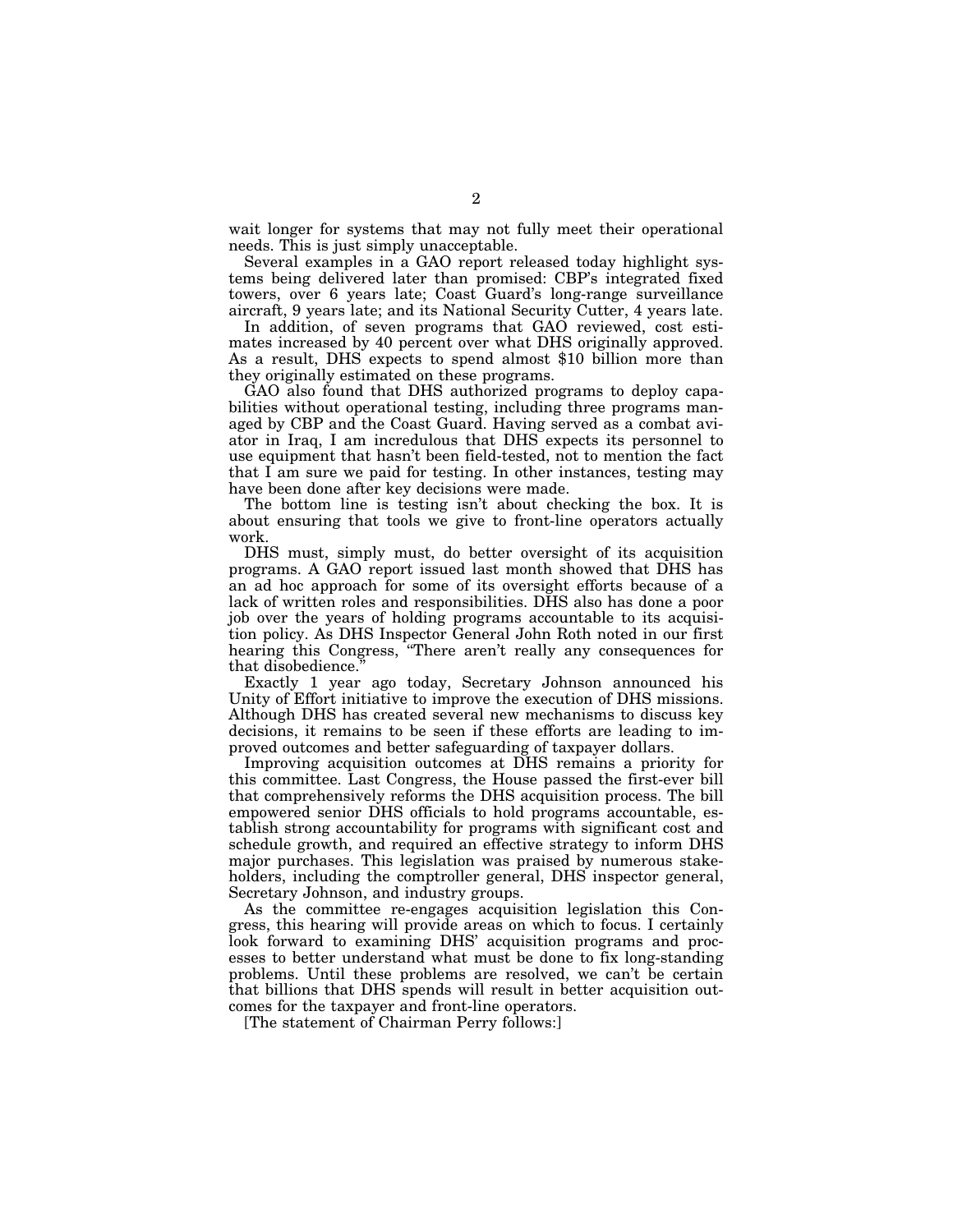wait longer for systems that may not fully meet their operational needs. This is just simply unacceptable.

Several examples in a GAO report released today highlight systems being delivered later than promised: CBP's integrated fixed towers, over 6 years late; Coast Guard's long-range surveillance aircraft, 9 years late; and its National Security Cutter, 4 years late.

In addition, of seven programs that GAO reviewed, cost estimates increased by 40 percent over what DHS originally approved. As a result, DHS expects to spend almost $10 billion more than they originally estimated on these programs.

GAO also found that DHS authorized programs to deploy capabilities without operational testing, including three programs managed by CBP and the Coast Guard. Having served as a combat aviator in Iraq, I am incredulous that DHS expects its personnel to use equipment that hasn't been field-tested, not to mention the fact that I am sure we paid for testing. In other instances, testing may have been done after key decisions were made.

The bottom line is testing isn't about checking the box. It is about ensuring that tools we give to front-line operators actually work.

DHS must, simply must, do better oversight of its acquisition programs. A GAO report issued last month showed that DHS has an ad hoc approach for some of its oversight efforts because of a lack of written roles and responsibilities. DHS also has done a poor job over the years of holding programs accountable to its acquisition policy. As DHS Inspector General John Roth noted in our first hearing this Congress, "There aren't really any consequences for that disobedience."

Exactly 1 year ago today, Secretary Johnson announced his Unity of Effort initiative to improve the execution of DHS missions. Although DHS has created several new mechanisms to discuss key decisions, it remains to be seen if these efforts are leading to improved outcomes and better safeguarding of taxpayer dollars.

Improving acquisition outcomes at DHS remains a priority for this committee. Last Congress, the House passed the first-ever bill that comprehensively reforms the DHS acquisition process. The bill empowered senior DHS officials to hold programs accountable, establish strong accountability for programs with significant cost and schedule growth, and required an effective strategy to inform DHS major purchases. This legislation was praised by numerous stakeholders, including the comptroller general, DHS inspector general, Secretary Johnson, and industry groups.

As the committee re-engages acquisition legislation this Congress, this hearing will provide areas on which to focus. I certainly look forward to examining DHS' acquisition programs and processes to better understand what must be done to fix long-standing problems. Until these problems are resolved, we can't be certain that billions that DHS spends will result in better acquisition outcomes for the taxpayer and front-line operators.

[The statement of Chairman Perry follows:]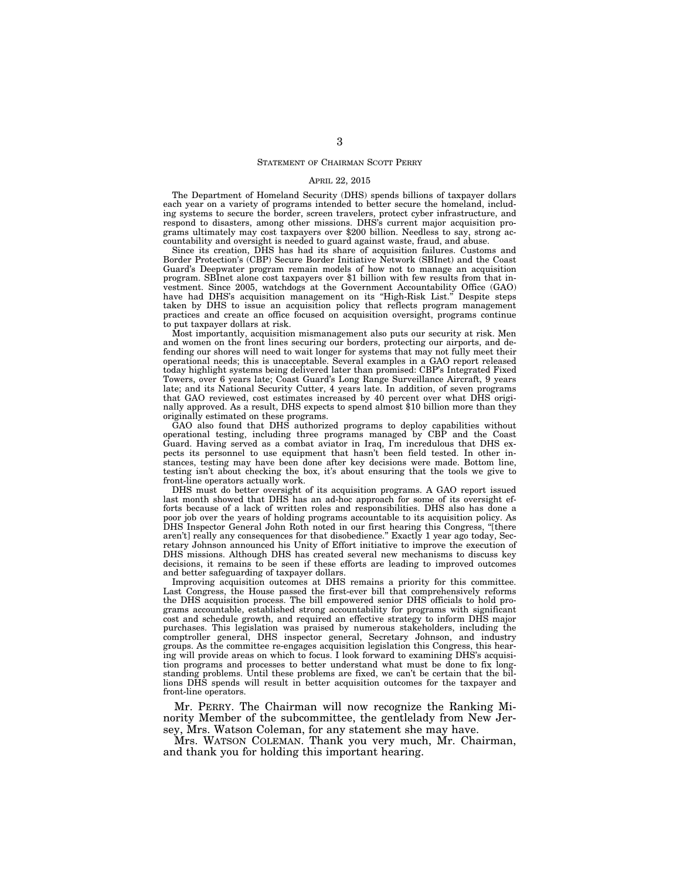## STATEMENT OF CHAIRMAN SCOTT PERRY

APRIL 22, 2015

The Department of Homeland Security (DHS) spends billions of taxpayer dollars each year on a variety of programs intended to better secure the homeland, including systems to secure the border, screen travelers, protect cyber infrastructure, and respond to disasters, among other missions. DHS's current major acquisition programs ultimately may cost taxpayers over $200 billion. Needless to say, strong accountability and oversight is needed to guard against waste, fraud, and abuse.

Since its creation, DHS has had its share of acquisition failures. Customs and Border Protection's (CBP) Secure Border Initiative Network (SBInet) and the Coast Guard's Deepwater program remain models of how not to manage an acquisition program. SBInet alone cost taxpayers over $1 billion with few results from that investment. Since 2005, watchdogs at the Government Accountability Office (GAO) have had DHS's acquisition management on its "High-Risk List." Despite steps taken by DHS to issue an acquisition policy that reflects program management practices and create an office focused on acquisition oversight, programs continue to put taxpayer dollars at risk.

Most importantly, acquisition mismanagement also puts our security at risk. Men and women on the front lines securing our borders, protecting our airports, and defending our shores will need to wait longer for systems that may not fully meet their operational needs; this is unacceptable. Several examples in a GAO report released today highlight systems being delivered later than promised: CBP's Integrated Fixed Towers, over 6 years late; Coast Guard's Long Range Surveillance Aircraft, 9 years late; and its National Security Cutter, 4 years late. In addition, of seven programs that GAO reviewed, cost estimates increased by 40 percent over what DHS originally approved. As a result, DHS expects to spend almost $10 billion more than they originally estimated on these programs.

GAO also found that DHS authorized programs to deploy capabilities without operational testing, including three programs managed by CBP and the Coast Guard. Having served as a combat aviator in Iraq, I'm incredulous that DHS expects its personnel to use equipment that hasn't been field tested. In other instances, testing may have been done after key decisions were made. Bottom line, testing isn't about checking the box, it's about ensuring that the tools we give to front-line operators actually work.

DHS must do better oversight of its acquisition programs. A GAO report issued last month showed that DHS has an ad-hoc approach for some of its oversight efforts because of a lack of written roles and responsibilities. DHS also has done a poor job over the years of holding programs accountable to its acquisition policy. As DHS Inspector General John Roth noted in our first hearing this Congress, "[there aren't] really any consequences for that disobedience." Exactly 1 year ago today, Secretary Johnson announced his Unity of Effort initiative to improve the execution of DHS missions. Although DHS has created several new mechanisms to discuss key decisions, it remains to be seen if these efforts are leading to improved outcomes and better safeguarding of taxpayer dollars.

Improving acquisition outcomes at DHS remains a priority for this committee. Last Congress, the House passed the first-ever bill that comprehensively reforms the DHS acquisition process. The bill empowered senior DHS officials to hold programs accountable, established strong accountability for programs with significant cost and schedule growth, and required an effective strategy to inform DHS major purchases. This legislation was praised by numerous stakeholders, including the comptroller general, DHS inspector general, Secretary Johnson, and industry groups. As the committee re-engages acquisition legislation this Congress, this hearing will provide areas on which to focus. I look forward to examining DHS's acquisition programs and processes to better understand what must be done to fix long-standing problems. Until these problems are fixed, we can't be certain that the billions DHS spends will result in better acquisition outcomes for the taxpayer and front-line operators.

Mr. PERRY. The Chairman will now recognize the Ranking Minority Member of the subcommittee, the gentlelady from New Jersey, Mrs. Watson Coleman, for any statement she may have.

Mrs. WATSON COLEMAN. Thank you very much, Mr. Chairman, and thank you for holding this important hearing.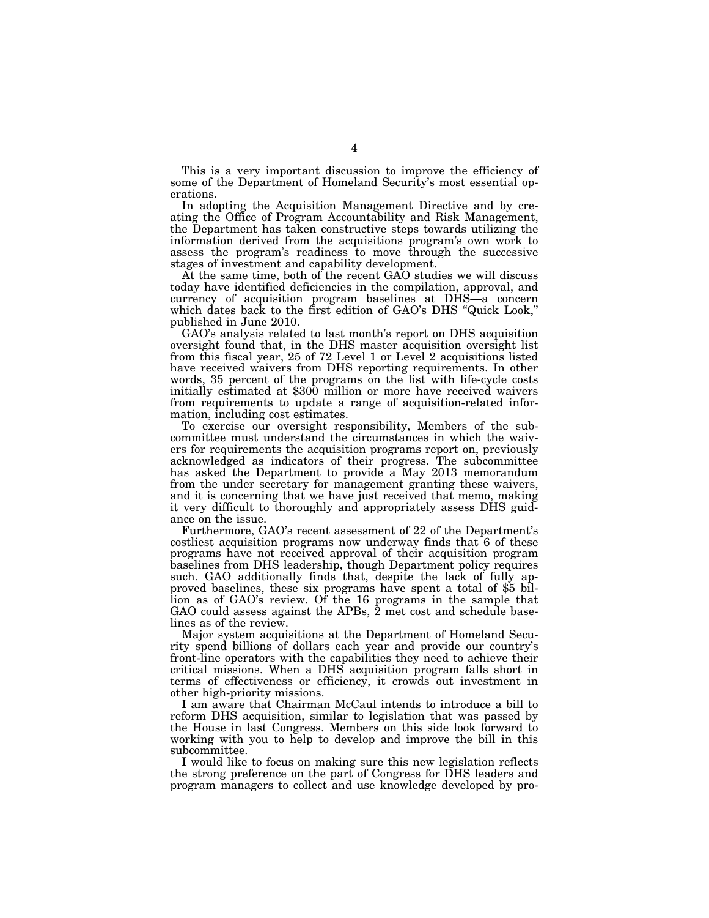This is a very important discussion to improve the efficiency of some of the Department of Homeland Security's most essential operations.

In adopting the Acquisition Management Directive and by creating the Office of Program Accountability and Risk Management, the Department has taken constructive steps towards utilizing the information derived from the acquisitions program's own work to assess the program's readiness to move through the successive stages of investment and capability development.

At the same time, both of the recent GAO studies we will discuss today have identified deficiencies in the compilation, approval, and currency of acquisition program baselines at DHS—a concern which dates back to the first edition of GAO's DHS "Quick Look," published in June 2010.

GAO's analysis related to last month's report on DHS acquisition oversight found that, in the DHS master acquisition oversight list from this fiscal year, 25 of 72 Level 1 or Level 2 acquisitions listed have received waivers from DHS reporting requirements. In other words, 35 percent of the programs on the list with life-cycle costs initially estimated at $300 million or more have received waivers from requirements to update a range of acquisition-related information, including cost estimates.

To exercise our oversight responsibility, Members of the subcommittee must understand the circumstances in which the waivers for requirements the acquisition programs report on, previously acknowledged as indicators of their progress. The subcommittee has asked the Department to provide a May 2013 memorandum from the under secretary for management granting these waivers, and it is concerning that we have just received that memo, making it very difficult to thoroughly and appropriately assess DHS guidance on the issue.

Furthermore, GAO's recent assessment of 22 of the Department's costliest acquisition programs now underway finds that 6 of these programs have not received approval of their acquisition program baselines from DHS leadership, though Department policy requires such. GAO additionally finds that, despite the lack of fully approved baselines, these six programs have spent a total of $5 billion as of GAO's review. Of the 16 programs in the sample that GAO could assess against the APBs, 2 met cost and schedule baselines as of the review.

Major system acquisitions at the Department of Homeland Security spend billions of dollars each year and provide our country's front-line operators with the capabilities they need to achieve their critical missions. When a DHS acquisition program falls short in terms of effectiveness or efficiency, it crowds out investment in other high-priority missions.

I am aware that Chairman McCaul intends to introduce a bill to reform DHS acquisition, similar to legislation that was passed by the House in last Congress. Members on this side look forward to working with you to help to develop and improve the bill in this subcommittee.

I would like to focus on making sure this new legislation reflects the strong preference on the part of Congress for DHS leaders and program managers to collect and use knowledge developed by pro-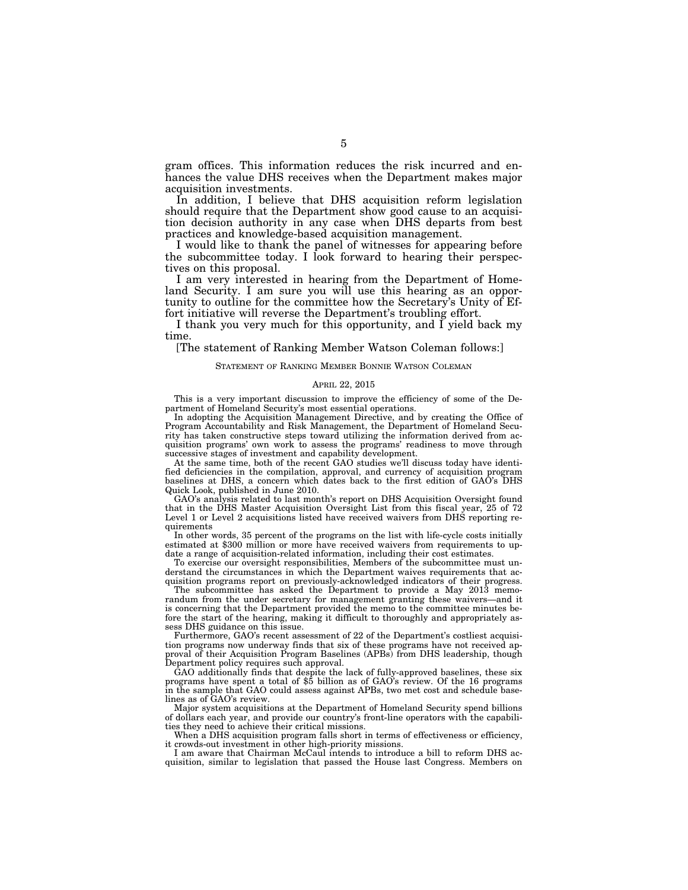gram offices. This information reduces the risk incurred and enhances the value DHS receives when the Department makes major acquisition investments.

In addition, I believe that DHS acquisition reform legislation should require that the Department show good cause to an acquisition decision authority in any case when DHS departs from best practices and knowledge-based acquisition management.

I would like to thank the panel of witnesses for appearing before the subcommittee today. I look forward to hearing their perspectives on this proposal.

I am very interested in hearing from the Department of Homeland Security. I am sure you will use this hearing as an opportunity to outline for the committee how the Secretary's Unity of Effort initiative will reverse the Department's troubling effort.

I thank you very much for this opportunity, and I yield back my time.

[The statement of Ranking Member Watson Coleman follows:]

STATEMENT OF RANKING MEMBER BONNIE WATSON COLEMAN

APRIL 22, 2015

This is a very important discussion to improve the efficiency of some of the Department of Homeland Security's most essential operations.

In adopting the Acquisition Management Directive, and by creating the Office of Program Accountability and Risk Management, the Department of Homeland Security has taken constructive steps toward utilizing the information derived from acquisition programs' own work to assess the programs' readiness to move through successive stages of investment and capability development.

At the same time, both of the recent GAO studies we'll discuss today have identified deficiencies in the compilation, approval, and currency of acquisition program baselines at DHS, a concern which dates back to the first edition of GAO's DHS Quick Look, published in June 2010.

GAO's analysis related to last month's report on DHS Acquisition Oversight found that in the DHS Master Acquisition Oversight List from this fiscal year, 25 of 72 Level 1 or Level 2 acquisitions listed have received waivers from DHS reporting requirements

In other words, 35 percent of the programs on the list with life-cycle costs initially estimated at $300 million or more have received waivers from requirements to update a range of acquisition-related information, including their cost estimates.

To exercise our oversight responsibilities, Members of the subcommittee must understand the circumstances in which the Department waives requirements that acquisition programs report on previously-acknowledged indicators of their progress.

The subcommittee has asked the Department to provide a May 2013 memorandum from the under secretary for management granting these waivers—and it is concerning that the Department provided the memo to the committee minutes before the start of the hearing, making it difficult to thoroughly and appropriately assess DHS guidance on this issue.

Furthermore, GAO's recent assessment of 22 of the Department's costliest acquisition programs now underway finds that six of these programs have not received approval of their Acquisition Program Baselines (APBs) from DHS leadership, though Department policy requires such approval.

GAO additionally finds that despite the lack of fully-approved baselines, these six programs have spent a total of $5 billion as of GAO's review. Of the 16 programs in the sample that GAO could assess against APBs, two met cost and schedule baselines as of GAO's review.

Major system acquisitions at the Department of Homeland Security spend billions of dollars each year, and provide our country's front-line operators with the capabilities they need to achieve their critical missions.

When a DHS acquisition program falls short in terms of effectiveness or efficiency, it crowds-out investment in other high-priority missions.

I am aware that Chairman McCaul intends to introduce a bill to reform DHS acquisition, similar to legislation that passed the House last Congress. Members on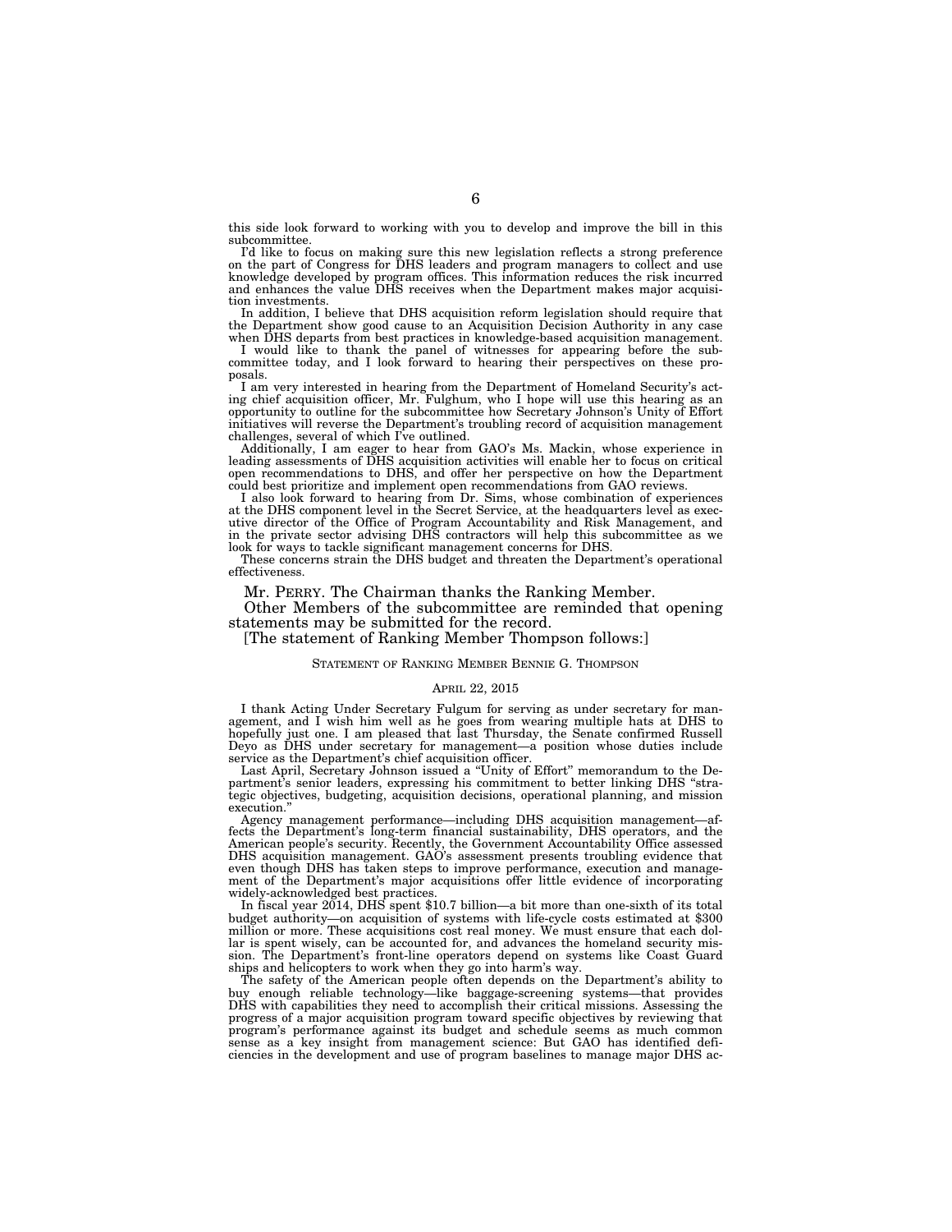this side look forward to working with you to develop and improve the bill in this subcommittee.

I'd like to focus on making sure this new legislation reflects a strong preference on the part of Congress for DHS leaders and program managers to collect and use knowledge developed by program offices. This information reduces the risk incurred and enhances the value DHS receives when the Department makes major acquisition investments.

In addition, I believe that DHS acquisition reform legislation should require that the Department show good cause to an Acquisition Decision Authority in any case when DHS departs from best practices in knowledge-based acquisition management.

I would like to thank the panel of witnesses for appearing before the subcommittee today, and I look forward to hearing their perspectives on these proposals.

I am very interested in hearing from the Department of Homeland Security's acting chief acquisition officer, Mr. Fulghum, who I hope will use this hearing as an opportunity to outline for the subcommittee how Secretary Johnson's Unity of Effort initiatives will reverse the Department's troubling record of acquisition management challenges, several of which I've outlined.

Additionally, I am eager to hear from GAO's Ms. Mackin, whose experience in leading assessments of DHS acquisition activities will enable her to focus on critical open recommendations to DHS, and offer her perspective on how the Department could best prioritize and implement open recommendations from GAO reviews.

I also look forward to hearing from Dr. Sims, whose combination of experiences at the DHS component level in the Secret Service, at the headquarters level as executive director of the Office of Program Accountability and Risk Management, and in the private sector advising DHS contractors will help this subcommittee as we look for ways to tackle significant management concerns for DHS.

These concerns strain the DHS budget and threaten the Department's operational effectiveness.

Mr. PERRY. The Chairman thanks the Ranking Member.

Other Members of the subcommittee are reminded that opening statements may be submitted for the record.

[The statement of Ranking Member Thompson follows:]

STATEMENT OF RANKING MEMBER BENNIE G. THOMPSON

APRIL 22, 2015

I thank Acting Under Secretary Fulgum for serving as under secretary for management, and I wish him well as he goes from wearing multiple hats at DHS to hopefully just one. I am pleased that last Thursday, the Senate confirmed Russell Deyo as DHS under secretary for management—a position whose duties include service as the Department's chief acquisition officer.

Last April, Secretary Johnson issued a "Unity of Effort" memorandum to the Department's senior leaders, expressing his commitment to better linking DHS "strategic objectives, budgeting, acquisition decisions, operational planning, and mission execution."

Agency management performance—including DHS acquisition management—affects the Department's long-term financial sustainability, DHS operators, and the American people's security. Recently, the Government Accountability Office assessed DHS acquisition management. GAO's assessment presents troubling evidence that even though DHS has taken steps to improve performance, execution and management of the Department's major acquisitions offer little evidence of incorporating widely-acknowledged best practices.

In fiscal year 2014, DHS spent $10.7 billion—a bit more than one-sixth of its total budget authority—on acquisition of systems with life-cycle costs estimated at $300 million or more. These acquisitions cost real money. We must ensure that each dollar is spent wisely, can be accounted for, and advances the homeland security mission. The Department's front-line operators depend on systems like Coast Guard ships and helicopters to work when they go into harm's way.

The safety of the American people often depends on the Department's ability to buy enough reliable technology—like baggage-screening systems—that provides DHS with capabilities they need to accomplish their critical missions. Assessing the progress of a major acquisition program toward specific objectives by reviewing that program's performance against its budget and schedule seems as much common sense as a key insight from management science: But GAO has identified deficiencies in the development and use of program baselines to manage major DHS ac-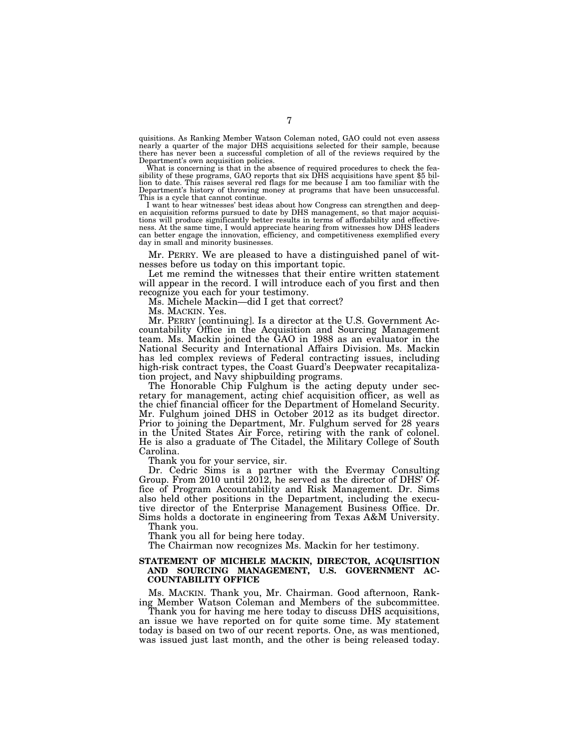quisitions. As Ranking Member Watson Coleman noted, GAO could not even assess nearly a quarter of the major DHS acquisitions selected for their sample, because there has never been a successful completion of all of the reviews required by the Department's own acquisition policies.

What is concerning is that in the absence of required procedures to check the feasibility of these programs, GAO reports that six DHS acquisitions have spent $5 billion to date. This raises several red flags for me because I am too familiar with the Department's history of throwing money at programs that have been unsuccessful. This is a cycle that cannot continue.

I want to hear witnesses' best ideas about how Congress can strengthen and deepen acquisition reforms pursued to date by DHS management, so that major acquisitions will produce significantly better results in terms of affordability and effectiveness. At the same time, I would appreciate hearing from witnesses how DHS leaders can better engage the innovation, efficiency, and competitiveness exemplified every day in small and minority businesses.

Mr. PERRY. We are pleased to have a distinguished panel of witnesses before us today on this important topic.

Let me remind the witnesses that their entire written statement will appear in the record. I will introduce each of you first and then recognize you each for your testimony.

Ms. Michele Mackin—did I get that correct?

Ms. MACKIN. Yes.

Mr. PERRY [continuing]. Is a director at the U.S. Government Accountability Office in the Acquisition and Sourcing Management team. Ms. Mackin joined the GAO in 1988 as an evaluator in the National Security and International Affairs Division. Ms. Mackin has led complex reviews of Federal contracting issues, including high-risk contract types, the Coast Guard's Deepwater recapitalization project, and Navy shipbuilding programs.

The Honorable Chip Fulghum is the acting deputy under secretary for management, acting chief acquisition officer, as well as the chief financial officer for the Department of Homeland Security. Mr. Fulghum joined DHS in October 2012 as its budget director. Prior to joining the Department, Mr. Fulghum served for 28 years in the United States Air Force, retiring with the rank of colonel. He is also a graduate of The Citadel, the Military College of South Carolina.

Thank you for your service, sir.

Dr. Cedric Sims is a partner with the Evermay Consulting Group. From 2010 until 2012, he served as the director of DHS' Office of Program Accountability and Risk Management. Dr. Sims also held other positions in the Department, including the executive director of the Enterprise Management Business Office. Dr. Sims holds a doctorate in engineering from Texas A&M University.

Thank you.

Thank you all for being here today.

The Chairman now recognizes Ms. Mackin for her testimony.

## STATEMENT OF MICHELE MACKIN, DIRECTOR, ACQUISITION AND SOURCING MANAGEMENT, U.S. GOVERNMENT ACCOUNTABILITY OFFICE

Ms. MACKIN. Thank you, Mr. Chairman. Good afternoon, Ranking Member Watson Coleman and Members of the subcommittee.

Thank you for having me here today to discuss DHS acquisitions, an issue we have reported on for quite some time. My statement today is based on two of our recent reports. One, as was mentioned, was issued just last month, and the other is being released today.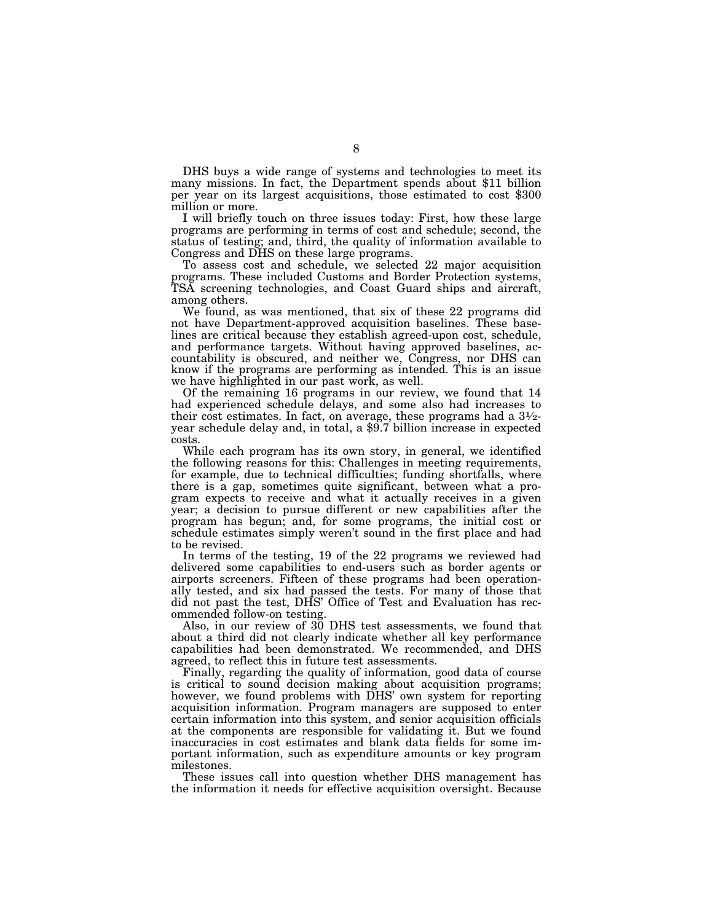DHS buys a wide range of systems and technologies to meet its many missions. In fact, the Department spends about $11 billion per year on its largest acquisitions, those estimated to cost $300 million or more.

I will briefly touch on three issues today: First, how these large programs are performing in terms of cost and schedule; second, the status of testing; and, third, the quality of information available to Congress and DHS on these large programs.

To assess cost and schedule, we selected 22 major acquisition programs. These included Customs and Border Protection systems, TSA screening technologies, and Coast Guard ships and aircraft, among others.

We found, as was mentioned, that six of these 22 programs did not have Department-approved acquisition baselines. These baselines are critical because they establish agreed-upon cost, schedule, and performance targets. Without having approved baselines, accountability is obscured, and neither we, Congress, nor DHS can know if the programs are performing as intended. This is an issue we have highlighted in our past work, as well.

Of the remaining 16 programs in our review, we found that 14 had experienced schedule delays, and some also had increases to their cost estimates. In fact, on average, these programs had a 3½-year schedule delay and, in total, a $9.7 billion increase in expected costs.

While each program has its own story, in general, we identified the following reasons for this: Challenges in meeting requirements, for example, due to technical difficulties; funding shortfalls, where there is a gap, sometimes quite significant, between what a program expects to receive and what it actually receives in a given year; a decision to pursue different or new capabilities after the program has begun; and, for some programs, the initial cost or schedule estimates simply weren't sound in the first place and had to be revised.

In terms of the testing, 19 of the 22 programs we reviewed had delivered some capabilities to end-users such as border agents or airports screeners. Fifteen of these programs had been operationally tested, and six had passed the tests. For many of those that did not past the test, DHS' Office of Test and Evaluation has recommended follow-on testing.

Also, in our review of 30 DHS test assessments, we found that about a third did not clearly indicate whether all key performance capabilities had been demonstrated. We recommended, and DHS agreed, to reflect this in future test assessments.

Finally, regarding the quality of information, good data of course is critical to sound decision making about acquisition programs; however, we found problems with DHS' own system for reporting acquisition information. Program managers are supposed to enter certain information into this system, and senior acquisition officials at the components are responsible for validating it. But we found inaccuracies in cost estimates and blank data fields for some important information, such as expenditure amounts or key program milestones.

These issues call into question whether DHS management has the information it needs for effective acquisition oversight. Because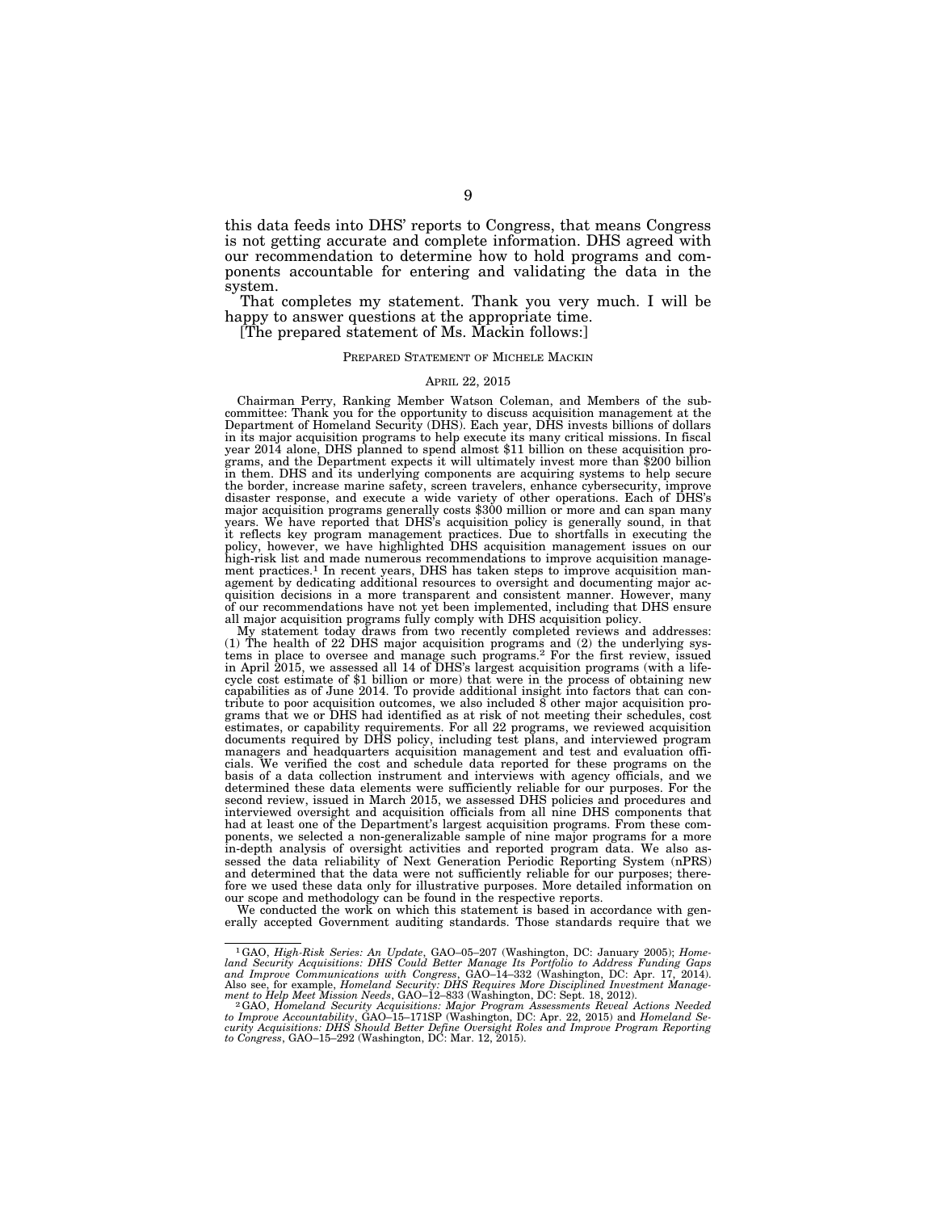this data feeds into DHS' reports to Congress, that means Congress is not getting accurate and complete information. DHS agreed with our recommendation to determine how to hold programs and components accountable for entering and validating the data in the system.

That completes my statement. Thank you very much. I will be happy to answer questions at the appropriate time.

[The prepared statement of Ms. Mackin follows:]

PREPARED STATEMENT OF MICHELE MACKIN

APRIL 22, 2015

Chairman Perry, Ranking Member Watson Coleman, and Members of the subcommittee: Thank you for the opportunity to discuss acquisition management at the Department of Homeland Security (DHS). Each year, DHS invests billions of dollars in its major acquisition programs to help execute its many critical missions. In fiscal year 2014 alone, DHS planned to spend almost $11 billion on these acquisition programs, and the Department expects it will ultimately invest more than $200 billion in them. DHS and its underlying components are acquiring systems to help secure the border, increase marine safety, screen travelers, enhance cybersecurity, improve disaster response, and execute a wide variety of other operations. Each of DHS's major acquisition programs generally costs $300 million or more and can span many years. We have reported that DHS's acquisition policy is generally sound, in that it reflects key program management practices. Due to shortfalls in executing the policy, however, we have highlighted DHS acquisition management issues on our high-risk list and made numerous recommendations to improve acquisition management practices.[1] In recent years, DHS has taken steps to improve acquisition management by dedicating additional resources to oversight and documenting major acquisition decisions in a more transparent and consistent manner. However, many of our recommendations have not yet been implemented, including that DHS ensure all major acquisition programs fully comply with DHS acquisition policy.

My statement today draws from two recently completed reviews and addresses: (1) The health of 22 DHS major acquisition programs and (2) the underlying systems in place to oversee and manage such programs.[2] For the first review, issued in April 2015, we assessed all 14 of DHS's largest acquisition programs (with a life-cycle cost estimate of $1 billion or more) that were in the process of obtaining new capabilities as of June 2014. To provide additional insight into factors that can contribute to poor acquisition outcomes, we also included 8 other major acquisition programs that we or DHS had identified as at risk of not meeting their schedules, cost estimates, or capability requirements. For all 22 programs, we reviewed acquisition documents required by DHS policy, including test plans, and interviewed program managers and headquarters acquisition management and test and evaluation officials. We verified the cost and schedule data reported for these programs on the basis of a data collection instrument and interviews with agency officials, and we determined these data elements were sufficiently reliable for our purposes. For the second review, issued in March 2015, we assessed DHS policies and procedures and interviewed oversight and acquisition officials from all nine DHS components that had at least one of the Department's largest acquisition programs. From these components, we selected a non-generalizable sample of nine major programs for a more in-depth analysis of oversight activities and reported program data. We also assessed the data reliability of Next Generation Periodic Reporting System (nPRS) and determined that the data were not sufficiently reliable for our purposes; therefore we used these data only for illustrative purposes. More detailed information on our scope and methodology can be found in the respective reports.

We conducted the work on which this statement is based in accordance with generally accepted Government auditing standards. Those standards require that we

---

[1] GAO, *High-Risk Series: An Update*, GAO–05–207 (Washington, DC: January 2005); *Homeland Security Acquisitions: DHS Could Better Manage Its Portfolio to Address Funding Gaps and Improve Communications with Congress*, GAO–14–332 (Washington, DC: Apr. 17, 2014). Also see, for example, *Homeland Security: DHS Requires More Disciplined Investment Management to Help Meet Mission Needs*, GAO–12–833 (Washington, DC: Sept. 18, 2012).

[2] GAO, *Homeland Security Acquisitions: Major Program Assessments Reveal Actions Needed to Improve Accountability*, GAO–15–171SP (Washington, DC: Apr. 22, 2015) and *Homeland Security Acquisitions: DHS Should Better Define Oversight Roles and Improve Program Reporting to Congress*, GAO–15–292 (Washington, DC: Mar. 12, 2015).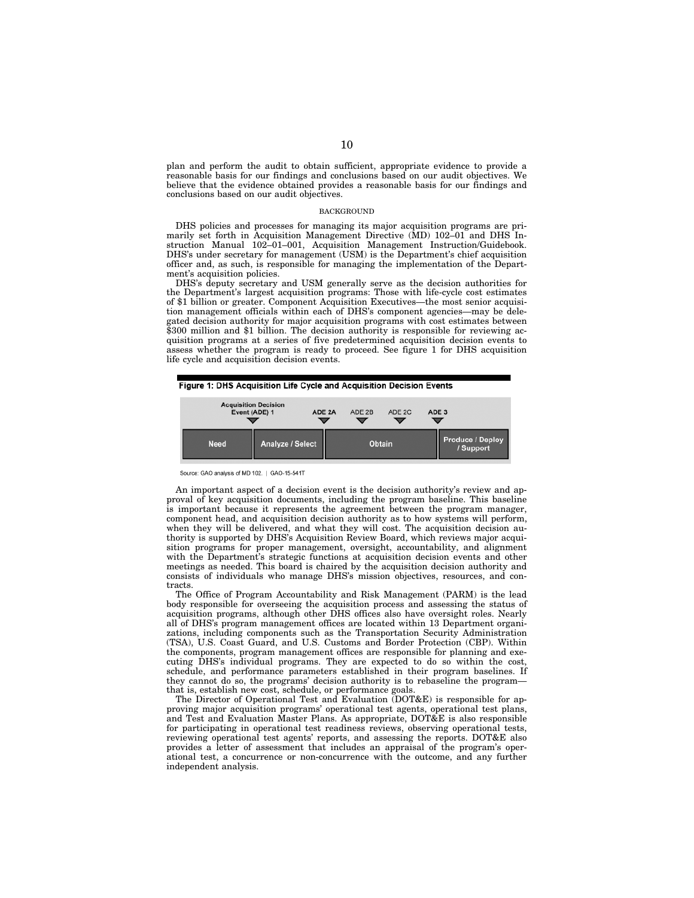plan and perform the audit to obtain sufficient, appropriate evidence to provide a reasonable basis for our findings and conclusions based on our audit objectives. We believe that the evidence obtained provides a reasonable basis for our findings and conclusions based on our audit objectives.

## BACKGROUND

DHS policies and processes for managing its major acquisition programs are primarily set forth in Acquisition Management Directive (MD) 102–01 and DHS Instruction Manual 102–01–001, Acquisition Management Instruction/Guidebook. DHS's under secretary for management (USM) is the Department's chief acquisition officer and, as such, is responsible for managing the implementation of the Department's acquisition policies.

DHS's deputy secretary and USM generally serve as the decision authorities for the Department's largest acquisition programs: Those with life-cycle cost estimates of $1 billion or greater. Component Acquisition Executives—the most senior acquisition management officials within each of DHS's component agencies—may be delegated decision authority for major acquisition programs with cost estimates between $300 million and $1 billion. The decision authority is responsible for reviewing acquisition programs at a series of five predetermined acquisition decision events to assess whether the program is ready to proceed. See figure 1 for DHS acquisition life cycle and acquisition decision events.

**Figure 1: DHS Acquisition Life Cycle and Acquisition Decision Events**

| Acquisition Decision Event (ADE) 1 | | ADE 2A | ADE 2B | ADE 2C | ADE 3 |
|---|---|---|---|---|---|
| Need | Analyze / Select | Obtain | | | Produce / Deploy / Support |

Source: GAO analysis of MD 102. | GAO-15-541T

An important aspect of a decision event is the decision authority's review and approval of key acquisition documents, including the program baseline. This baseline is important because it represents the agreement between the program manager, component head, and acquisition decision authority as to how systems will perform, when they will be delivered, and what they will cost. The acquisition decision authority is supported by DHS's Acquisition Review Board, which reviews major acquisition programs for proper management, oversight, accountability, and alignment with the Department's strategic functions at acquisition decision events and other meetings as needed. This board is chaired by the acquisition decision authority and consists of individuals who manage DHS's mission objectives, resources, and contracts.

The Office of Program Accountability and Risk Management (PARM) is the lead body responsible for overseeing the acquisition process and assessing the status of acquisition programs, although other DHS offices also have oversight roles. Nearly all of DHS's program management offices are located within 13 Department organizations, including components such as the Transportation Security Administration (TSA), U.S. Coast Guard, and U.S. Customs and Border Protection (CBP). Within the components, program management offices are responsible for planning and executing DHS's individual programs. They are expected to do so within the cost, schedule, and performance parameters established in their program baselines. If they cannot do so, the programs' decision authority is to rebaseline the program—that is, establish new cost, schedule, or performance goals.

The Director of Operational Test and Evaluation (DOT&E) is responsible for approving major acquisition programs' operational test agents, operational test plans, and Test and Evaluation Master Plans. As appropriate, DOT&E is also responsible for participating in operational test readiness reviews, observing operational tests, reviewing operational test agents' reports, and assessing the reports. DOT&E also provides a letter of assessment that includes an appraisal of the program's operational test, a concurrence or non-concurrence with the outcome, and any further independent analysis.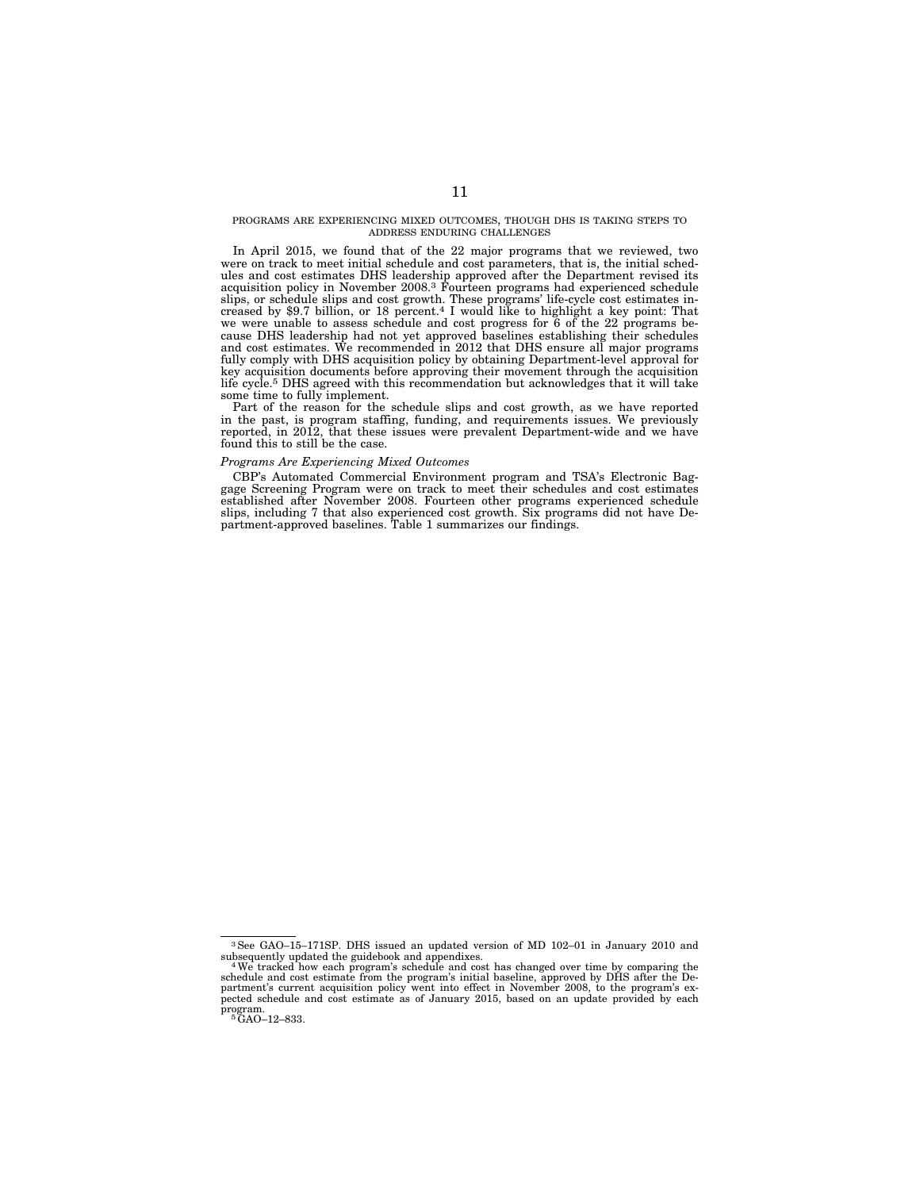PROGRAMS ARE EXPERIENCING MIXED OUTCOMES, THOUGH DHS IS TAKING STEPS TO ADDRESS ENDURING CHALLENGES

In April 2015, we found that of the 22 major programs that we reviewed, two were on track to meet initial schedule and cost parameters, that is, the initial schedules and cost estimates DHS leadership approved after the Department revised its acquisition policy in November 2008.[3] Fourteen programs had experienced schedule slips, or schedule slips and cost growth. These programs' life-cycle cost estimates increased by $9.7 billion, or 18 percent.[4] I would like to highlight a key point: That we were unable to assess schedule and cost progress for 6 of the 22 programs because DHS leadership had not yet approved baselines establishing their schedules and cost estimates. We recommended in 2012 that DHS ensure all major programs fully comply with DHS acquisition policy by obtaining Department-level approval for key acquisition documents before approving their movement through the acquisition life cycle.[5] DHS agreed with this recommendation but acknowledges that it will take some time to fully implement.

Part of the reason for the schedule slips and cost growth, as we have reported in the past, is program staffing, funding, and requirements issues. We previously reported, in 2012, that these issues were prevalent Department-wide and we have found this to still be the case.

*Programs Are Experiencing Mixed Outcomes*

CBP's Automated Commercial Environment program and TSA's Electronic Baggage Screening Program were on track to meet their schedules and cost estimates established after November 2008. Fourteen other programs experienced schedule slips, including 7 that also experienced cost growth. Six programs did not have Department-approved baselines. Table 1 summarizes our findings.

---

[3] See GAO–15–171SP. DHS issued an updated version of MD 102–01 in January 2010 and subsequently updated the guidebook and appendixes.

[4] We tracked how each program's schedule and cost has changed over time by comparing the schedule and cost estimate from the program's initial baseline, approved by DHS after the Department's current acquisition policy went into effect in November 2008, to the program's expected schedule and cost estimate as of January 2015, based on an update provided by each program.

[5] GAO–12–833.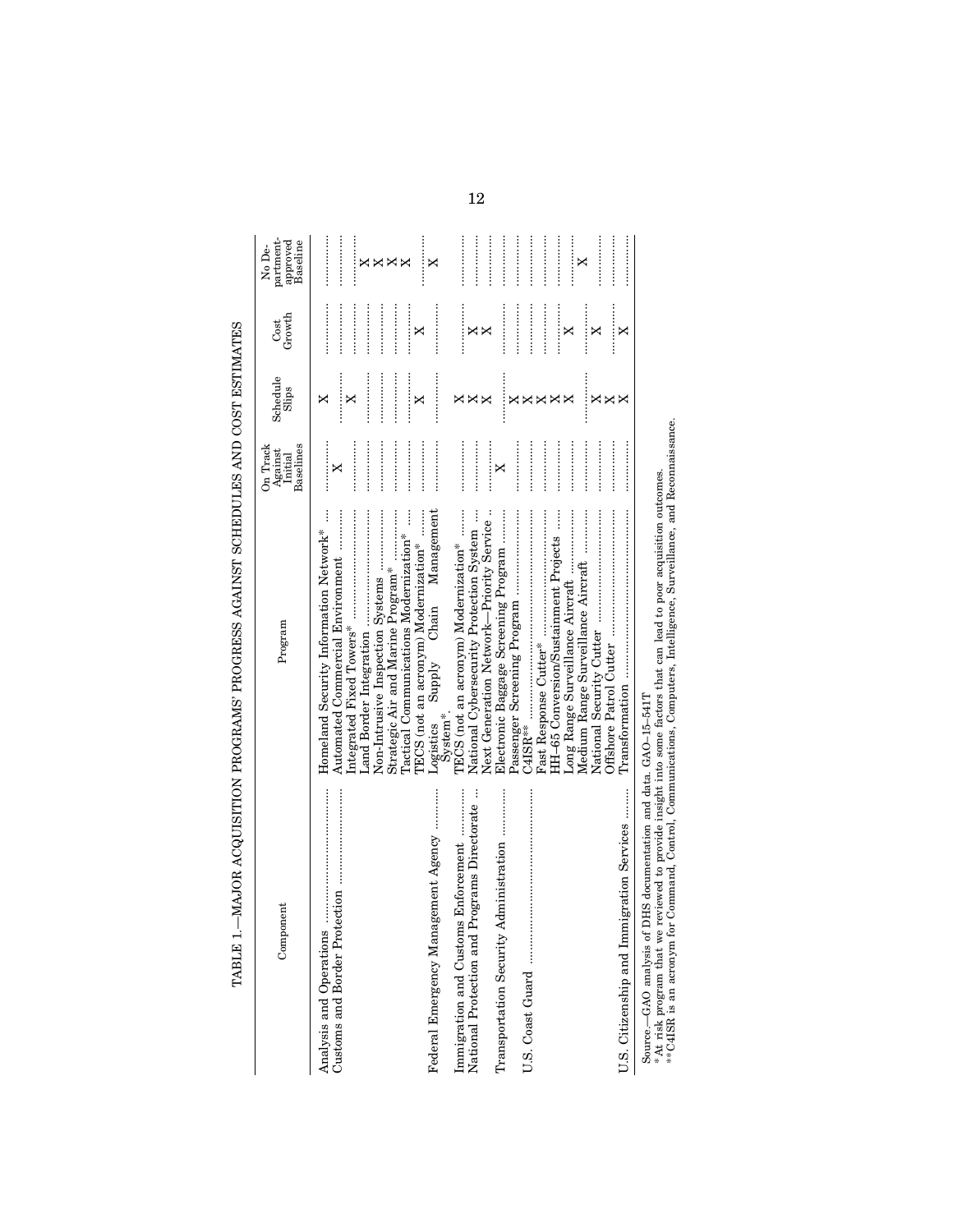TABLE 1.—MAJOR ACQUISITION PROGRAMS' PROGRESS AGAINST SCHEDULES AND COST ESTIMATES

| Component | Program | On Track Against Initial Baselines | Schedule Slips | Cost Growth | No Department-approved Baseline |
|---|---|---|---|---|---|
| Analysis and Operations | Homeland Security Information Network* | | X | | |
| Customs and Border Protection | Automated Commercial Environment | X | | | |
| | Integrated Fixed Towers* | | X | | |
| | Land Border Integration | | | | X |
| | Non-Intrusive Inspection Systems | | | | X |
| | Strategic Air and Marine Program* | | | | X |
| | Tactical Communications Modernization* | | | | X |
| | TECS (not an acronym) Modernization* | | X | X | |
| Federal Emergency Management Agency | Logistics Supply Chain Management System*. | | | | X |
| Immigration and Customs Enforcement | TECS (not an acronym) Modernization* | | X | | |
| National Protection and Programs Directorate | National Cybersecurity Protection System | | X | X | |
| | Next Generation Network—Priority Service | | X | X | |
| Transportation Security Administration | Electronic Baggage Screening Program | X | | | |
| | Passenger Screening Program | | X | | |
| U.S. Coast Guard | C4ISR** | | X | | |
| | Fast Response Cutter* | | X | | |
| | HH–65 Conversion/Sustainment Projects | | X | | |
| | Long Range Surveillance Aircraft | | X | X | |
| | Medium Range Surveillance Aircraft | | | | X |
| | National Security Cutter | | X | X | |
| | Offshore Patrol Cutter | | X | | |
| U.S. Citizenship and Immigration Services | Transformation | | X | X | |

Source.—GAO analysis of DHS documentation and data. GAO–15–541T

* At risk program that we reviewed to provide insight into some factors that can lead to poor acquisition outcomes.

**C4ISR is an acronym for Command, Control, Communications, Computers, Intelligence, Surveillance, and Reconnaissance.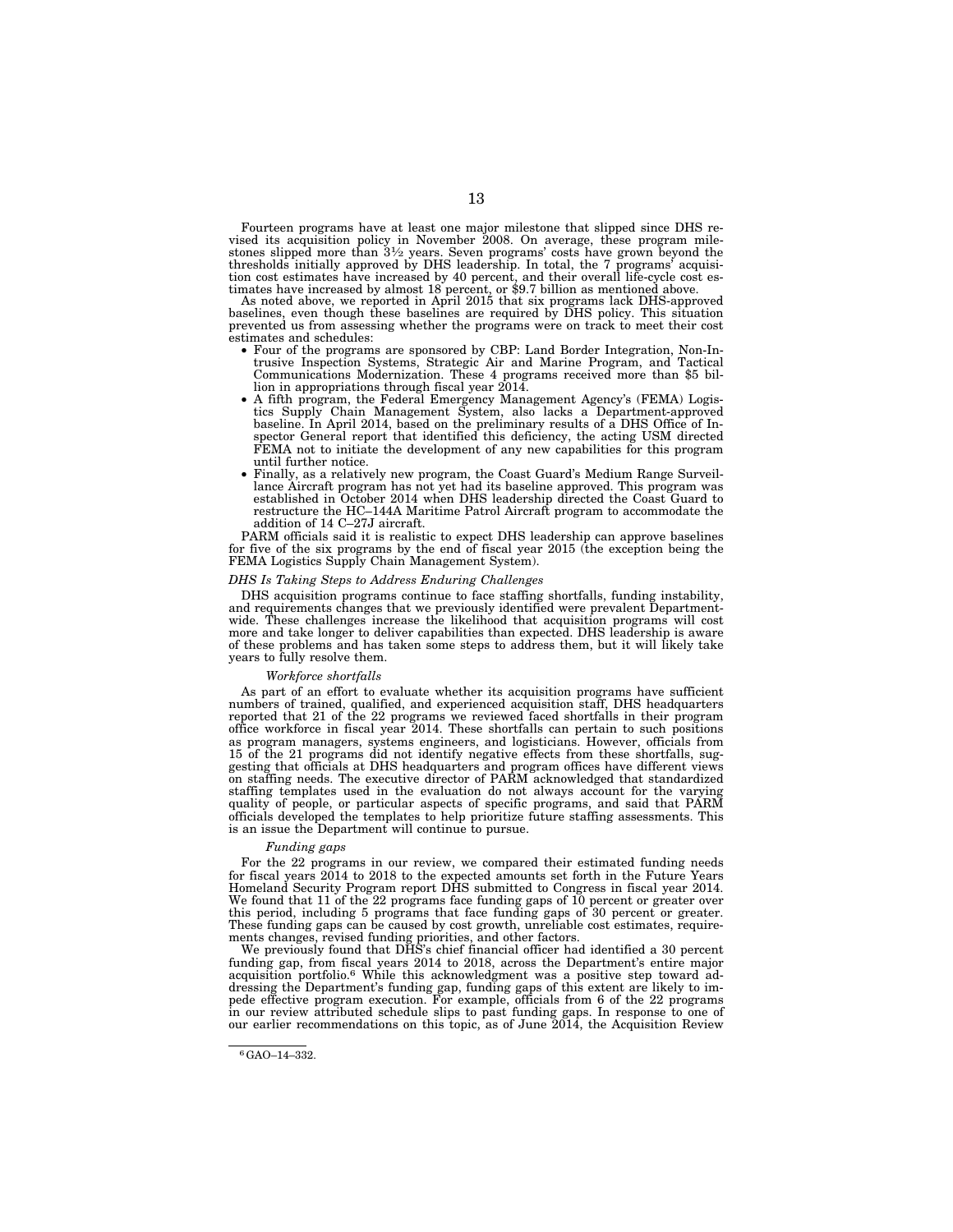Fourteen programs have at least one major milestone that slipped since DHS revised its acquisition policy in November 2008. On average, these program milestones slipped more than 3½ years. Seven programs' costs have grown beyond the thresholds initially approved by DHS leadership. In total, the 7 programs' acquisition cost estimates have increased by 40 percent, and their overall life-cycle cost estimates have increased by almost 18 percent, or $9.7 billion as mentioned above.

As noted above, we reported in April 2015 that six programs lack DHS-approved baselines, even though these baselines are required by DHS policy. This situation prevented us from assessing whether the programs were on track to meet their cost estimates and schedules:

- Four of the programs are sponsored by CBP: Land Border Integration, Non-Intrusive Inspection Systems, Strategic Air and Marine Program, and Tactical Communications Modernization. These 4 programs received more than $5 billion in appropriations through fiscal year 2014.
- A fifth program, the Federal Emergency Management Agency's (FEMA) Logistics Supply Chain Management System, also lacks a Department-approved baseline. In April 2014, based on the preliminary results of a DHS Office of Inspector General report that identified this deficiency, the acting USM directed FEMA not to initiate the development of any new capabilities for this program until further notice.
- Finally, as a relatively new program, the Coast Guard's Medium Range Surveillance Aircraft program has not yet had its baseline approved. This program was established in October 2014 when DHS leadership directed the Coast Guard to restructure the HC–144A Maritime Patrol Aircraft program to accommodate the addition of 14 C–27J aircraft.

PARM officials said it is realistic to expect DHS leadership can approve baselines for five of the six programs by the end of fiscal year 2015 (the exception being the FEMA Logistics Supply Chain Management System).

*DHS Is Taking Steps to Address Enduring Challenges*

DHS acquisition programs continue to face staffing shortfalls, funding instability, and requirements changes that we previously identified were prevalent Department-wide. These challenges increase the likelihood that acquisition programs will cost more and take longer to deliver capabilities than expected. DHS leadership is aware of these problems and has taken some steps to address them, but it will likely take years to fully resolve them.

*Workforce shortfalls*

As part of an effort to evaluate whether its acquisition programs have sufficient numbers of trained, qualified, and experienced acquisition staff, DHS headquarters reported that 21 of the 22 programs we reviewed faced shortfalls in their program office workforce in fiscal year 2014. These shortfalls can pertain to such positions as program managers, systems engineers, and logisticians. However, officials from 15 of the 21 programs did not identify negative effects from these shortfalls, suggesting that officials at DHS headquarters and program offices have different views on staffing needs. The executive director of PARM acknowledged that standardized staffing templates used in the evaluation do not always account for the varying quality of people, or particular aspects of specific programs, and said that PARM officials developed the templates to help prioritize future staffing assessments. This is an issue the Department will continue to pursue.

*Funding gaps*

For the 22 programs in our review, we compared their estimated funding needs for fiscal years 2014 to 2018 to the expected amounts set forth in the Future Years Homeland Security Program report DHS submitted to Congress in fiscal year 2014. We found that 11 of the 22 programs face funding gaps of 10 percent or greater over this period, including 5 programs that face funding gaps of 30 percent or greater. These funding gaps can be caused by cost growth, unreliable cost estimates, requirements changes, revised funding priorities, and other factors.

We previously found that DHS's chief financial officer had identified a 30 percent funding gap, from fiscal years 2014 to 2018, across the Department's entire major acquisition portfolio.[6] While this acknowledgment was a positive step toward addressing the Department's funding gap, funding gaps of this extent are likely to impede effective program execution. For example, officials from 6 of the 22 programs in our review attributed schedule slips to past funding gaps. In response to one of our earlier recommendations on this topic, as of June 2014, the Acquisition Review

[6] GAO–14–332.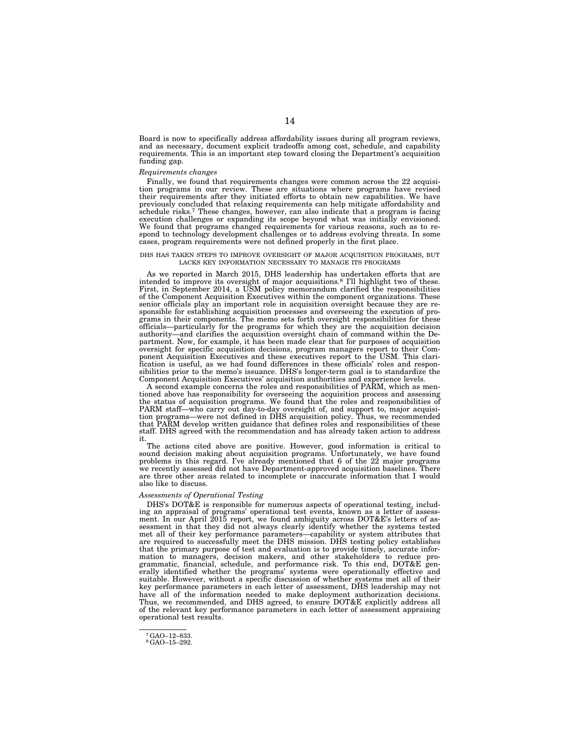Board is now to specifically address affordability issues during all program reviews, and as necessary, document explicit tradeoffs among cost, schedule, and capability requirements. This is an important step toward closing the Department's acquisition funding gap.

*Requirements changes*

Finally, we found that requirements changes were common across the 22 acquisition programs in our review. These are situations where programs have revised their requirements after they initiated efforts to obtain new capabilities. We have previously concluded that relaxing requirements can help mitigate affordability and schedule risks.[7] These changes, however, can also indicate that a program is facing execution challenges or expanding its scope beyond what was initially envisioned. We found that programs changed requirements for various reasons, such as to respond to technology development challenges or to address evolving threats. In some cases, program requirements were not defined properly in the first place.

DHS HAS TAKEN STEPS TO IMPROVE OVERSIGHT OF MAJOR ACQUISITION PROGRAMS, BUT LACKS KEY INFORMATION NECESSARY TO MANAGE ITS PROGRAMS

As we reported in March 2015, DHS leadership has undertaken efforts that are intended to improve its oversight of major acquisitions.[8] I'll highlight two of these. First, in September 2014, a USM policy memorandum clarified the responsibilities of the Component Acquisition Executives within the component organizations. These senior officials play an important role in acquisition oversight because they are responsible for establishing acquisition processes and overseeing the execution of programs in their components. The memo sets forth oversight responsibilities for these officials—particularly for the programs for which they are the acquisition decision authority—and clarifies the acquisition oversight chain of command within the Department. Now, for example, it has been made clear that for purposes of acquisition oversight for specific acquisition decisions, program managers report to their Component Acquisition Executives and these executives report to the USM. This clarification is useful, as we had found differences in these officials' roles and responsibilities prior to the memo's issuance. DHS's longer-term goal is to standardize the Component Acquisition Executives' acquisition authorities and experience levels.

A second example concerns the roles and responsibilities of PARM, which as mentioned above has responsibility for overseeing the acquisition process and assessing the status of acquisition programs. We found that the roles and responsibilities of PARM staff—who carry out day-to-day oversight of, and support to, major acquisition programs—were not defined in DHS acquisition policy. Thus, we recommended that PARM develop written guidance that defines roles and responsibilities of these staff. DHS agreed with the recommendation and has already taken action to address it.

The actions cited above are positive. However, good information is critical to sound decision making about acquisition programs. Unfortunately, we have found problems in this regard. I've already mentioned that 6 of the 22 major programs we recently assessed did not have Department-approved acquisition baselines. There are three other areas related to incomplete or inaccurate information that I would also like to discuss.

*Assessments of Operational Testing*

DHS's DOT&E is responsible for numerous aspects of operational testing, including an appraisal of programs' operational test events, known as a letter of assessment. In our April 2015 report, we found ambiguity across DOT&E's letters of assessment in that they did not always clearly identify whether the systems tested met all of their key performance parameters—capability or system attributes that are required to successfully meet the DHS mission. DHS testing policy establishes that the primary purpose of test and evaluation is to provide timely, accurate information to managers, decision makers, and other stakeholders to reduce programmatic, financial, schedule, and performance risk. To this end, DOT&E generally identified whether the programs' systems were operationally effective and suitable. However, without a specific discussion of whether systems met all of their key performance parameters in each letter of assessment, DHS leadership may not have all of the information needed to make deployment authorization decisions. Thus, we recommended, and DHS agreed, to ensure DOT&E explicitly address all of the relevant key performance parameters in each letter of assessment appraising operational test results.

[7] GAO–12–833.

[8] GAO–15–292.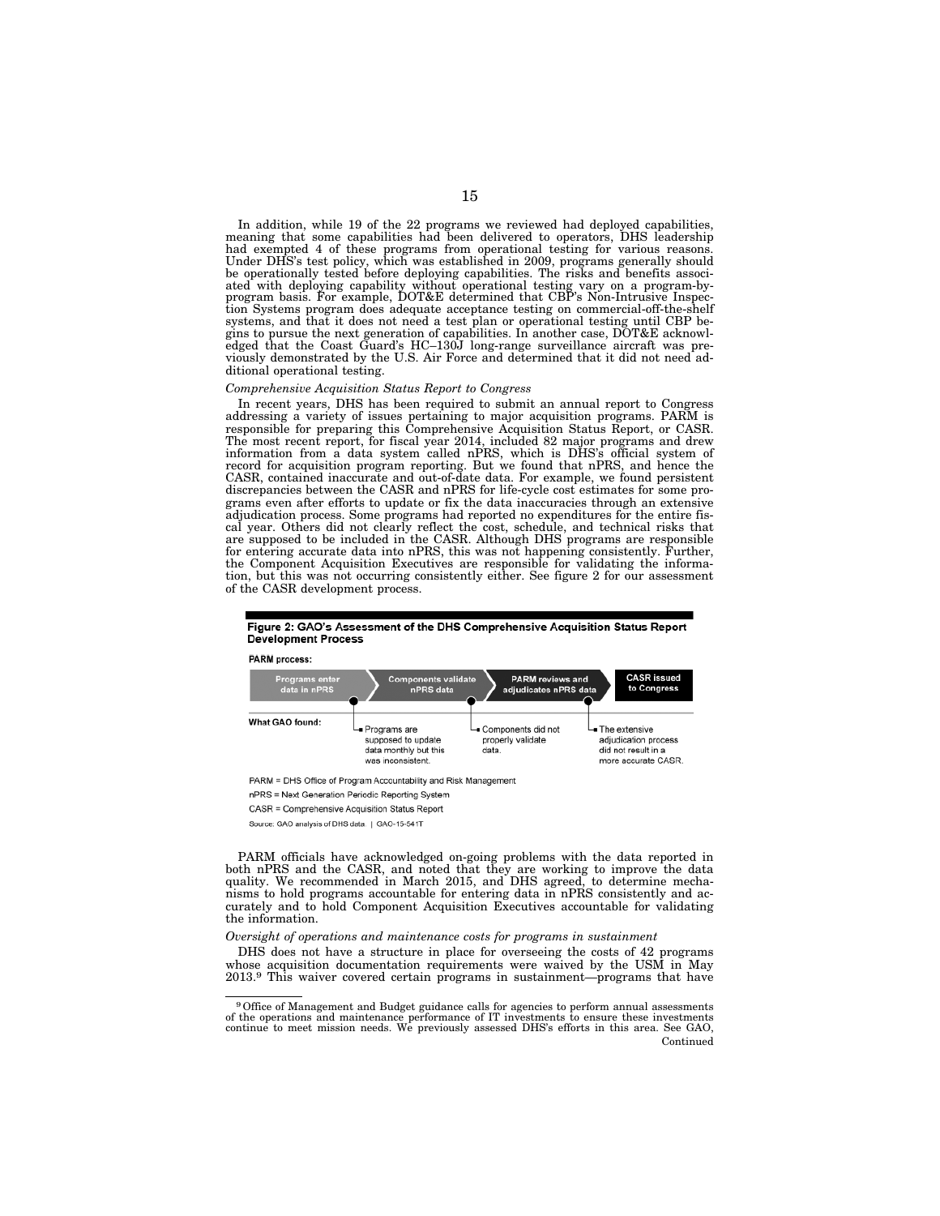In addition, while 19 of the 22 programs we reviewed had deployed capabilities, meaning that some capabilities had been delivered to operators, DHS leadership had exempted 4 of these programs from operational testing for various reasons. Under DHS's test policy, which was established in 2009, programs generally should be operationally tested before deploying capabilities. The risks and benefits associated with deploying capability without operational testing vary on a program-by-program basis. For example, DOT&E determined that CBP's Non-Intrusive Inspection Systems program does adequate acceptance testing on commercial-off-the-shelf systems, and that it does not need a test plan or operational testing until CBP begins to pursue the next generation of capabilities. In another case, DOT&E acknowledged that the Coast Guard's HC–130J long-range surveillance aircraft was previously demonstrated by the U.S. Air Force and determined that it did not need additional operational testing.

*Comprehensive Acquisition Status Report to Congress*

In recent years, DHS has been required to submit an annual report to Congress addressing a variety of issues pertaining to major acquisition programs. PARM is responsible for preparing this Comprehensive Acquisition Status Report, or CASR. The most recent report, for fiscal year 2014, included 82 major programs and drew information from a data system called nPRS, which is DHS's official system of record for acquisition program reporting. But we found that nPRS, and hence the CASR, contained inaccurate and out-of-date data. For example, we found persistent discrepancies between the CASR and nPRS for life-cycle cost estimates for some programs even after efforts to update or fix the data inaccuracies through an extensive adjudication process. Some programs had reported no expenditures for the entire fiscal year. Others did not clearly reflect the cost, schedule, and technical risks that are supposed to be included in the CASR. Although DHS programs are responsible for entering accurate data into nPRS, this was not happening consistently. Further, the Component Acquisition Executives are responsible for validating the information, but this was not occurring consistently either. See figure 2 for our assessment of the CASR development process.

**Figure 2: GAO's Assessment of the DHS Comprehensive Acquisition Status Report Development Process**

**PARM process:**

| Programs enter data in nPRS | Components validate nPRS data | PARM reviews and adjudicates nPRS data | CASR issued to Congress |
|---|---|---|---|
| **What GAO found:** Programs are supposed to update data monthly but this was inconsistent. | Components did not properly validate data. | The extensive adjudication process did not result in a more accurate CASR. | |

PARM = DHS Office of Program Accountability and Risk Management

nPRS = Next Generation Periodic Reporting System

CASR = Comprehensive Acquisition Status Report

Source: GAO analysis of DHS data. | GAO-15-541T

PARM officials have acknowledged on-going problems with the data reported in both nPRS and the CASR, and noted that they are working to improve the data quality. We recommended in March 2015, and DHS agreed, to determine mechanisms to hold programs accountable for entering data in nPRS consistently and accurately and to hold Component Acquisition Executives accountable for validating the information.

*Oversight of operations and maintenance costs for programs in sustainment*

DHS does not have a structure in place for overseeing the costs of 42 programs whose acquisition documentation requirements were waived by the USM in May 2013.[9] This waiver covered certain programs in sustainment—programs that have

[9] Office of Management and Budget guidance calls for agencies to perform annual assessments of the operations and maintenance performance of IT investments to ensure these investments continue to meet mission needs. We previously assessed DHS's efforts in this area. See GAO, Continued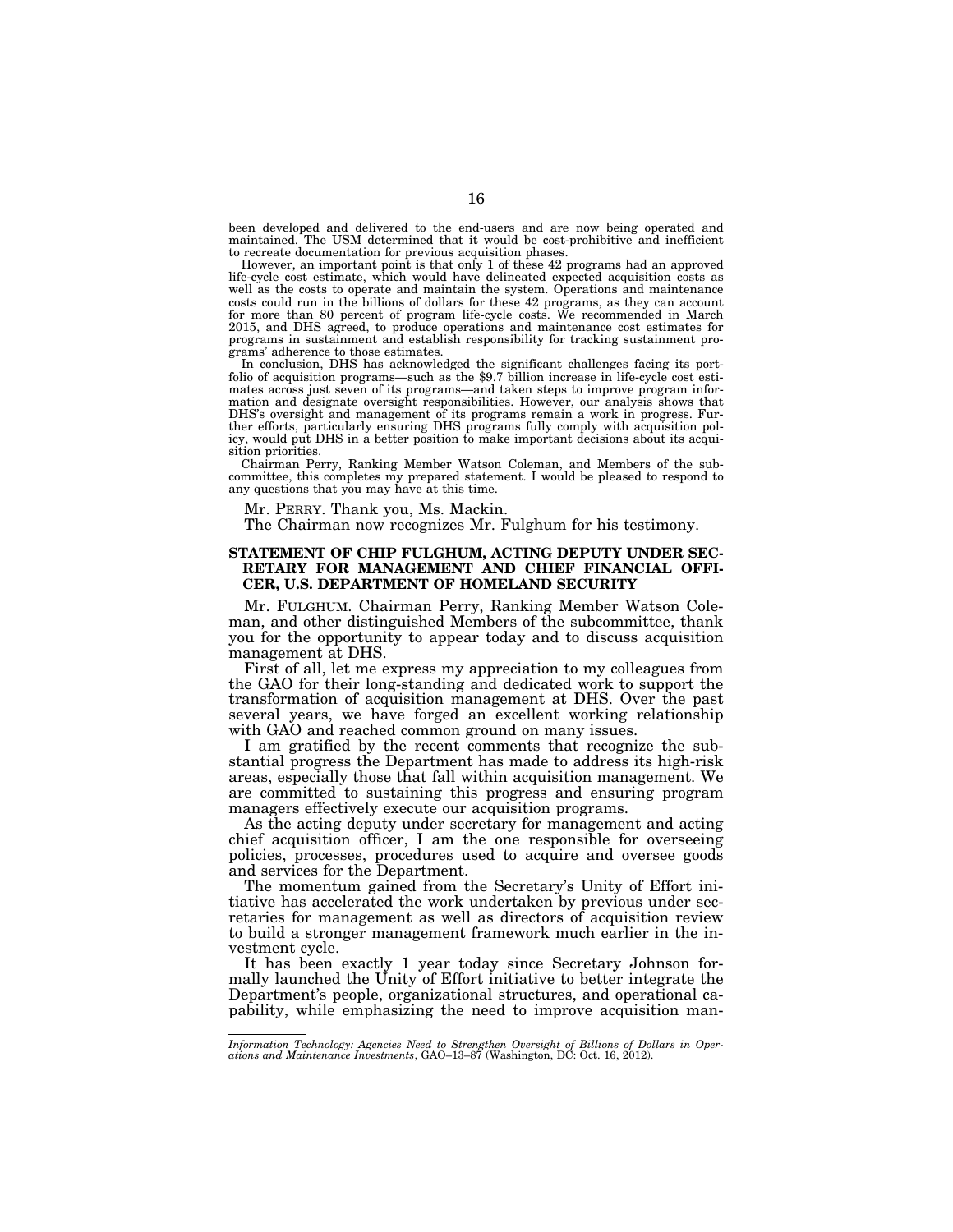been developed and delivered to the end-users and are now being operated and maintained. The USM determined that it would be cost-prohibitive and inefficient to recreate documentation for previous acquisition phases.

However, an important point is that only 1 of these 42 programs had an approved life-cycle cost estimate, which would have delineated expected acquisition costs as well as the costs to operate and maintain the system. Operations and maintenance costs could run in the billions of dollars for these 42 programs, as they can account for more than 80 percent of program life-cycle costs. We recommended in March 2015, and DHS agreed, to produce operations and maintenance cost estimates for programs in sustainment and establish responsibility for tracking sustainment programs' adherence to those estimates.

In conclusion, DHS has acknowledged the significant challenges facing its portfolio of acquisition programs—such as the $9.7 billion increase in life-cycle cost estimates across just seven of its programs—and taken steps to improve program information and designate oversight responsibilities. However, our analysis shows that DHS's oversight and management of its programs remain a work in progress. Further efforts, particularly ensuring DHS programs fully comply with acquisition policy, would put DHS in a better position to make important decisions about its acquisition priorities.

Chairman Perry, Ranking Member Watson Coleman, and Members of the subcommittee, this completes my prepared statement. I would be pleased to respond to any questions that you may have at this time.

Mr. PERRY. Thank you, Ms. Mackin.

The Chairman now recognizes Mr. Fulghum for his testimony.

## STATEMENT OF CHIP FULGHUM, ACTING DEPUTY UNDER SECRETARY FOR MANAGEMENT AND CHIEF FINANCIAL OFFICER, U.S. DEPARTMENT OF HOMELAND SECURITY

Mr. FULGHUM. Chairman Perry, Ranking Member Watson Coleman, and other distinguished Members of the subcommittee, thank you for the opportunity to appear today and to discuss acquisition management at DHS.

First of all, let me express my appreciation to my colleagues from the GAO for their long-standing and dedicated work to support the transformation of acquisition management at DHS. Over the past several years, we have forged an excellent working relationship with GAO and reached common ground on many issues.

I am gratified by the recent comments that recognize the substantial progress the Department has made to address its high-risk areas, especially those that fall within acquisition management. We are committed to sustaining this progress and ensuring program managers effectively execute our acquisition programs.

As the acting deputy under secretary for management and acting chief acquisition officer, I am the one responsible for overseeing policies, processes, procedures used to acquire and oversee goods and services for the Department.

The momentum gained from the Secretary's Unity of Effort initiative has accelerated the work undertaken by previous under secretaries for management as well as directors of acquisition review to build a stronger management framework much earlier in the investment cycle.

It has been exactly 1 year today since Secretary Johnson formally launched the Unity of Effort initiative to better integrate the Department's people, organizational structures, and operational capability, while emphasizing the need to improve acquisition man-

---

*Information Technology: Agencies Need to Strengthen Oversight of Billions of Dollars in Operations and Maintenance Investments*, GAO–13–87 (Washington, DC: Oct. 16, 2012).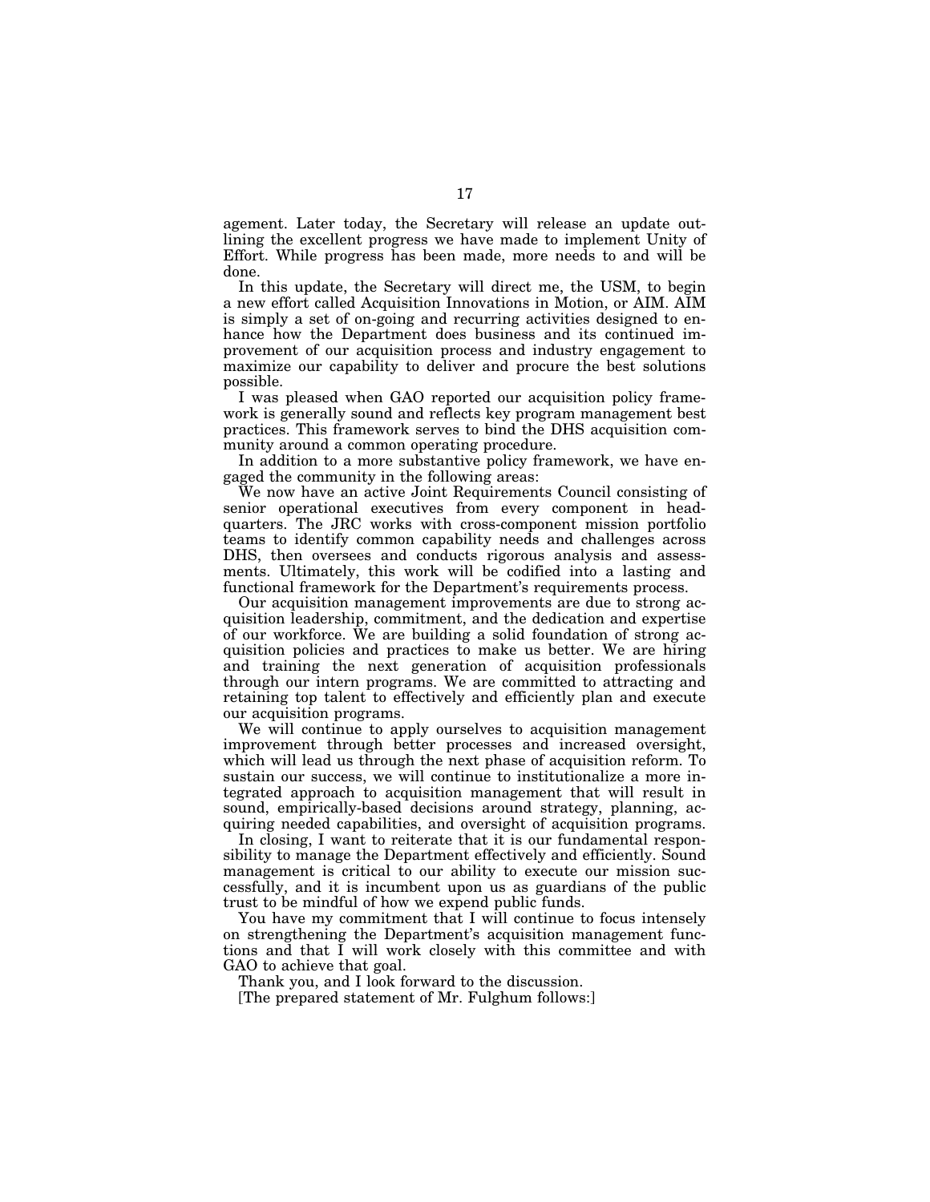agement. Later today, the Secretary will release an update outlining the excellent progress we have made to implement Unity of Effort. While progress has been made, more needs to and will be done.

In this update, the Secretary will direct me, the USM, to begin a new effort called Acquisition Innovations in Motion, or AIM. AIM is simply a set of on-going and recurring activities designed to enhance how the Department does business and its continued improvement of our acquisition process and industry engagement to maximize our capability to deliver and procure the best solutions possible.

I was pleased when GAO reported our acquisition policy framework is generally sound and reflects key program management best practices. This framework serves to bind the DHS acquisition community around a common operating procedure.

In addition to a more substantive policy framework, we have engaged the community in the following areas:

We now have an active Joint Requirements Council consisting of senior operational executives from every component in headquarters. The JRC works with cross-component mission portfolio teams to identify common capability needs and challenges across DHS, then oversees and conducts rigorous analysis and assessments. Ultimately, this work will be codified into a lasting and functional framework for the Department's requirements process.

Our acquisition management improvements are due to strong acquisition leadership, commitment, and the dedication and expertise of our workforce. We are building a solid foundation of strong acquisition policies and practices to make us better. We are hiring and training the next generation of acquisition professionals through our intern programs. We are committed to attracting and retaining top talent to effectively and efficiently plan and execute our acquisition programs.

We will continue to apply ourselves to acquisition management improvement through better processes and increased oversight, which will lead us through the next phase of acquisition reform. To sustain our success, we will continue to institutionalize a more integrated approach to acquisition management that will result in sound, empirically-based decisions around strategy, planning, acquiring needed capabilities, and oversight of acquisition programs.

In closing, I want to reiterate that it is our fundamental responsibility to manage the Department effectively and efficiently. Sound management is critical to our ability to execute our mission successfully, and it is incumbent upon us as guardians of the public trust to be mindful of how we expend public funds.

You have my commitment that I will continue to focus intensely on strengthening the Department's acquisition management functions and that I will work closely with this committee and with GAO to achieve that goal.

Thank you, and I look forward to the discussion.

[The prepared statement of Mr. Fulghum follows:]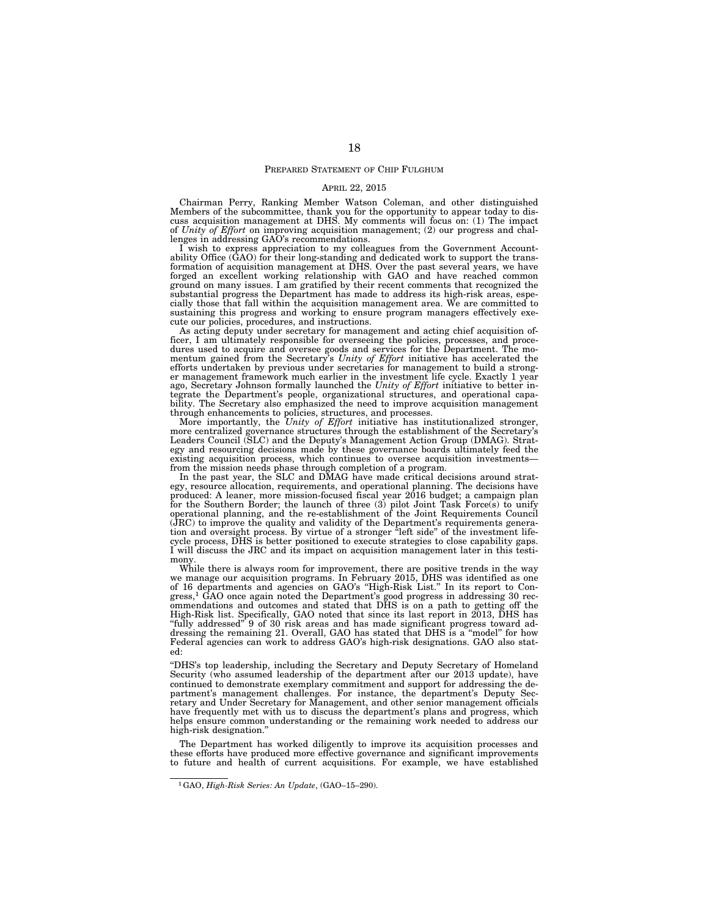## PREPARED STATEMENT OF CHIP FULGHUM

APRIL 22, 2015

Chairman Perry, Ranking Member Watson Coleman, and other distinguished Members of the subcommittee, thank you for the opportunity to appear today to discuss acquisition management at DHS. My comments will focus on: (1) The impact of *Unity of Effort* on improving acquisition management; (2) our progress and challenges in addressing GAO's recommendations.

I wish to express appreciation to my colleagues from the Government Accountability Office (GAO) for their long-standing and dedicated work to support the transformation of acquisition management at DHS. Over the past several years, we have forged an excellent working relationship with GAO and have reached common ground on many issues. I am gratified by their recent comments that recognized the substantial progress the Department has made to address its high-risk areas, especially those that fall within the acquisition management area. We are committed to sustaining this progress and working to ensure program managers effectively execute our policies, procedures, and instructions.

As acting deputy under secretary for management and acting chief acquisition officer, I am ultimately responsible for overseeing the policies, processes, and procedures used to acquire and oversee goods and services for the Department. The momentum gained from the Secretary's *Unity of Effort* initiative has accelerated the efforts undertaken by previous under secretaries for management to build a stronger management framework much earlier in the investment life cycle. Exactly 1 year ago, Secretary Johnson formally launched the *Unity of Effort* initiative to better integrate the Department's people, organizational structures, and operational capability. The Secretary also emphasized the need to improve acquisition management through enhancements to policies, structures, and processes.

More importantly, the *Unity of Effort* initiative has institutionalized stronger, more centralized governance structures through the establishment of the Secretary's Leaders Council (SLC) and the Deputy's Management Action Group (DMAG). Strategy and resourcing decisions made by these governance boards ultimately feed the existing acquisition process, which continues to oversee acquisition investments—from the mission needs phase through completion of a program.

In the past year, the SLC and DMAG have made critical decisions around strategy, resource allocation, requirements, and operational planning. The decisions have produced: A leaner, more mission-focused fiscal year 2016 budget; a campaign plan for the Southern Border; the launch of three (3) pilot Joint Task Force(s) to unify operational planning, and the re-establishment of the Joint Requirements Council (JRC) to improve the quality and validity of the Department's requirements generation and oversight process. By virtue of a stronger "left side" of the investment lifecycle process, DHS is better positioned to execute strategies to close capability gaps. I will discuss the JRC and its impact on acquisition management later in this testimony.

While there is always room for improvement, there are positive trends in the way we manage our acquisition programs. In February 2015, DHS was identified as one of 16 departments and agencies on GAO's "High-Risk List." In its report to Congress,[1] GAO once again noted the Department's good progress in addressing 30 recommendations and outcomes and stated that DHS is on a path to getting off the High-Risk list. Specifically, GAO noted that since its last report in 2013, DHS has "fully addressed" 9 of 30 risk areas and has made significant progress toward addressing the remaining 21. Overall, GAO has stated that DHS is a "model" for how Federal agencies can work to address GAO's high-risk designations. GAO also stated:

"DHS's top leadership, including the Secretary and Deputy Secretary of Homeland Security (who assumed leadership of the department after our 2013 update), have continued to demonstrate exemplary commitment and support for addressing the department's management challenges. For instance, the department's Deputy Secretary and Under Secretary for Management, and other senior management officials have frequently met with us to discuss the department's plans and progress, which helps ensure common understanding or the remaining work needed to address our high-risk designation."

The Department has worked diligently to improve its acquisition processes and these efforts have produced more effective governance and significant improvements to future and health of current acquisitions. For example, we have established

---

[1] GAO, *High-Risk Series: An Update*, (GAO–15–290).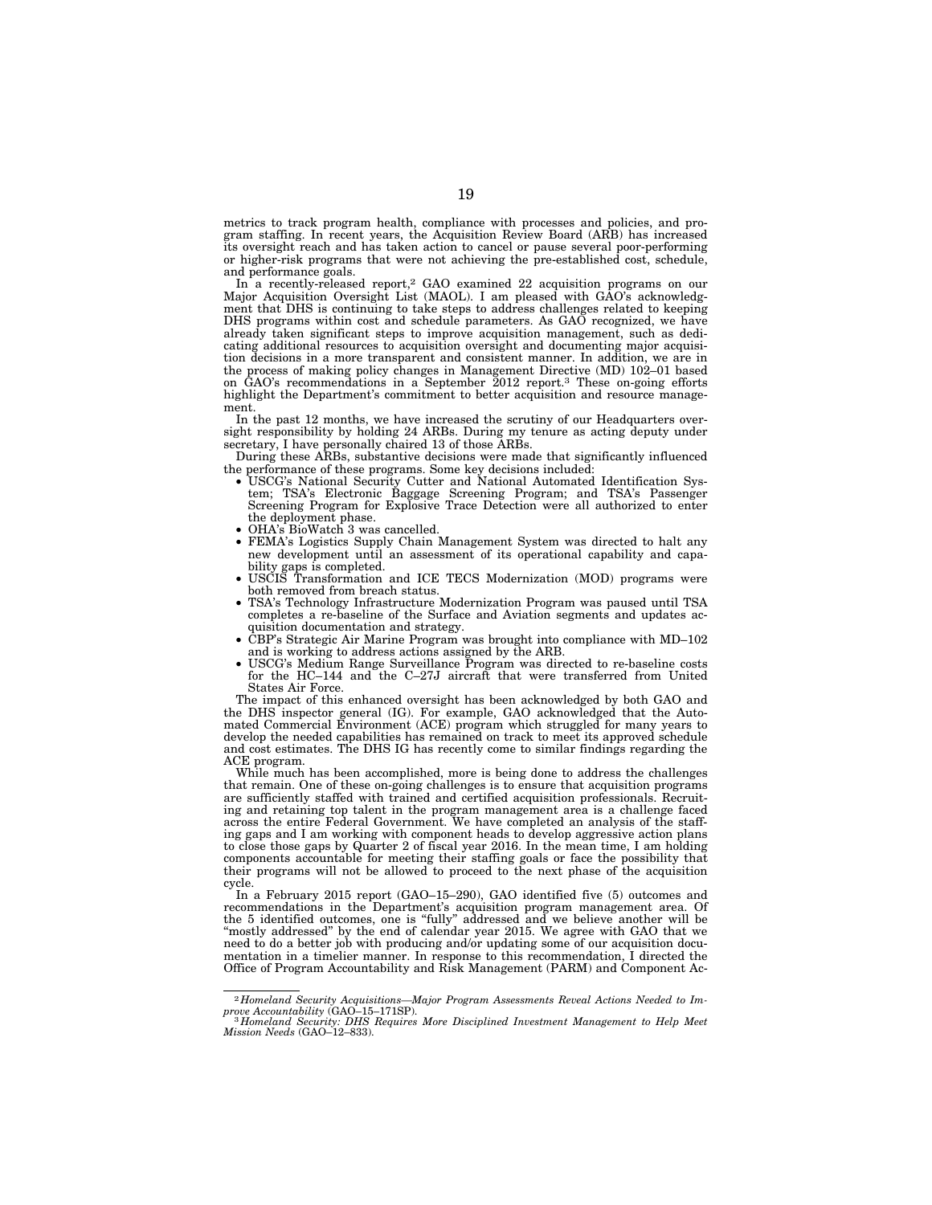metrics to track program health, compliance with processes and policies, and program staffing. In recent years, the Acquisition Review Board (ARB) has increased its oversight reach and has taken action to cancel or pause several poor-performing or higher-risk programs that were not achieving the pre-established cost, schedule, and performance goals.

In a recently-released report,[2] GAO examined 22 acquisition programs on our Major Acquisition Oversight List (MAOL). I am pleased with GAO's acknowledgment that DHS is continuing to take steps to address challenges related to keeping DHS programs within cost and schedule parameters. As GAO recognized, we have already taken significant steps to improve acquisition management, such as dedicating additional resources to acquisition oversight and documenting major acquisition decisions in a more transparent and consistent manner. In addition, we are in the process of making policy changes in Management Directive (MD) 102–01 based on GAO's recommendations in a September 2012 report.[3] These on-going efforts highlight the Department's commitment to better acquisition and resource management.

In the past 12 months, we have increased the scrutiny of our Headquarters oversight responsibility by holding 24 ARBs. During my tenure as acting deputy under secretary, I have personally chaired 13 of those ARBs.

During these ARBs, substantive decisions were made that significantly influenced the performance of these programs. Some key decisions included:

- USCG's National Security Cutter and National Automated Identification System; TSA's Electronic Baggage Screening Program; and TSA's Passenger Screening Program for Explosive Trace Detection were all authorized to enter the deployment phase.
- OHA's BioWatch 3 was cancelled.
- FEMA's Logistics Supply Chain Management System was directed to halt any new development until an assessment of its operational capability and capability gaps is completed.
- USCIS Transformation and ICE TECS Modernization (MOD) programs were both removed from breach status.
- TSA's Technology Infrastructure Modernization Program was paused until TSA completes a re-baseline of the Surface and Aviation segments and updates acquisition documentation and strategy.
- CBP's Strategic Air Marine Program was brought into compliance with MD–102 and is working to address actions assigned by the ARB.
- USCG's Medium Range Surveillance Program was directed to re-baseline costs for the HC–144 and the C–27J aircraft that were transferred from United States Air Force.

The impact of this enhanced oversight has been acknowledged by both GAO and the DHS inspector general (IG). For example, GAO acknowledged that the Automated Commercial Environment (ACE) program which struggled for many years to develop the needed capabilities has remained on track to meet its approved schedule and cost estimates. The DHS IG has recently come to similar findings regarding the ACE program.

While much has been accomplished, more is being done to address the challenges that remain. One of these on-going challenges is to ensure that acquisition programs are sufficiently staffed with trained and certified acquisition professionals. Recruiting and retaining top talent in the program management area is a challenge faced across the entire Federal Government. We have completed an analysis of the staffing gaps and I am working with component heads to develop aggressive action plans to close those gaps by Quarter 2 of fiscal year 2016. In the mean time, I am holding components accountable for meeting their staffing goals or face the possibility that their programs will not be allowed to proceed to the next phase of the acquisition cycle.

In a February 2015 report (GAO–15–290), GAO identified five (5) outcomes and recommendations in the Department's acquisition program management area. Of the 5 identified outcomes, one is "fully" addressed and we believe another will be "mostly addressed" by the end of calendar year 2015. We agree with GAO that we need to do a better job with producing and/or updating some of our acquisition documentation in a timelier manner. In response to this recommendation, I directed the Office of Program Accountability and Risk Management (PARM) and Component Ac-

---

[2] *Homeland Security Acquisitions—Major Program Assessments Reveal Actions Needed to Improve Accountability* (GAO–15–171SP).

[3] *Homeland Security: DHS Requires More Disciplined Investment Management to Help Meet Mission Needs* (GAO–12–833).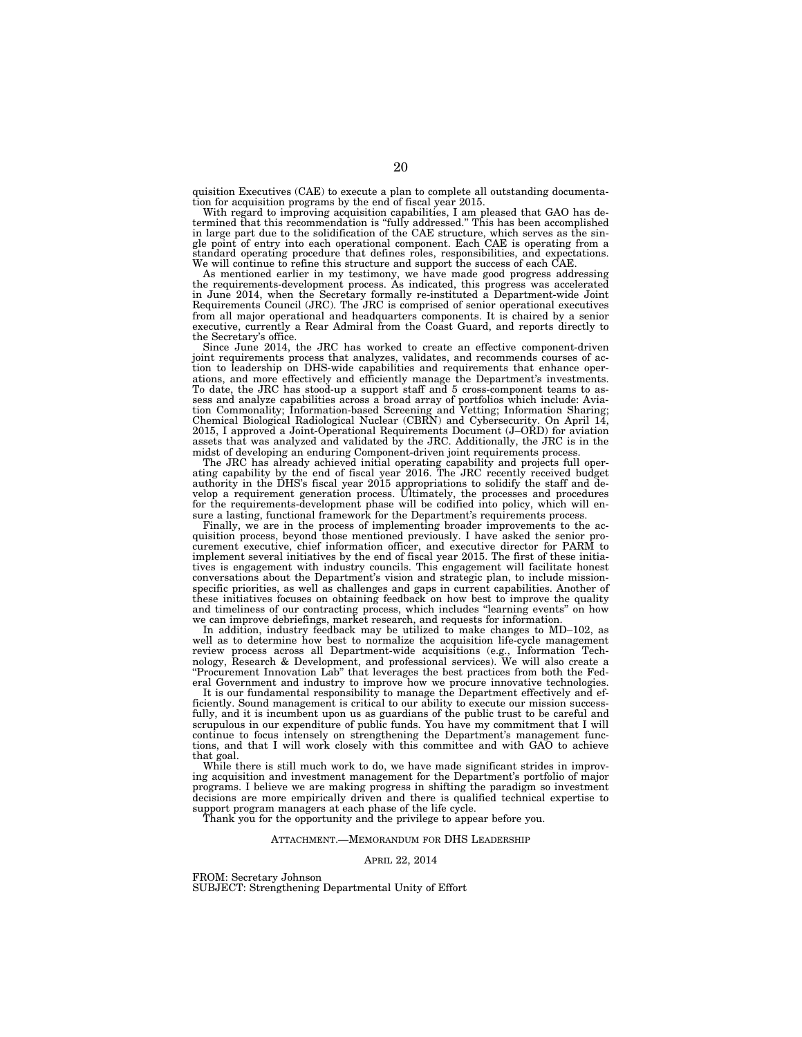quisition Executives (CAE) to execute a plan to complete all outstanding documentation for acquisition programs by the end of fiscal year 2015.

With regard to improving acquisition capabilities, I am pleased that GAO has determined that this recommendation is "fully addressed." This has been accomplished in large part due to the solidification of the CAE structure, which serves as the single point of entry into each operational component. Each CAE is operating from a standard operating procedure that defines roles, responsibilities, and expectations. We will continue to refine this structure and support the success of each CAE.

As mentioned earlier in my testimony, we have made good progress addressing the requirements-development process. As indicated, this progress was accelerated in June 2014, when the Secretary formally re-instituted a Department-wide Joint Requirements Council (JRC). The JRC is comprised of senior operational executives from all major operational and headquarters components. It is chaired by a senior executive, currently a Rear Admiral from the Coast Guard, and reports directly to the Secretary's office.

Since June 2014, the JRC has worked to create an effective component-driven joint requirements process that analyzes, validates, and recommends courses of action to leadership on DHS-wide capabilities and requirements that enhance operations, and more effectively and efficiently manage the Department's investments. To date, the JRC has stood-up a support staff and 5 cross-component teams to assess and analyze capabilities across a broad array of portfolios which include: Aviation Commonality; Information-based Screening and Vetting; Information Sharing; Chemical Biological Radiological Nuclear (CBRN) and Cybersecurity. On April 14, 2015, I approved a Joint-Operational Requirements Document (J–ORD) for aviation assets that was analyzed and validated by the JRC. Additionally, the JRC is in the midst of developing an enduring Component-driven joint requirements process.

The JRC has already achieved initial operating capability and projects full operating capability by the end of fiscal year 2016. The JRC recently received budget authority in the DHS's fiscal year 2015 appropriations to solidify the staff and develop a requirement generation process. Ultimately, the processes and procedures for the requirements-development phase will be codified into policy, which will ensure a lasting, functional framework for the Department's requirements process.

Finally, we are in the process of implementing broader improvements to the acquisition process, beyond those mentioned previously. I have asked the senior procurement executive, chief information officer, and executive director for PARM to implement several initiatives by the end of fiscal year 2015. The first of these initiatives is engagement with industry councils. This engagement will facilitate honest conversations about the Department's vision and strategic plan, to include mission-specific priorities, as well as challenges and gaps in current capabilities. Another of these initiatives focuses on obtaining feedback on how best to improve the quality and timeliness of our contracting process, which includes "learning events" on how we can improve debriefings, market research, and requests for information.

In addition, industry feedback may be utilized to make changes to MD–102, as well as to determine how best to normalize the acquisition life-cycle management review process across all Department-wide acquisitions (e.g., Information Technology, Research & Development, and professional services). We will also create a "Procurement Innovation Lab" that leverages the best practices from both the Federal Government and industry to improve how we procure innovative technologies.

It is our fundamental responsibility to manage the Department effectively and efficiently. Sound management is critical to our ability to execute our mission successfully, and it is incumbent upon us as guardians of the public trust to be careful and scrupulous in our expenditure of public funds. You have my commitment that I will continue to focus intensely on strengthening the Department's management functions, and that I will work closely with this committee and with GAO to achieve that goal.

While there is still much work to do, we have made significant strides in improving acquisition and investment management for the Department's portfolio of major programs. I believe we are making progress in shifting the paradigm so investment decisions are more empirically driven and there is qualified technical expertise to support program managers at each phase of the life cycle.

Thank you for the opportunity and the privilege to appear before you.

ATTACHMENT.—MEMORANDUM FOR DHS LEADERSHIP

APRIL 22, 2014

FROM: Secretary Johnson
SUBJECT: Strengthening Departmental Unity of Effort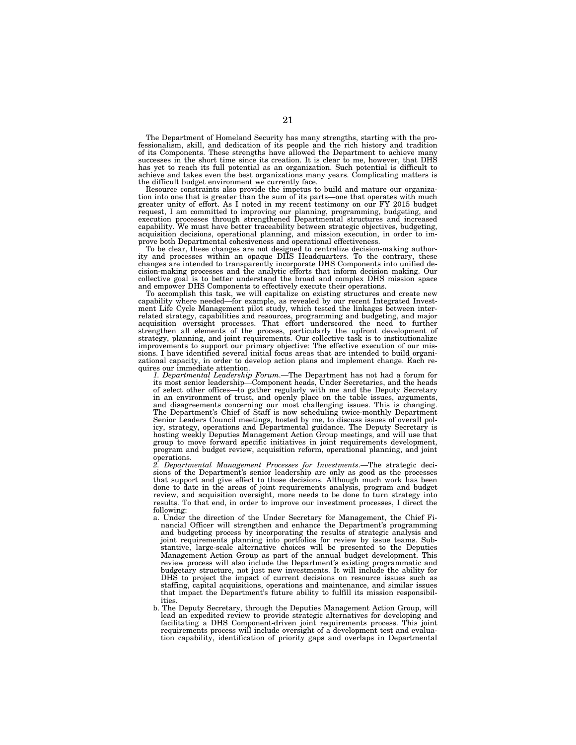The Department of Homeland Security has many strengths, starting with the professionalism, skill, and dedication of its people and the rich history and tradition of its Components. These strengths have allowed the Department to achieve many successes in the short time since its creation. It is clear to me, however, that DHS has yet to reach its full potential as an organization. Such potential is difficult to achieve and takes even the best organizations many years. Complicating matters is the difficult budget environment we currently face.

Resource constraints also provide the impetus to build and mature our organization into one that is greater than the sum of its parts—one that operates with much greater unity of effort. As I noted in my recent testimony on our FY 2015 budget request, I am committed to improving our planning, programming, budgeting, and execution processes through strengthened Departmental structures and increased capability. We must have better traceability between strategic objectives, budgeting, acquisition decisions, operational planning, and mission execution, in order to improve both Departmental cohesiveness and operational effectiveness.

To be clear, these changes are not designed to centralize decision-making authority and processes within an opaque DHS Headquarters. To the contrary, these changes are intended to transparently incorporate DHS Components into unified decision-making processes and the analytic efforts that inform decision making. Our collective goal is to better understand the broad and complex DHS mission space and empower DHS Components to effectively execute their operations.

To accomplish this task, we will capitalize on existing structures and create new capability where needed—for example, as revealed by our recent Integrated Investment Life Cycle Management pilot study, which tested the linkages between interrelated strategy, capabilities and resources, programming and budgeting, and major acquisition oversight processes. That effort underscored the need to further strengthen all elements of the process, particularly the upfront development of strategy, planning, and joint requirements. Our collective task is to institutionalize improvements to support our primary objective: The effective execution of our missions. I have identified several initial focus areas that are intended to build organizational capacity, in order to develop action plans and implement change. Each requires our immediate attention.

*1. Departmental Leadership Forum.*—The Department has not had a forum for its most senior leadership—Component heads, Under Secretaries, and the heads of select other offices—to gather regularly with me and the Deputy Secretary in an environment of trust, and openly place on the table issues, arguments, and disagreements concerning our most challenging issues. This is changing. The Department's Chief of Staff is now scheduling twice-monthly Department Senior Leaders Council meetings, hosted by me, to discuss issues of overall policy, strategy, operations and Departmental guidance. The Deputy Secretary is hosting weekly Deputies Management Action Group meetings, and will use that group to move forward specific initiatives in joint requirements development, program and budget review, acquisition reform, operational planning, and joint operations.

*2. Departmental Management Processes for Investments.*—The strategic decisions of the Department's senior leadership are only as good as the processes that support and give effect to those decisions. Although much work has been done to date in the areas of joint requirements analysis, program and budget review, and acquisition oversight, more needs to be done to turn strategy into results. To that end, in order to improve our investment processes, I direct the following:

a. Under the direction of the Under Secretary for Management, the Chief Financial Officer will strengthen and enhance the Department's programming and budgeting process by incorporating the results of strategic analysis and joint requirements planning into portfolios for review by issue teams. Substantive, large-scale alternative choices will be presented to the Deputies Management Action Group as part of the annual budget development. This review process will also include the Department's existing programmatic and budgetary structure, not just new investments. It will include the ability for DHS to project the impact of current decisions on resource issues such as staffing, capital acquisitions, operations and maintenance, and similar issues that impact the Department's future ability to fulfill its mission responsibilities.

b. The Deputy Secretary, through the Deputies Management Action Group, will lead an expedited review to provide strategic alternatives for developing and facilitating a DHS Component-driven joint requirements process. This joint requirements process will include oversight of a development test and evaluation capability, identification of priority gaps and overlaps in Departmental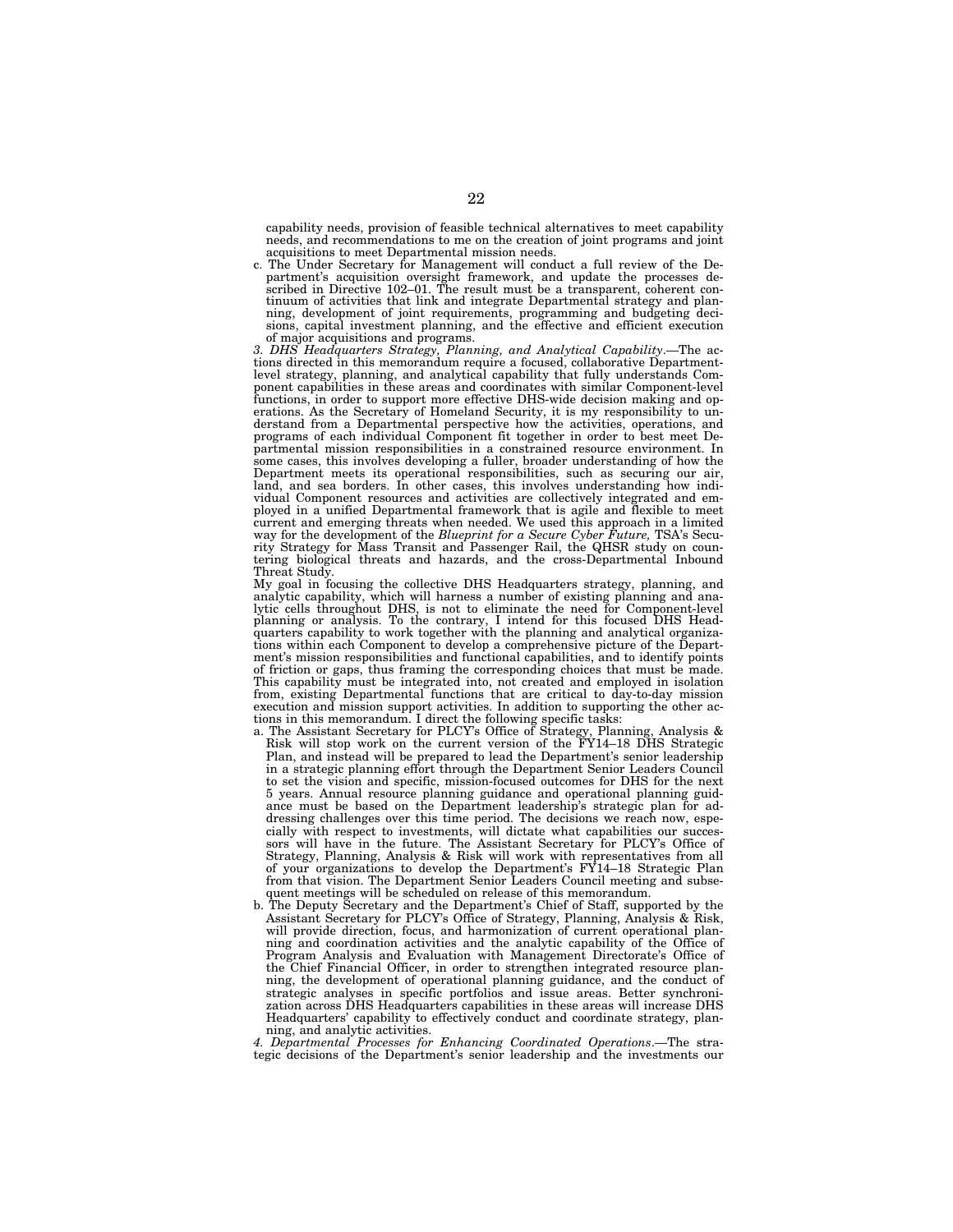capability needs, provision of feasible technical alternatives to meet capability needs, and recommendations to me on the creation of joint programs and joint acquisitions to meet Departmental mission needs.

c. The Under Secretary for Management will conduct a full review of the Department's acquisition oversight framework, and update the processes described in Directive 102–01. The result must be a transparent, coherent continuum of activities that link and integrate Departmental strategy and planning, development of joint requirements, programming and budgeting decisions, capital investment planning, and the effective and efficient execution of major acquisitions and programs.

*3. DHS Headquarters Strategy, Planning, and Analytical Capability*.—The actions directed in this memorandum require a focused, collaborative Department-level strategy, planning, and analytical capability that fully understands Component capabilities in these areas and coordinates with similar Component-level functions, in order to support more effective DHS-wide decision making and operations. As the Secretary of Homeland Security, it is my responsibility to understand from a Departmental perspective how the activities, operations, and programs of each individual Component fit together in order to best meet Departmental mission responsibilities in a constrained resource environment. In some cases, this involves developing a fuller, broader understanding of how the Department meets its operational responsibilities, such as securing our air, land, and sea borders. In other cases, this involves understanding how individual Component resources and activities are collectively integrated and employed in a unified Departmental framework that is agile and flexible to meet current and emerging threats when needed. We used this approach in a limited way for the development of the *Blueprint for a Secure Cyber Future,* TSA's Security Strategy for Mass Transit and Passenger Rail, the QHSR study on countering biological threats and hazards, and the cross-Departmental Inbound Threat Study.

My goal in focusing the collective DHS Headquarters strategy, planning, and analytic capability, which will harness a number of existing planning and analytic cells throughout DHS, is not to eliminate the need for Component-level planning or analysis. To the contrary, I intend for this focused DHS Headquarters capability to work together with the planning and analytical organizations within each Component to develop a comprehensive picture of the Department's mission responsibilities and functional capabilities, and to identify points of friction or gaps, thus framing the corresponding choices that must be made. This capability must be integrated into, not created and employed in isolation from, existing Departmental functions that are critical to day-to-day mission execution and mission support activities. In addition to supporting the other actions in this memorandum. I direct the following specific tasks:

a. The Assistant Secretary for PLCY's Office of Strategy, Planning, Analysis & Risk will stop work on the current version of the FY14–18 DHS Strategic Plan, and instead will be prepared to lead the Department's senior leadership in a strategic planning effort through the Department Senior Leaders Council to set the vision and specific, mission-focused outcomes for DHS for the next 5 years. Annual resource planning guidance and operational planning guidance must be based on the Department leadership's strategic plan for addressing challenges over this time period. The decisions we reach now, especially with respect to investments, will dictate what capabilities our successors will have in the future. The Assistant Secretary for PLCY's Office of Strategy, Planning, Analysis & Risk will work with representatives from all of your organizations to develop the Department's FY14–18 Strategic Plan from that vision. The Department Senior Leaders Council meeting and subsequent meetings will be scheduled on release of this memorandum.

b. The Deputy Secretary and the Department's Chief of Staff, supported by the Assistant Secretary for PLCY's Office of Strategy, Planning, Analysis & Risk, will provide direction, focus, and harmonization of current operational planning and coordination activities and the analytic capability of the Office of Program Analysis and Evaluation with Management Directorate's Office of the Chief Financial Officer, in order to strengthen integrated resource planning, the development of operational planning guidance, and the conduct of strategic analyses in specific portfolios and issue areas. Better synchronization across DHS Headquarters capabilities in these areas will increase DHS Headquarters' capability to effectively conduct and coordinate strategy, planning, and analytic activities.

*4. Departmental Processes for Enhancing Coordinated Operations*.—The strategic decisions of the Department's senior leadership and the investments our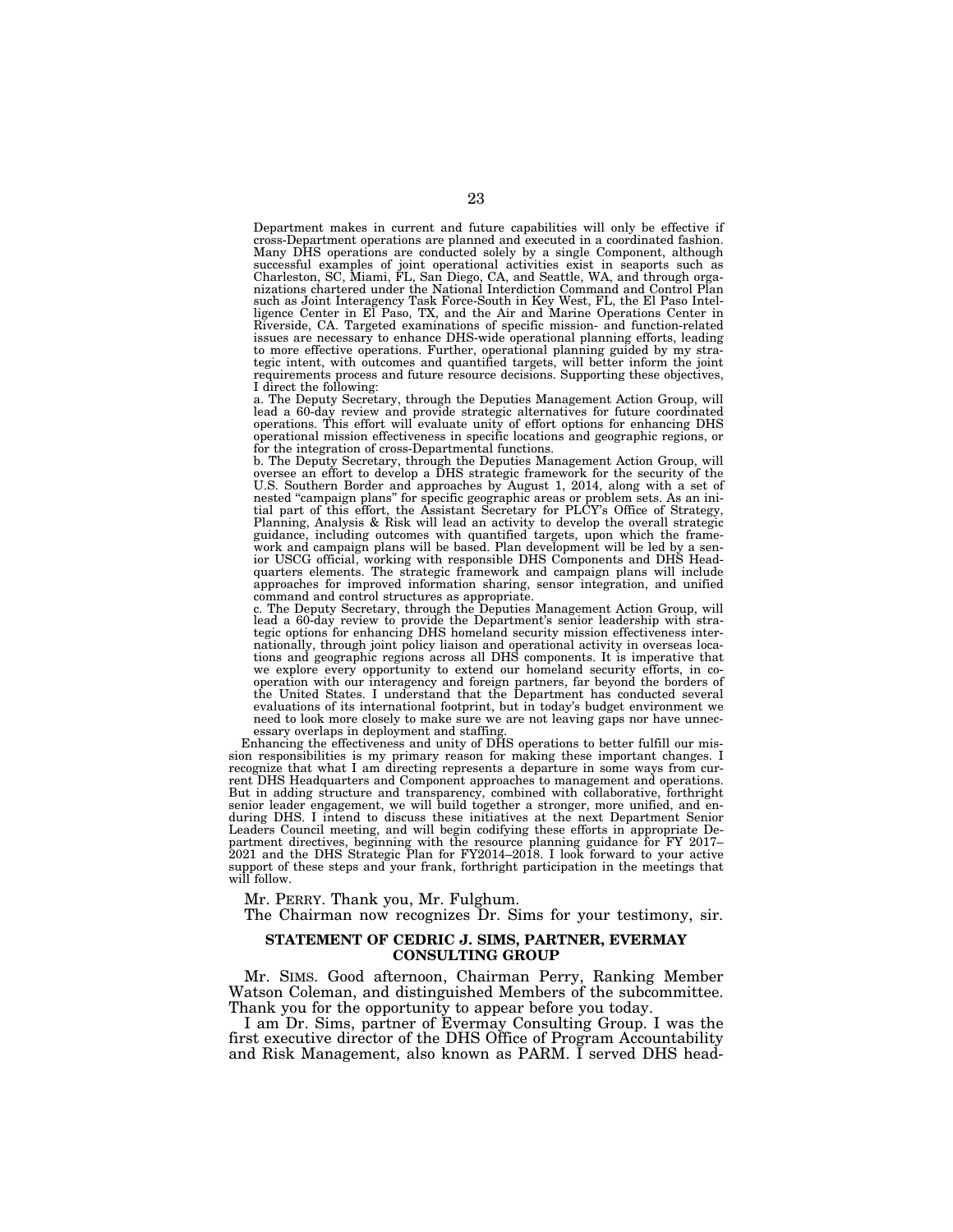Department makes in current and future capabilities will only be effective if cross-Department operations are planned and executed in a coordinated fashion. Many DHS operations are conducted solely by a single Component, although successful examples of joint operational activities exist in seaports such as Charleston, SC, Miami, FL, San Diego, CA, and Seattle, WA, and through organizations chartered under the National Interdiction Command and Control Plan such as Joint Interagency Task Force-South in Key West, FL, the El Paso Intelligence Center in El Paso, TX, and the Air and Marine Operations Center in Riverside, CA. Targeted examinations of specific mission- and function-related issues are necessary to enhance DHS-wide operational planning efforts, leading to more effective operations. Further, operational planning guided by my strategic intent, with outcomes and quantified targets, will better inform the joint requirements process and future resource decisions. Supporting these objectives, I direct the following:

a. The Deputy Secretary, through the Deputies Management Action Group, will lead a 60-day review and provide strategic alternatives for future coordinated operations. This effort will evaluate unity of effort options for enhancing DHS operational mission effectiveness in specific locations and geographic regions, or for the integration of cross-Departmental functions.

b. The Deputy Secretary, through the Deputies Management Action Group, will oversee an effort to develop a DHS strategic framework for the security of the U.S. Southern Border and approaches by August 1, 2014, along with a set of nested "campaign plans" for specific geographic areas or problem sets. As an initial part of this effort, the Assistant Secretary for PLCY's Office of Strategy, Planning, Analysis & Risk will lead an activity to develop the overall strategic guidance, including outcomes with quantified targets, upon which the framework and campaign plans will be based. Plan development will be led by a senior USCG official, working with responsible DHS Components and DHS Headquarters elements. The strategic framework and campaign plans will include approaches for improved information sharing, sensor integration, and unified command and control structures as appropriate.

c. The Deputy Secretary, through the Deputies Management Action Group, will lead a 60-day review to provide the Department's senior leadership with strategic options for enhancing DHS homeland security mission effectiveness internationally, through joint policy liaison and operational activity in overseas locations and geographic regions across all DHS components. It is imperative that we explore every opportunity to extend our homeland security efforts, in cooperation with our interagency and foreign partners, far beyond the borders of the United States. I understand that the Department has conducted several evaluations of its international footprint, but in today's budget environment we need to look more closely to make sure we are not leaving gaps nor have unnecessary overlaps in deployment and staffing.

Enhancing the effectiveness and unity of DHS operations to better fulfill our mission responsibilities is my primary reason for making these important changes. I recognize that what I am directing represents a departure in some ways from current DHS Headquarters and Component approaches to management and operations. But in adding structure and transparency, combined with collaborative, forthright senior leader engagement, we will build together a stronger, more unified, and enduring DHS. I intend to discuss these initiatives at the next Department Senior Leaders Council meeting, and will begin codifying these efforts in appropriate Department directives, beginning with the resource planning guidance for FY 2017–2021 and the DHS Strategic Plan for FY2014–2018. I look forward to your active support of these steps and your frank, forthright participation in the meetings that will follow.

Mr. PERRY. Thank you, Mr. Fulghum.

The Chairman now recognizes Dr. Sims for your testimony, sir.

## STATEMENT OF CEDRIC J. SIMS, PARTNER, EVERMAY CONSULTING GROUP

Mr. SIMS. Good afternoon, Chairman Perry, Ranking Member Watson Coleman, and distinguished Members of the subcommittee. Thank you for the opportunity to appear before you today.

I am Dr. Sims, partner of Evermay Consulting Group. I was the first executive director of the DHS Office of Program Accountability and Risk Management, also known as PARM. I served DHS head-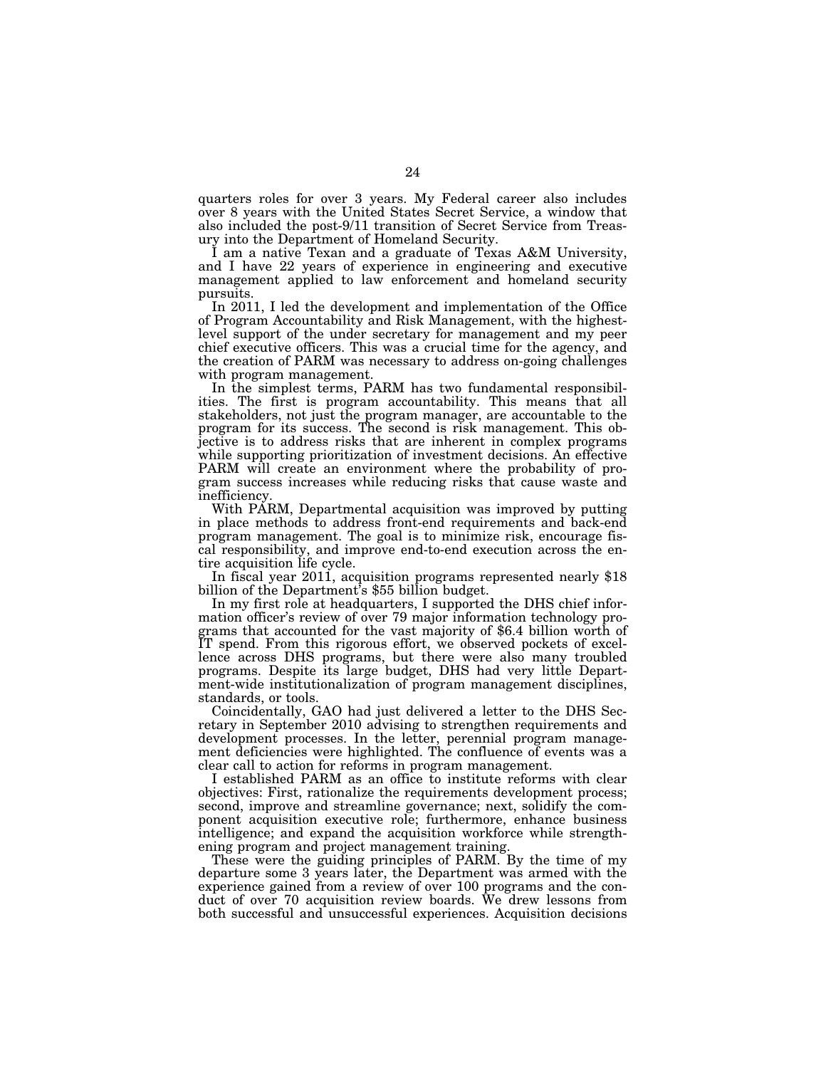quarters roles for over 3 years. My Federal career also includes over 8 years with the United States Secret Service, a window that also included the post-9/11 transition of Secret Service from Treasury into the Department of Homeland Security.

I am a native Texan and a graduate of Texas A&M University, and I have 22 years of experience in engineering and executive management applied to law enforcement and homeland security pursuits.

In 2011, I led the development and implementation of the Office of Program Accountability and Risk Management, with the highest-level support of the under secretary for management and my peer chief executive officers. This was a crucial time for the agency, and the creation of PARM was necessary to address on-going challenges with program management.

In the simplest terms, PARM has two fundamental responsibilities. The first is program accountability. This means that all stakeholders, not just the program manager, are accountable to the program for its success. The second is risk management. This objective is to address risks that are inherent in complex programs while supporting prioritization of investment decisions. An effective PARM will create an environment where the probability of program success increases while reducing risks that cause waste and inefficiency.

With PARM, Departmental acquisition was improved by putting in place methods to address front-end requirements and back-end program management. The goal is to minimize risk, encourage fiscal responsibility, and improve end-to-end execution across the entire acquisition life cycle.

In fiscal year 2011, acquisition programs represented nearly $18 billion of the Department's $55 billion budget.

In my first role at headquarters, I supported the DHS chief information officer's review of over 79 major information technology programs that accounted for the vast majority of $6.4 billion worth of IT spend. From this rigorous effort, we observed pockets of excellence across DHS programs, but there were also many troubled programs. Despite its large budget, DHS had very little Department-wide institutionalization of program management disciplines, standards, or tools.

Coincidentally, GAO had just delivered a letter to the DHS Secretary in September 2010 advising to strengthen requirements and development processes. In the letter, perennial program management deficiencies were highlighted. The confluence of events was a clear call to action for reforms in program management.

I established PARM as an office to institute reforms with clear objectives: First, rationalize the requirements development process; second, improve and streamline governance; next, solidify the component acquisition executive role; furthermore, enhance business intelligence; and expand the acquisition workforce while strengthening program and project management training.

These were the guiding principles of PARM. By the time of my departure some 3 years later, the Department was armed with the experience gained from a review of over 100 programs and the conduct of over 70 acquisition review boards. We drew lessons from both successful and unsuccessful experiences. Acquisition decisions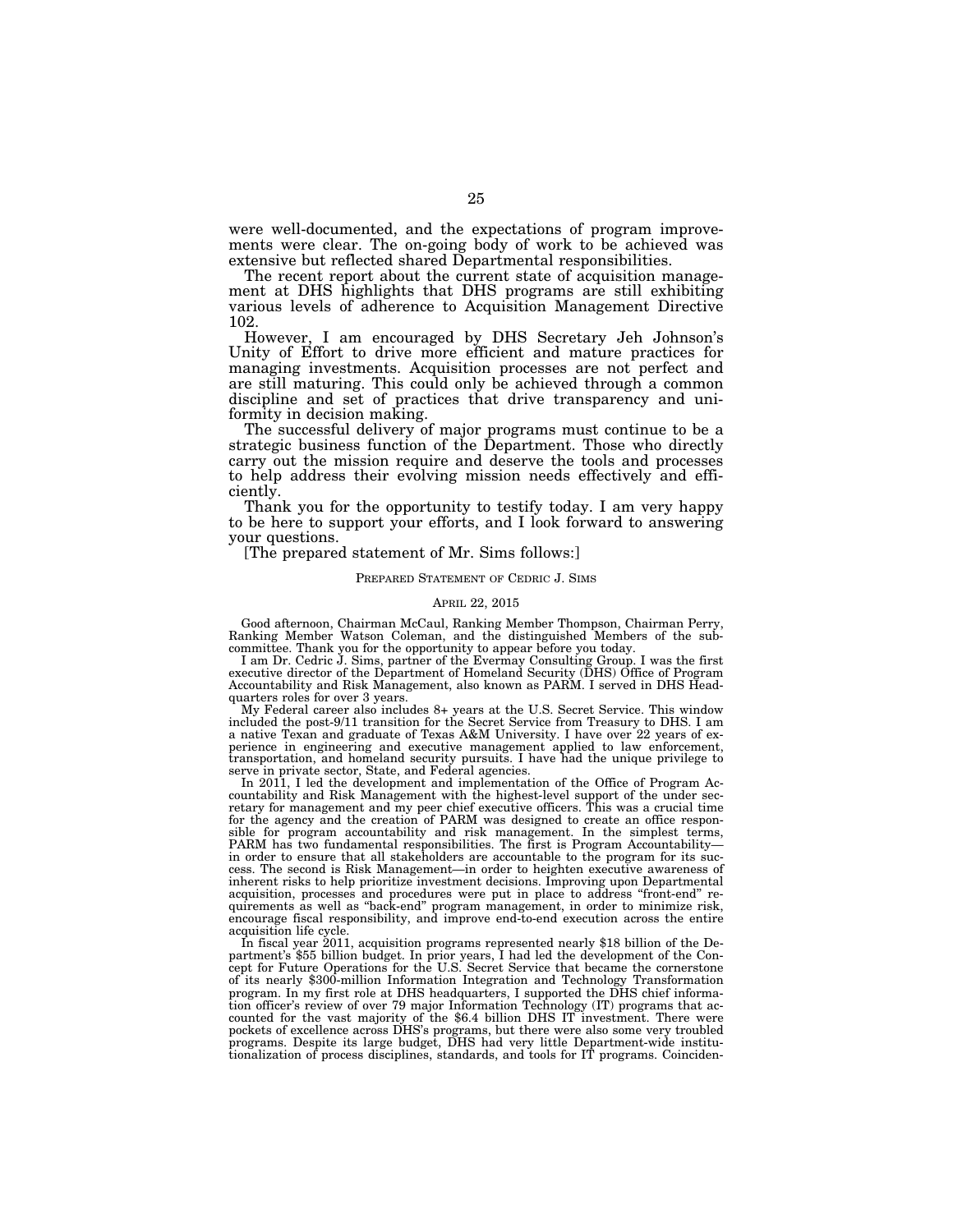were well-documented, and the expectations of program improvements were clear. The on-going body of work to be achieved was extensive but reflected shared Departmental responsibilities.

The recent report about the current state of acquisition management at DHS highlights that DHS programs are still exhibiting various levels of adherence to Acquisition Management Directive 102.

However, I am encouraged by DHS Secretary Jeh Johnson's Unity of Effort to drive more efficient and mature practices for managing investments. Acquisition processes are not perfect and are still maturing. This could only be achieved through a common discipline and set of practices that drive transparency and uniformity in decision making.

The successful delivery of major programs must continue to be a strategic business function of the Department. Those who directly carry out the mission require and deserve the tools and processes to help address their evolving mission needs effectively and efficiently.

Thank you for the opportunity to testify today. I am very happy to be here to support your efforts, and I look forward to answering your questions.

[The prepared statement of Mr. Sims follows:]

PREPARED STATEMENT OF CEDRIC J. SIMS

APRIL 22, 2015

Good afternoon, Chairman McCaul, Ranking Member Thompson, Chairman Perry, Ranking Member Watson Coleman, and the distinguished Members of the subcommittee. Thank you for the opportunity to appear before you today.

I am Dr. Cedric J. Sims, partner of the Evermay Consulting Group. I was the first executive director of the Department of Homeland Security (DHS) Office of Program Accountability and Risk Management, also known as PARM. I served in DHS Headquarters roles for over 3 years.

My Federal career also includes 8+ years at the U.S. Secret Service. This window included the post-9/11 transition for the Secret Service from Treasury to DHS. I am a native Texan and graduate of Texas A&M University. I have over 22 years of experience in engineering and executive management applied to law enforcement, transportation, and homeland security pursuits. I have had the unique privilege to serve in private sector, State, and Federal agencies.

In 2011, I led the development and implementation of the Office of Program Accountability and Risk Management with the highest-level support of the under secretary for management and my peer chief executive officers. This was a crucial time for the agency and the creation of PARM was designed to create an office responsible for program accountability and risk management. In the simplest terms, PARM has two fundamental responsibilities. The first is Program Accountability—in order to ensure that all stakeholders are accountable to the program for its success. The second is Risk Management—in order to heighten executive awareness of inherent risks to help prioritize investment decisions. Improving upon Departmental acquisition, processes and procedures were put in place to address "front-end" requirements as well as "back-end" program management, in order to minimize risk, encourage fiscal responsibility, and improve end-to-end execution across the entire acquisition life cycle.

In fiscal year 2011, acquisition programs represented nearly $18 billion of the Department's $55 billion budget. In prior years, I had led the development of the Concept for Future Operations for the U.S. Secret Service that became the cornerstone of its nearly $300-million Information Integration and Technology Transformation program. In my first role at DHS headquarters, I supported the DHS chief information officer's review of over 79 major Information Technology (IT) programs that accounted for the vast majority of the $6.4 billion DHS IT investment. There were pockets of excellence across DHS's programs, but there were also some very troubled programs. Despite its large budget, DHS had very little Department-wide institutionalization of process disciplines, standards, and tools for IT programs. Coinciden-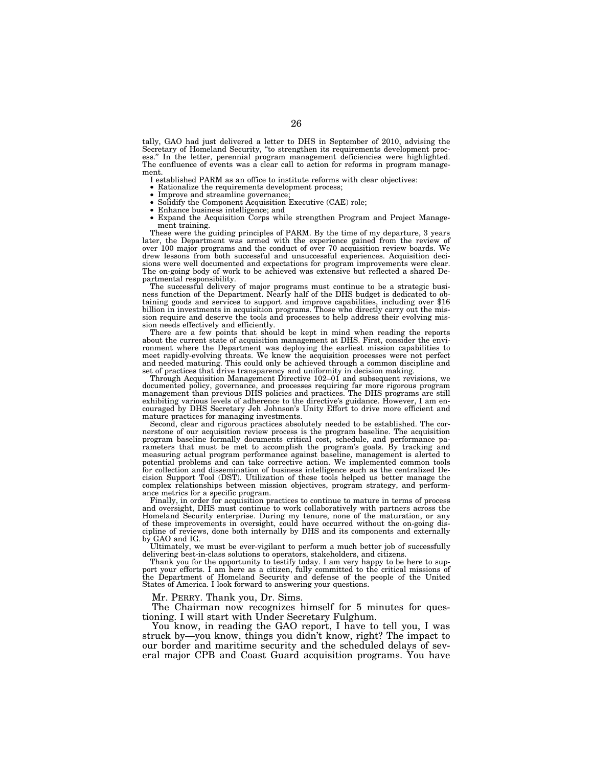tally, GAO had just delivered a letter to DHS in September of 2010, advising the Secretary of Homeland Security, "to strengthen its requirements development process." In the letter, perennial program management deficiencies were highlighted. The confluence of events was a clear call to action for reforms in program management.

I established PARM as an office to institute reforms with clear objectives:

- Rationalize the requirements development process;
- Improve and streamline governance;
- Solidify the Component Acquisition Executive (CAE) role;
- Enhance business intelligence; and
- Expand the Acquisition Corps while strengthen Program and Project Management training.

These were the guiding principles of PARM. By the time of my departure, 3 years later, the Department was armed with the experience gained from the review of over 100 major programs and the conduct of over 70 acquisition review boards. We drew lessons from both successful and unsuccessful experiences. Acquisition decisions were well documented and expectations for program improvements were clear. The on-going body of work to be achieved was extensive but reflected a shared Departmental responsibility.

The successful delivery of major programs must continue to be a strategic business function of the Department. Nearly half of the DHS budget is dedicated to obtaining goods and services to support and improve capabilities, including over $16 billion in investments in acquisition programs. Those who directly carry out the mission require and deserve the tools and processes to help address their evolving mission needs effectively and efficiently.

There are a few points that should be kept in mind when reading the reports about the current state of acquisition management at DHS. First, consider the environment where the Department was deploying the earliest mission capabilities to meet rapidly-evolving threats. We knew the acquisition processes were not perfect and needed maturing. This could only be achieved through a common discipline and set of practices that drive transparency and uniformity in decision making.

Through Acquisition Management Directive 102–01 and subsequent revisions, we documented policy, governance, and processes requiring far more rigorous program management than previous DHS policies and practices. The DHS programs are still exhibiting various levels of adherence to the directive's guidance. However, I am encouraged by DHS Secretary Jeh Johnson's Unity Effort to drive more efficient and mature practices for managing investments.

Second, clear and rigorous practices absolutely needed to be established. The cornerstone of our acquisition review process is the program baseline. The acquisition program baseline formally documents critical cost, schedule, and performance parameters that must be met to accomplish the program's goals. By tracking and measuring actual program performance against baseline, management is alerted to potential problems and can take corrective action. We implemented common tools for collection and dissemination of business intelligence such as the centralized Decision Support Tool (DST). Utilization of these tools helped us better manage the complex relationships between mission objectives, program strategy, and performance metrics for a specific program.

Finally, in order for acquisition practices to continue to mature in terms of process and oversight, DHS must continue to work collaboratively with partners across the Homeland Security enterprise. During my tenure, none of the maturation, or any of these improvements in oversight, could have occurred without the on-going discipline of reviews, done both internally by DHS and its components and externally by GAO and IG.

Ultimately, we must be ever-vigilant to perform a much better job of successfully delivering best-in-class solutions to operators, stakeholders, and citizens.

Thank you for the opportunity to testify today. I am very happy to be here to support your efforts. I am here as a citizen, fully committed to the critical missions of the Department of Homeland Security and defense of the people of the United States of America. I look forward to answering your questions.

Mr. PERRY. Thank you, Dr. Sims.

The Chairman now recognizes himself for 5 minutes for questioning. I will start with Under Secretary Fulghum.

You know, in reading the GAO report, I have to tell you, I was struck by—you know, things you didn't know, right? The impact to our border and maritime security and the scheduled delays of several major CPB and Coast Guard acquisition programs. You have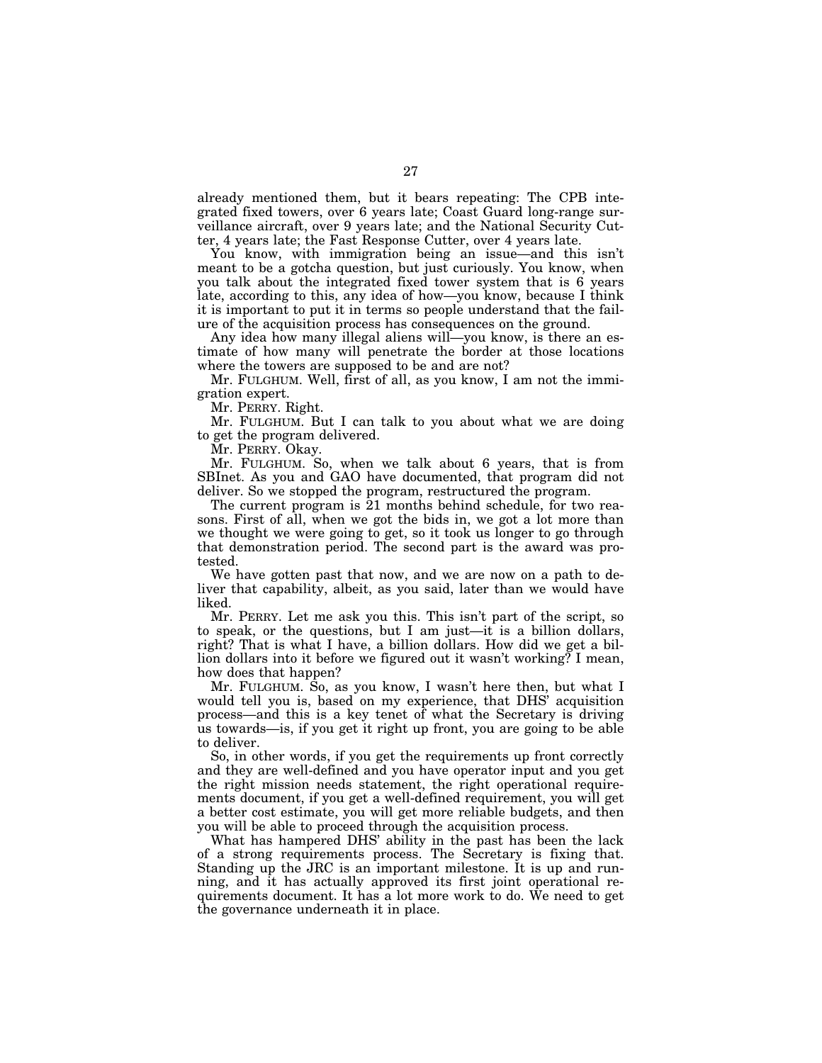already mentioned them, but it bears repeating: The CPB integrated fixed towers, over 6 years late; Coast Guard long-range surveillance aircraft, over 9 years late; and the National Security Cutter, 4 years late; the Fast Response Cutter, over 4 years late.

You know, with immigration being an issue—and this isn't meant to be a gotcha question, but just curiously. You know, when you talk about the integrated fixed tower system that is 6 years late, according to this, any idea of how—you know, because I think it is important to put it in terms so people understand that the failure of the acquisition process has consequences on the ground.

Any idea how many illegal aliens will—you know, is there an estimate of how many will penetrate the border at those locations where the towers are supposed to be and are not?

Mr. FULGHUM. Well, first of all, as you know, I am not the immigration expert.

Mr. PERRY. Right.

Mr. FULGHUM. But I can talk to you about what we are doing to get the program delivered.

Mr. PERRY. Okay.

Mr. FULGHUM. So, when we talk about 6 years, that is from SBInet. As you and GAO have documented, that program did not deliver. So we stopped the program, restructured the program.

The current program is 21 months behind schedule, for two reasons. First of all, when we got the bids in, we got a lot more than we thought we were going to get, so it took us longer to go through that demonstration period. The second part is the award was protested.

We have gotten past that now, and we are now on a path to deliver that capability, albeit, as you said, later than we would have liked.

Mr. PERRY. Let me ask you this. This isn't part of the script, so to speak, or the questions, but I am just—it is a billion dollars, right? That is what I have, a billion dollars. How did we get a billion dollars into it before we figured out it wasn't working? I mean, how does that happen?

Mr. FULGHUM. So, as you know, I wasn't here then, but what I would tell you is, based on my experience, that DHS' acquisition process—and this is a key tenet of what the Secretary is driving us towards—is, if you get it right up front, you are going to be able to deliver.

So, in other words, if you get the requirements up front correctly and they are well-defined and you have operator input and you get the right mission needs statement, the right operational requirements document, if you get a well-defined requirement, you will get a better cost estimate, you will get more reliable budgets, and then you will be able to proceed through the acquisition process.

What has hampered DHS' ability in the past has been the lack of a strong requirements process. The Secretary is fixing that. Standing up the JRC is an important milestone. It is up and running, and it has actually approved its first joint operational requirements document. It has a lot more work to do. We need to get the governance underneath it in place.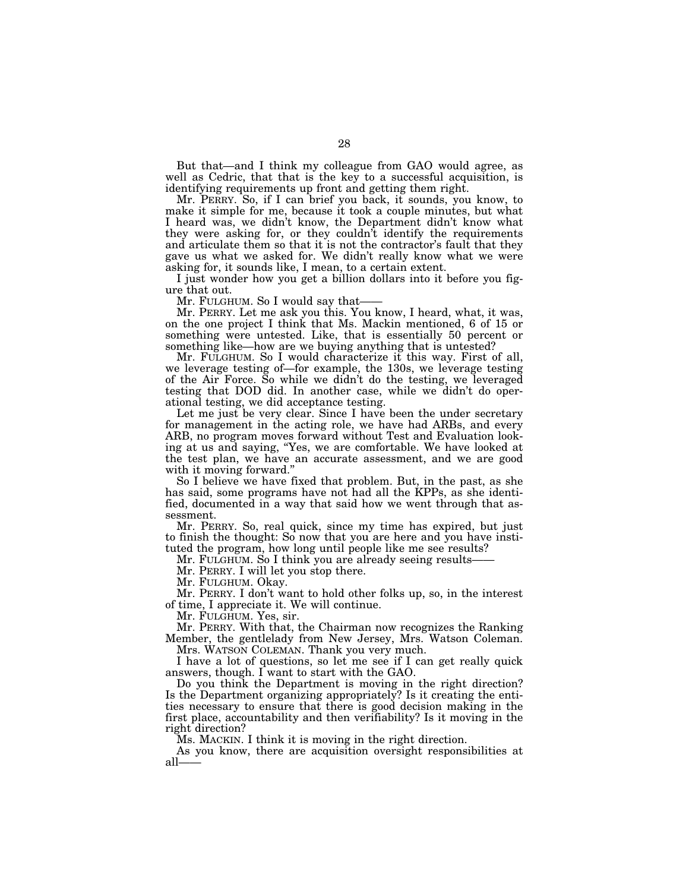But that—and I think my colleague from GAO would agree, as well as Cedric, that that is the key to a successful acquisition, is identifying requirements up front and getting them right.

Mr. PERRY. So, if I can brief you back, it sounds, you know, to make it simple for me, because it took a couple minutes, but what I heard was, we didn't know, the Department didn't know what they were asking for, or they couldn't identify the requirements and articulate them so that it is not the contractor's fault that they gave us what we asked for. We didn't really know what we were asking for, it sounds like, I mean, to a certain extent.

I just wonder how you get a billion dollars into it before you figure that out.

Mr. FULGHUM. So I would say that——

Mr. PERRY. Let me ask you this. You know, I heard, what, it was, on the one project I think that Ms. Mackin mentioned, 6 of 15 or something were untested. Like, that is essentially 50 percent or something like—how are we buying anything that is untested?

Mr. FULGHUM. So I would characterize it this way. First of all, we leverage testing of—for example, the 130s, we leverage testing of the Air Force. So while we didn't do the testing, we leveraged testing that DOD did. In another case, while we didn't do operational testing, we did acceptance testing.

Let me just be very clear. Since I have been the under secretary for management in the acting role, we have had ARBs, and every ARB, no program moves forward without Test and Evaluation looking at us and saying, "Yes, we are comfortable. We have looked at the test plan, we have an accurate assessment, and we are good with it moving forward."

So I believe we have fixed that problem. But, in the past, as she has said, some programs have not had all the KPPs, as she identified, documented in a way that said how we went through that assessment.

Mr. PERRY. So, real quick, since my time has expired, but just to finish the thought: So now that you are here and you have instituted the program, how long until people like me see results?

Mr. FULGHUM. So I think you are already seeing results——

Mr. PERRY. I will let you stop there.

Mr. FULGHUM. Okay.

Mr. PERRY. I don't want to hold other folks up, so, in the interest of time, I appreciate it. We will continue.

Mr. FULGHUM. Yes, sir.

Mr. PERRY. With that, the Chairman now recognizes the Ranking Member, the gentlelady from New Jersey, Mrs. Watson Coleman.

Mrs. WATSON COLEMAN. Thank you very much.

I have a lot of questions, so let me see if I can get really quick answers, though. I want to start with the GAO.

Do you think the Department is moving in the right direction? Is the Department organizing appropriately? Is it creating the entities necessary to ensure that there is good decision making in the first place, accountability and then verifiability? Is it moving in the right direction?

Ms. MACKIN. I think it is moving in the right direction.

As you know, there are acquisition oversight responsibilities at all——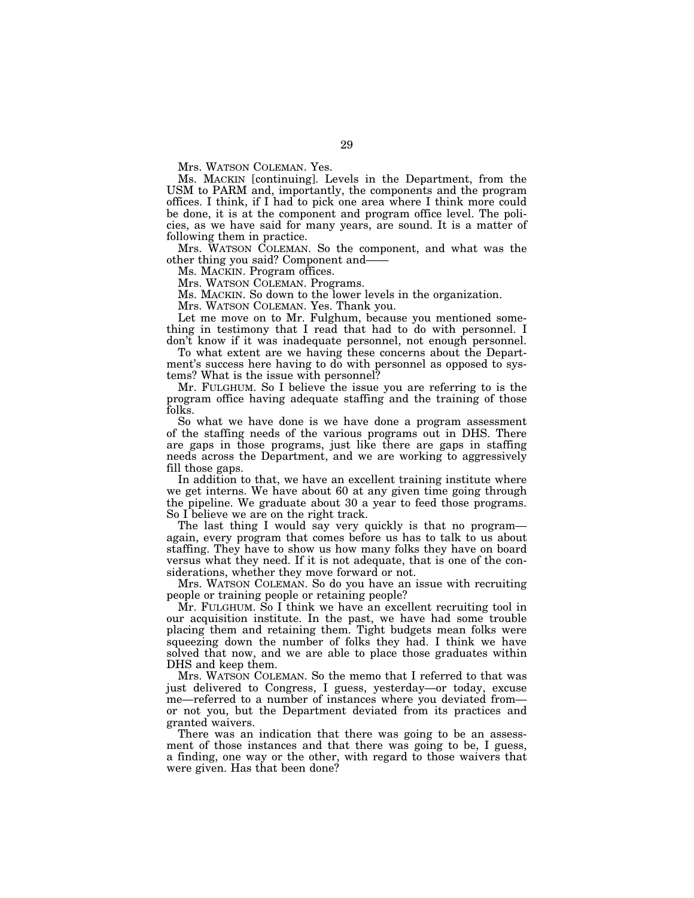Mrs. WATSON COLEMAN. Yes.

Ms. MACKIN [continuing]. Levels in the Department, from the USM to PARM and, importantly, the components and the program offices. I think, if I had to pick one area where I think more could be done, it is at the component and program office level. The policies, as we have said for many years, are sound. It is a matter of following them in practice.

Mrs. WATSON COLEMAN. So the component, and what was the other thing you said? Component and——

Ms. MACKIN. Program offices.

Mrs. WATSON COLEMAN. Programs.

Ms. MACKIN. So down to the lower levels in the organization.

Mrs. WATSON COLEMAN. Yes. Thank you.

Let me move on to Mr. Fulghum, because you mentioned something in testimony that I read that had to do with personnel. I don't know if it was inadequate personnel, not enough personnel.

To what extent are we having these concerns about the Department's success here having to do with personnel as opposed to systems? What is the issue with personnel?

Mr. FULGHUM. So I believe the issue you are referring to is the program office having adequate staffing and the training of those folks.

So what we have done is we have done a program assessment of the staffing needs of the various programs out in DHS. There are gaps in those programs, just like there are gaps in staffing needs across the Department, and we are working to aggressively fill those gaps.

In addition to that, we have an excellent training institute where we get interns. We have about 60 at any given time going through the pipeline. We graduate about 30 a year to feed those programs. So I believe we are on the right track.

The last thing I would say very quickly is that no program—again, every program that comes before us has to talk to us about staffing. They have to show us how many folks they have on board versus what they need. If it is not adequate, that is one of the considerations, whether they move forward or not.

Mrs. WATSON COLEMAN. So do you have an issue with recruiting people or training people or retaining people?

Mr. FULGHUM. So I think we have an excellent recruiting tool in our acquisition institute. In the past, we have had some trouble placing them and retaining them. Tight budgets mean folks were squeezing down the number of folks they had. I think we have solved that now, and we are able to place those graduates within DHS and keep them.

Mrs. WATSON COLEMAN. So the memo that I referred to that was just delivered to Congress, I guess, yesterday—or today, excuse me—referred to a number of instances where you deviated from—or not you, but the Department deviated from its practices and granted waivers.

There was an indication that there was going to be an assessment of those instances and that there was going to be, I guess, a finding, one way or the other, with regard to those waivers that were given. Has that been done?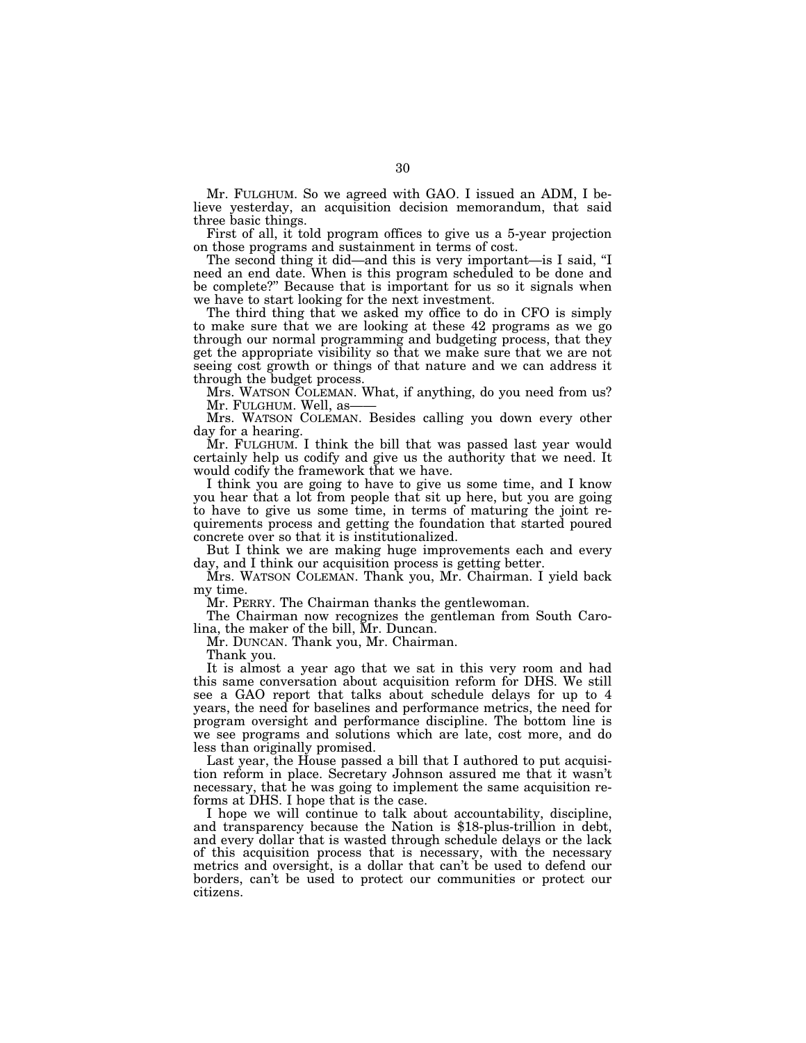Mr. FULGHUM. So we agreed with GAO. I issued an ADM, I believe yesterday, an acquisition decision memorandum, that said three basic things.

First of all, it told program offices to give us a 5-year projection on those programs and sustainment in terms of cost.

The second thing it did—and this is very important—is I said, "I need an end date. When is this program scheduled to be done and be complete?" Because that is important for us so it signals when we have to start looking for the next investment.

The third thing that we asked my office to do in CFO is simply to make sure that we are looking at these 42 programs as we go through our normal programming and budgeting process, that they get the appropriate visibility so that we make sure that we are not seeing cost growth or things of that nature and we can address it through the budget process.

Mrs. WATSON COLEMAN. What, if anything, do you need from us?

Mr. FULGHUM. Well, as——

Mrs. WATSON COLEMAN. Besides calling you down every other day for a hearing.

Mr. FULGHUM. I think the bill that was passed last year would certainly help us codify and give us the authority that we need. It would codify the framework that we have.

I think you are going to have to give us some time, and I know you hear that a lot from people that sit up here, but you are going to have to give us some time, in terms of maturing the joint requirements process and getting the foundation that started poured concrete over so that it is institutionalized.

But I think we are making huge improvements each and every day, and I think our acquisition process is getting better.

Mrs. WATSON COLEMAN. Thank you, Mr. Chairman. I yield back my time.

Mr. PERRY. The Chairman thanks the gentlewoman.

The Chairman now recognizes the gentleman from South Carolina, the maker of the bill, Mr. Duncan.

Mr. DUNCAN. Thank you, Mr. Chairman.

Thank you.

It is almost a year ago that we sat in this very room and had this same conversation about acquisition reform for DHS. We still see a GAO report that talks about schedule delays for up to 4 years, the need for baselines and performance metrics, the need for program oversight and performance discipline. The bottom line is we see programs and solutions which are late, cost more, and do less than originally promised.

Last year, the House passed a bill that I authored to put acquisition reform in place. Secretary Johnson assured me that it wasn't necessary, that he was going to implement the same acquisition reforms at DHS. I hope that is the case.

I hope we will continue to talk about accountability, discipline, and transparency because the Nation is $18-plus-trillion in debt, and every dollar that is wasted through schedule delays or the lack of this acquisition process that is necessary, with the necessary metrics and oversight, is a dollar that can't be used to defend our borders, can't be used to protect our communities or protect our citizens.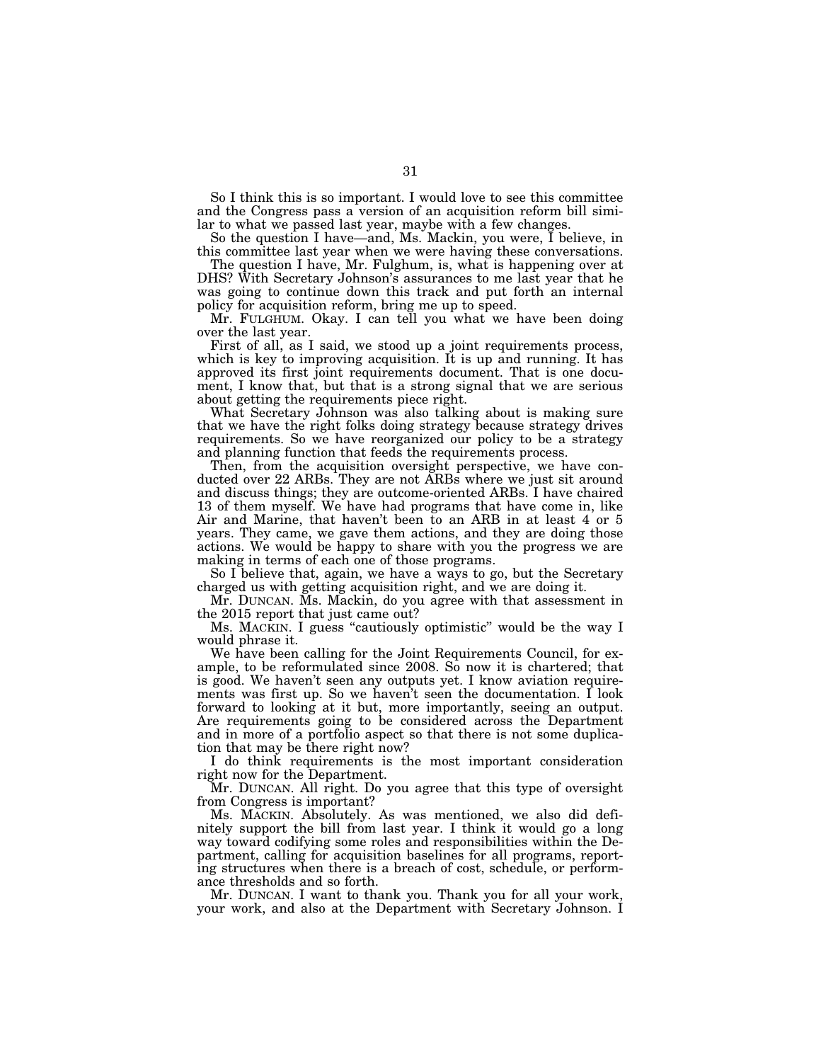So I think this is so important. I would love to see this committee and the Congress pass a version of an acquisition reform bill similar to what we passed last year, maybe with a few changes.

So the question I have—and, Ms. Mackin, you were, I believe, in this committee last year when we were having these conversations.

The question I have, Mr. Fulghum, is, what is happening over at DHS? With Secretary Johnson's assurances to me last year that he was going to continue down this track and put forth an internal policy for acquisition reform, bring me up to speed.

Mr. FULGHUM. Okay. I can tell you what we have been doing over the last year.

First of all, as I said, we stood up a joint requirements process, which is key to improving acquisition. It is up and running. It has approved its first joint requirements document. That is one document, I know that, but that is a strong signal that we are serious about getting the requirements piece right.

What Secretary Johnson was also talking about is making sure that we have the right folks doing strategy because strategy drives requirements. So we have reorganized our policy to be a strategy and planning function that feeds the requirements process.

Then, from the acquisition oversight perspective, we have conducted over 22 ARBs. They are not ARBs where we just sit around and discuss things; they are outcome-oriented ARBs. I have chaired 13 of them myself. We have had programs that have come in, like Air and Marine, that haven't been to an ARB in at least 4 or 5 years. They came, we gave them actions, and they are doing those actions. We would be happy to share with you the progress we are making in terms of each one of those programs.

So I believe that, again, we have a ways to go, but the Secretary charged us with getting acquisition right, and we are doing it.

Mr. DUNCAN. Ms. Mackin, do you agree with that assessment in the 2015 report that just came out?

Ms. MACKIN. I guess "cautiously optimistic" would be the way I would phrase it.

We have been calling for the Joint Requirements Council, for example, to be reformulated since 2008. So now it is chartered; that is good. We haven't seen any outputs yet. I know aviation requirements was first up. So we haven't seen the documentation. I look forward to looking at it but, more importantly, seeing an output. Are requirements going to be considered across the Department and in more of a portfolio aspect so that there is not some duplication that may be there right now?

I do think requirements is the most important consideration right now for the Department.

Mr. DUNCAN. All right. Do you agree that this type of oversight from Congress is important?

Ms. MACKIN. Absolutely. As was mentioned, we also did definitely support the bill from last year. I think it would go a long way toward codifying some roles and responsibilities within the Department, calling for acquisition baselines for all programs, reporting structures when there is a breach of cost, schedule, or performance thresholds and so forth.

Mr. DUNCAN. I want to thank you. Thank you for all your work, your work, and also at the Department with Secretary Johnson. I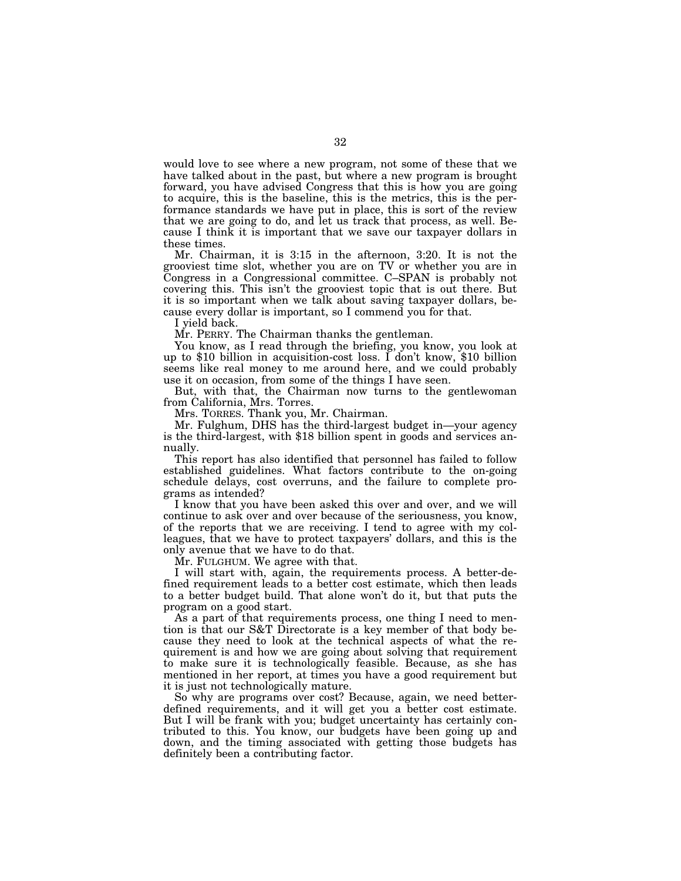would love to see where a new program, not some of these that we have talked about in the past, but where a new program is brought forward, you have advised Congress that this is how you are going to acquire, this is the baseline, this is the metrics, this is the performance standards we have put in place, this is sort of the review that we are going to do, and let us track that process, as well. Because I think it is important that we save our taxpayer dollars in these times.

Mr. Chairman, it is 3:15 in the afternoon, 3:20. It is not the grooviest time slot, whether you are on TV or whether you are in Congress in a Congressional committee. C–SPAN is probably not covering this. This isn't the grooviest topic that is out there. But it is so important when we talk about saving taxpayer dollars, because every dollar is important, so I commend you for that.

I yield back.

Mr. PERRY. The Chairman thanks the gentleman.

You know, as I read through the briefing, you know, you look at up to $10 billion in acquisition-cost loss. I don't know, $10 billion seems like real money to me around here, and we could probably use it on occasion, from some of the things I have seen.

But, with that, the Chairman now turns to the gentlewoman from California, Mrs. Torres.

Mrs. TORRES. Thank you, Mr. Chairman.

Mr. Fulghum, DHS has the third-largest budget in—your agency is the third-largest, with $18 billion spent in goods and services annually.

This report has also identified that personnel has failed to follow established guidelines. What factors contribute to the on-going schedule delays, cost overruns, and the failure to complete programs as intended?

I know that you have been asked this over and over, and we will continue to ask over and over because of the seriousness, you know, of the reports that we are receiving. I tend to agree with my colleagues, that we have to protect taxpayers' dollars, and this is the only avenue that we have to do that.

Mr. FULGHUM. We agree with that.

I will start with, again, the requirements process. A better-defined requirement leads to a better cost estimate, which then leads to a better budget build. That alone won't do it, but that puts the program on a good start.

As a part of that requirements process, one thing I need to mention is that our S&T Directorate is a key member of that body because they need to look at the technical aspects of what the requirement is and how we are going about solving that requirement to make sure it is technologically feasible. Because, as she has mentioned in her report, at times you have a good requirement but it is just not technologically mature.

So why are programs over cost? Because, again, we need better-defined requirements, and it will get you a better cost estimate. But I will be frank with you; budget uncertainty has certainly contributed to this. You know, our budgets have been going up and down, and the timing associated with getting those budgets has definitely been a contributing factor.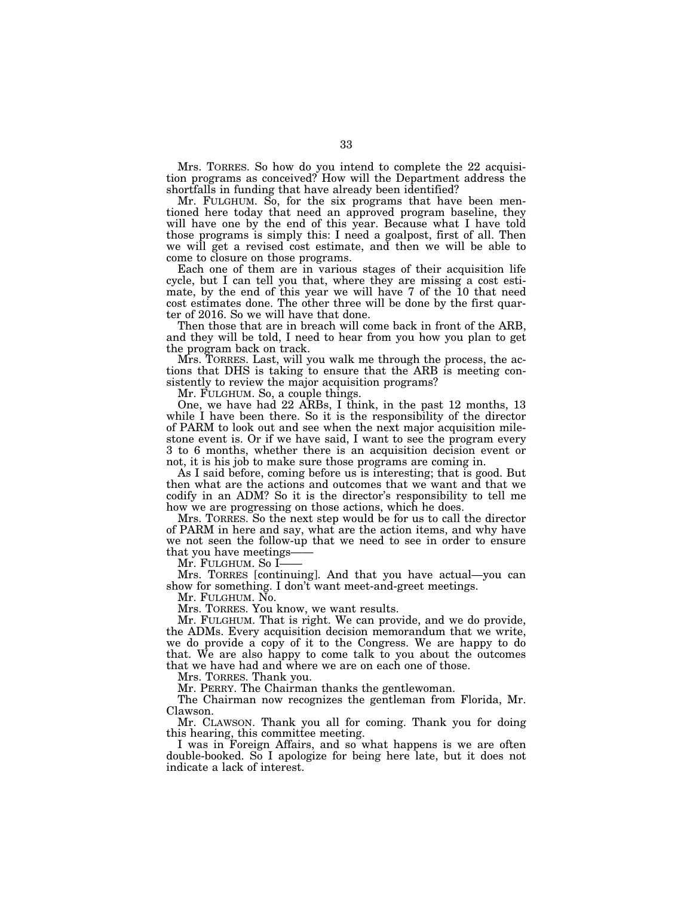Mrs. TORRES. So how do you intend to complete the 22 acquisition programs as conceived? How will the Department address the shortfalls in funding that have already been identified?

Mr. FULGHUM. So, for the six programs that have been mentioned here today that need an approved program baseline, they will have one by the end of this year. Because what I have told those programs is simply this: I need a goalpost, first of all. Then we will get a revised cost estimate, and then we will be able to come to closure on those programs.

Each one of them are in various stages of their acquisition life cycle, but I can tell you that, where they are missing a cost estimate, by the end of this year we will have 7 of the 10 that need cost estimates done. The other three will be done by the first quarter of 2016. So we will have that done.

Then those that are in breach will come back in front of the ARB, and they will be told, I need to hear from you how you plan to get the program back on track.

Mrs. TORRES. Last, will you walk me through the process, the actions that DHS is taking to ensure that the ARB is meeting consistently to review the major acquisition programs?

Mr. FULGHUM. So, a couple things.

One, we have had 22 ARBs, I think, in the past 12 months, 13 while I have been there. So it is the responsibility of the director of PARM to look out and see when the next major acquisition milestone event is. Or if we have said, I want to see the program every 3 to 6 months, whether there is an acquisition decision event or not, it is his job to make sure those programs are coming in.

As I said before, coming before us is interesting; that is good. But then what are the actions and outcomes that we want and that we codify in an ADM? So it is the director's responsibility to tell me how we are progressing on those actions, which he does.

Mrs. TORRES. So the next step would be for us to call the director of PARM in here and say, what are the action items, and why have we not seen the follow-up that we need to see in order to ensure that you have meetings——

Mr. FULGHUM. So I——

Mrs. TORRES [continuing]. And that you have actual—you can show for something. I don't want meet-and-greet meetings.

Mr. FULGHUM. No.

Mrs. TORRES. You know, we want results.

Mr. FULGHUM. That is right. We can provide, and we do provide, the ADMs. Every acquisition decision memorandum that we write, we do provide a copy of it to the Congress. We are happy to do that. We are also happy to come talk to you about the outcomes that we have had and where we are on each one of those.

Mrs. TORRES. Thank you.

Mr. PERRY. The Chairman thanks the gentlewoman.

The Chairman now recognizes the gentleman from Florida, Mr. Clawson.

Mr. CLAWSON. Thank you all for coming. Thank you for doing this hearing, this committee meeting.

I was in Foreign Affairs, and so what happens is we are often double-booked. So I apologize for being here late, but it does not indicate a lack of interest.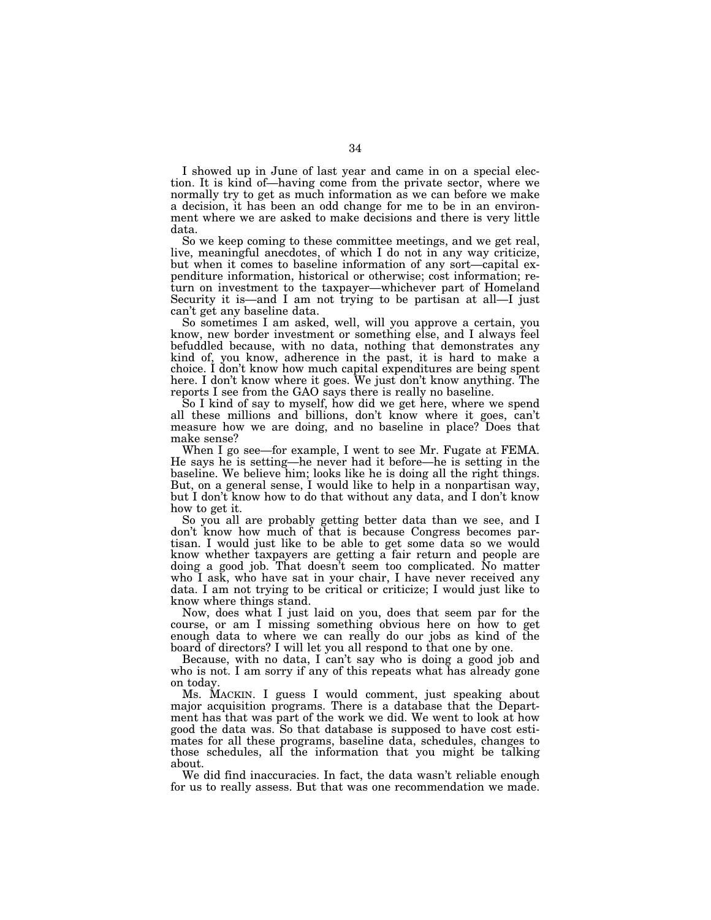I showed up in June of last year and came in on a special election. It is kind of—having come from the private sector, where we normally try to get as much information as we can before we make a decision, it has been an odd change for me to be in an environment where we are asked to make decisions and there is very little data.

So we keep coming to these committee meetings, and we get real, live, meaningful anecdotes, of which I do not in any way criticize, but when it comes to baseline information of any sort—capital expenditure information, historical or otherwise; cost information; return on investment to the taxpayer—whichever part of Homeland Security it is—and I am not trying to be partisan at all—I just can't get any baseline data.

So sometimes I am asked, well, will you approve a certain, you know, new border investment or something else, and I always feel befuddled because, with no data, nothing that demonstrates any kind of, you know, adherence in the past, it is hard to make a choice. I don't know how much capital expenditures are being spent here. I don't know where it goes. We just don't know anything. The reports I see from the GAO says there is really no baseline.

So I kind of say to myself, how did we get here, where we spend all these millions and billions, don't know where it goes, can't measure how we are doing, and no baseline in place? Does that make sense?

When I go see—for example, I went to see Mr. Fugate at FEMA. He says he is setting—he never had it before—he is setting in the baseline. We believe him; looks like he is doing all the right things. But, on a general sense, I would like to help in a nonpartisan way, but I don't know how to do that without any data, and I don't know how to get it.

So you all are probably getting better data than we see, and I don't know how much of that is because Congress becomes partisan. I would just like to be able to get some data so we would know whether taxpayers are getting a fair return and people are doing a good job. That doesn't seem too complicated. No matter who I ask, who have sat in your chair, I have never received any data. I am not trying to be critical or criticize; I would just like to know where things stand.

Now, does what I just laid on you, does that seem par for the course, or am I missing something obvious here on how to get enough data to where we can really do our jobs as kind of the board of directors? I will let you all respond to that one by one.

Because, with no data, I can't say who is doing a good job and who is not. I am sorry if any of this repeats what has already gone on today.

Ms. MACKIN. I guess I would comment, just speaking about major acquisition programs. There is a database that the Department has that was part of the work we did. We went to look at how good the data was. So that database is supposed to have cost estimates for all these programs, baseline data, schedules, changes to those schedules, all the information that you might be talking about.

We did find inaccuracies. In fact, the data wasn't reliable enough for us to really assess. But that was one recommendation we made.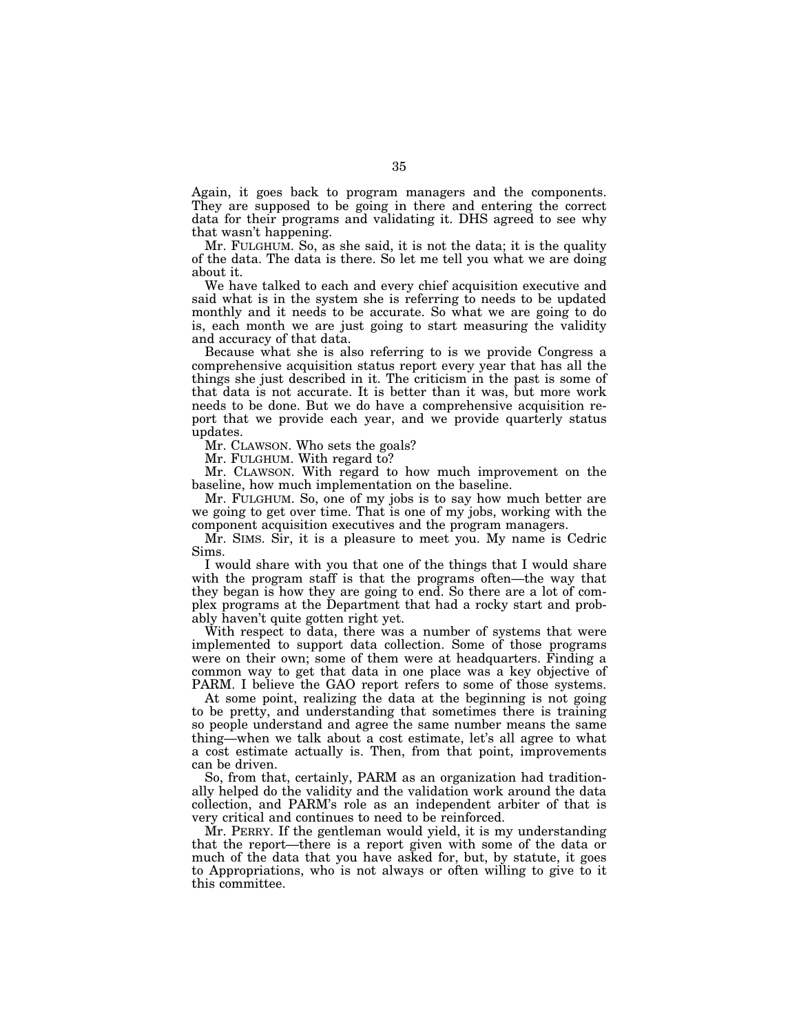Again, it goes back to program managers and the components. They are supposed to be going in there and entering the correct data for their programs and validating it. DHS agreed to see why that wasn't happening.

Mr. FULGHUM. So, as she said, it is not the data; it is the quality of the data. The data is there. So let me tell you what we are doing about it.

We have talked to each and every chief acquisition executive and said what is in the system she is referring to needs to be updated monthly and it needs to be accurate. So what we are going to do is, each month we are just going to start measuring the validity and accuracy of that data.

Because what she is also referring to is we provide Congress a comprehensive acquisition status report every year that has all the things she just described in it. The criticism in the past is some of that data is not accurate. It is better than it was, but more work needs to be done. But we do have a comprehensive acquisition report that we provide each year, and we provide quarterly status updates.

Mr. CLAWSON. Who sets the goals?

Mr. FULGHUM. With regard to?

Mr. CLAWSON. With regard to how much improvement on the baseline, how much implementation on the baseline.

Mr. FULGHUM. So, one of my jobs is to say how much better are we going to get over time. That is one of my jobs, working with the component acquisition executives and the program managers.

Mr. SIMS. Sir, it is a pleasure to meet you. My name is Cedric Sims.

I would share with you that one of the things that I would share with the program staff is that the programs often—the way that they began is how they are going to end. So there are a lot of complex programs at the Department that had a rocky start and probably haven't quite gotten right yet.

With respect to data, there was a number of systems that were implemented to support data collection. Some of those programs were on their own; some of them were at headquarters. Finding a common way to get that data in one place was a key objective of PARM. I believe the GAO report refers to some of those systems.

At some point, realizing the data at the beginning is not going to be pretty, and understanding that sometimes there is training so people understand and agree the same number means the same thing—when we talk about a cost estimate, let's all agree to what a cost estimate actually is. Then, from that point, improvements can be driven.

So, from that, certainly, PARM as an organization had traditionally helped do the validity and the validation work around the data collection, and PARM's role as an independent arbiter of that is very critical and continues to need to be reinforced.

Mr. PERRY. If the gentleman would yield, it is my understanding that the report—there is a report given with some of the data or much of the data that you have asked for, but, by statute, it goes to Appropriations, who is not always or often willing to give to it this committee.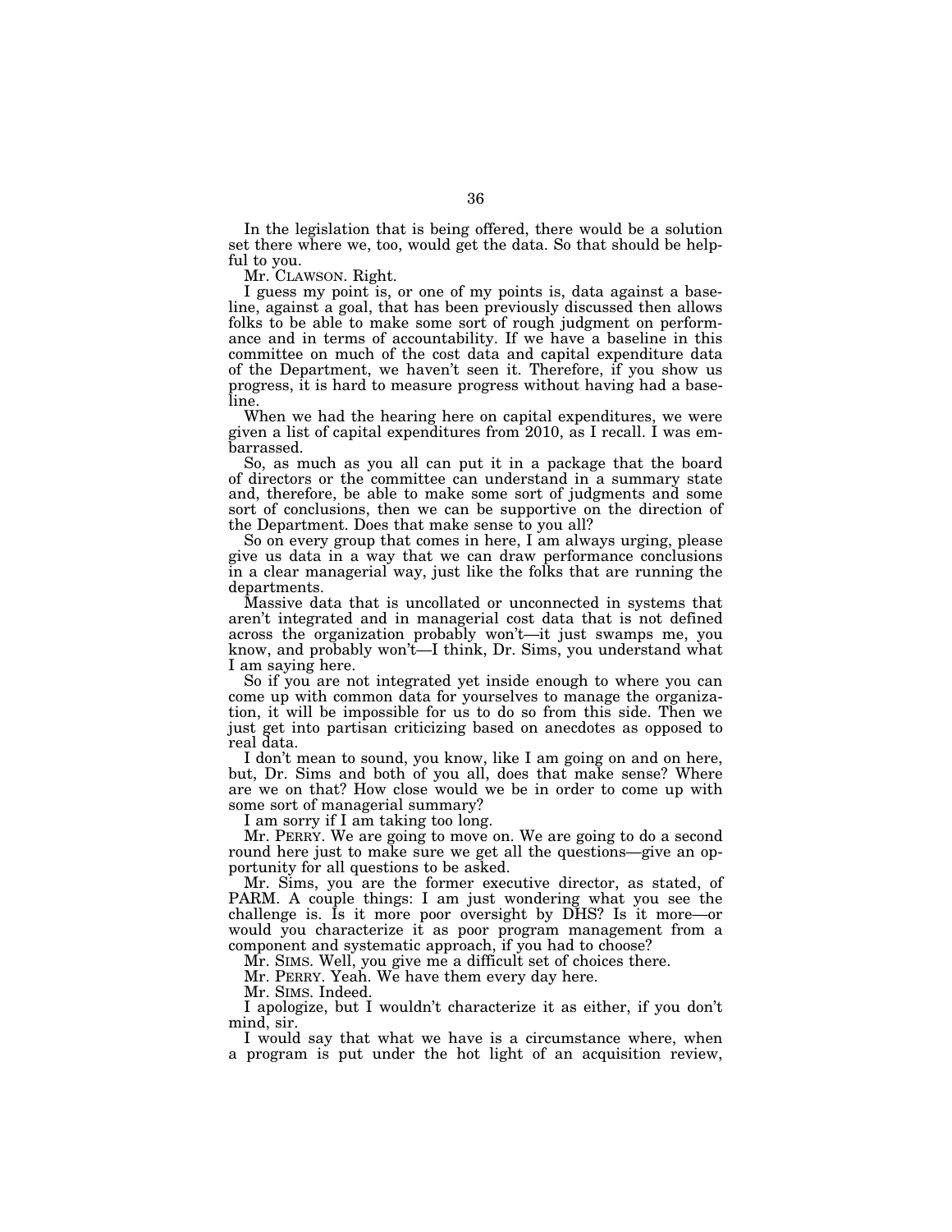In the legislation that is being offered, there would be a solution set there where we, too, would get the data. So that should be helpful to you.

Mr. CLAWSON. Right.

I guess my point is, or one of my points is, data against a baseline, against a goal, that has been previously discussed then allows folks to be able to make some sort of rough judgment on performance and in terms of accountability. If we have a baseline in this committee on much of the cost data and capital expenditure data of the Department, we haven't seen it. Therefore, if you show us progress, it is hard to measure progress without having had a baseline.

When we had the hearing here on capital expenditures, we were given a list of capital expenditures from 2010, as I recall. I was embarrassed.

So, as much as you all can put it in a package that the board of directors or the committee can understand in a summary state and, therefore, be able to make some sort of judgments and some sort of conclusions, then we can be supportive on the direction of the Department. Does that make sense to you all?

So on every group that comes in here, I am always urging, please give us data in a way that we can draw performance conclusions in a clear managerial way, just like the folks that are running the departments.

Massive data that is uncollated or unconnected in systems that aren't integrated and in managerial cost data that is not defined across the organization probably won't—it just swamps me, you know, and probably won't—I think, Dr. Sims, you understand what I am saying here.

So if you are not integrated yet inside enough to where you can come up with common data for yourselves to manage the organization, it will be impossible for us to do so from this side. Then we just get into partisan criticizing based on anecdotes as opposed to real data.

I don't mean to sound, you know, like I am going on and on here, but, Dr. Sims and both of you all, does that make sense? Where are we on that? How close would we be in order to come up with some sort of managerial summary?

I am sorry if I am taking too long.

Mr. PERRY. We are going to move on. We are going to do a second round here just to make sure we get all the questions—give an opportunity for all questions to be asked.

Mr. Sims, you are the former executive director, as stated, of PARM. A couple things: I am just wondering what you see the challenge is. Is it more poor oversight by DHS? Is it more—or would you characterize it as poor program management from a component and systematic approach, if you had to choose?

Mr. SIMS. Well, you give me a difficult set of choices there.

Mr. PERRY. Yeah. We have them every day here.

Mr. SIMS. Indeed.

I apologize, but I wouldn't characterize it as either, if you don't mind, sir.

I would say that what we have is a circumstance where, when a program is put under the hot light of an acquisition review,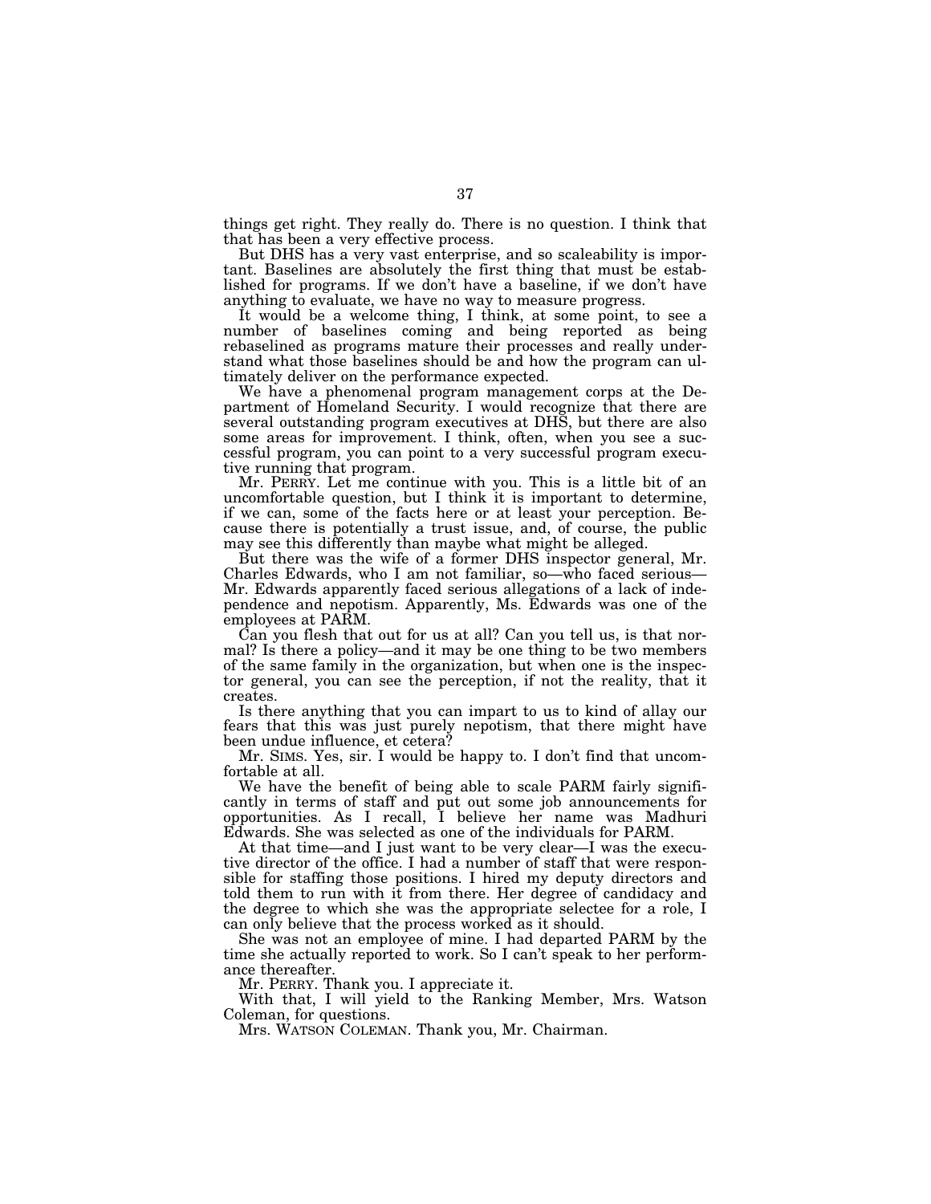things get right. They really do. There is no question. I think that that has been a very effective process.

But DHS has a very vast enterprise, and so scaleability is important. Baselines are absolutely the first thing that must be established for programs. If we don't have a baseline, if we don't have anything to evaluate, we have no way to measure progress.

It would be a welcome thing, I think, at some point, to see a number of baselines coming and being reported as being rebaselined as programs mature their processes and really understand what those baselines should be and how the program can ultimately deliver on the performance expected.

We have a phenomenal program management corps at the Department of Homeland Security. I would recognize that there are several outstanding program executives at DHS, but there are also some areas for improvement. I think, often, when you see a successful program, you can point to a very successful program executive running that program.

Mr. PERRY. Let me continue with you. This is a little bit of an uncomfortable question, but I think it is important to determine, if we can, some of the facts here or at least your perception. Because there is potentially a trust issue, and, of course, the public may see this differently than maybe what might be alleged.

But there was the wife of a former DHS inspector general, Mr. Charles Edwards, who I am not familiar, so—who faced serious—Mr. Edwards apparently faced serious allegations of a lack of independence and nepotism. Apparently, Ms. Edwards was one of the employees at PARM.

Can you flesh that out for us at all? Can you tell us, is that normal? Is there a policy—and it may be one thing to be two members of the same family in the organization, but when one is the inspector general, you can see the perception, if not the reality, that it creates.

Is there anything that you can impart to us to kind of allay our fears that this was just purely nepotism, that there might have been undue influence, et cetera?

Mr. SIMS. Yes, sir. I would be happy to. I don't find that uncomfortable at all.

We have the benefit of being able to scale PARM fairly significantly in terms of staff and put out some job announcements for opportunities. As I recall, I believe her name was Madhuri Edwards. She was selected as one of the individuals for PARM.

At that time—and I just want to be very clear—I was the executive director of the office. I had a number of staff that were responsible for staffing those positions. I hired my deputy directors and told them to run with it from there. Her degree of candidacy and the degree to which she was the appropriate selectee for a role, I can only believe that the process worked as it should.

She was not an employee of mine. I had departed PARM by the time she actually reported to work. So I can't speak to her performance thereafter.

Mr. PERRY. Thank you. I appreciate it.

With that, I will yield to the Ranking Member, Mrs. Watson Coleman, for questions.

Mrs. WATSON COLEMAN. Thank you, Mr. Chairman.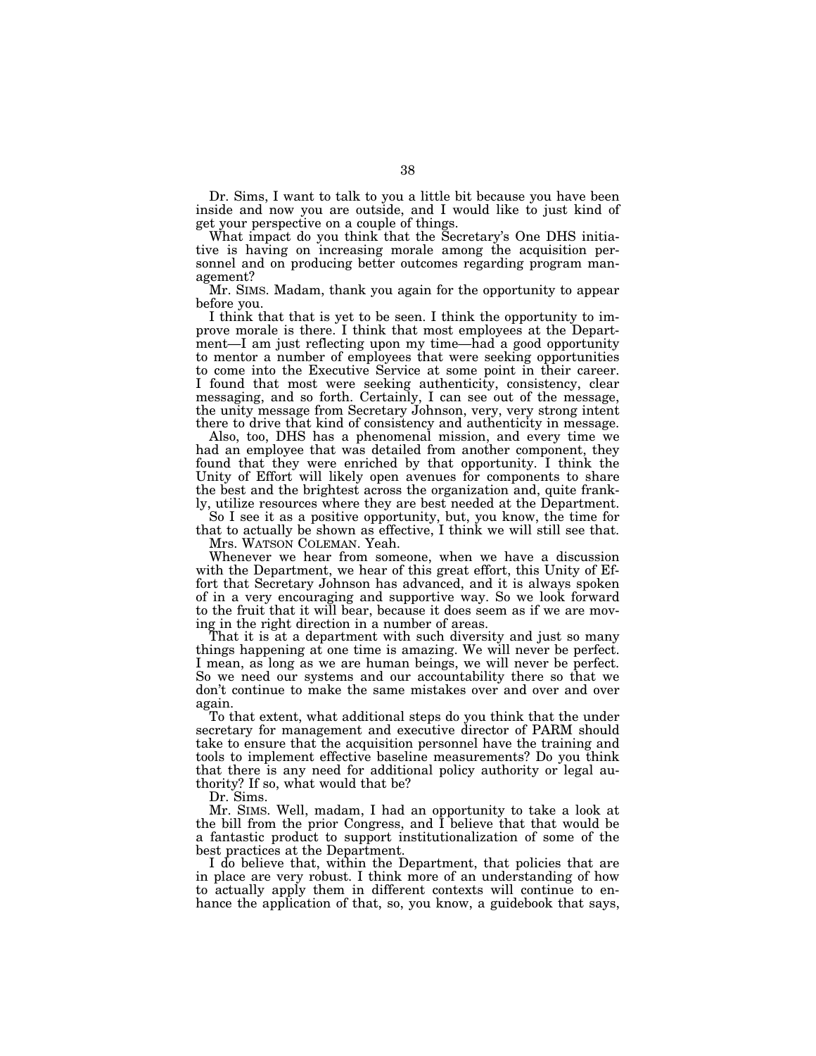Dr. Sims, I want to talk to you a little bit because you have been inside and now you are outside, and I would like to just kind of get your perspective on a couple of things.

What impact do you think that the Secretary's One DHS initiative is having on increasing morale among the acquisition personnel and on producing better outcomes regarding program management?

Mr. SIMS. Madam, thank you again for the opportunity to appear before you.

I think that that is yet to be seen. I think the opportunity to improve morale is there. I think that most employees at the Department—I am just reflecting upon my time—had a good opportunity to mentor a number of employees that were seeking opportunities to come into the Executive Service at some point in their career. I found that most were seeking authenticity, consistency, clear messaging, and so forth. Certainly, I can see out of the message, the unity message from Secretary Johnson, very, very strong intent there to drive that kind of consistency and authenticity in message.

Also, too, DHS has a phenomenal mission, and every time we had an employee that was detailed from another component, they found that they were enriched by that opportunity. I think the Unity of Effort will likely open avenues for components to share the best and the brightest across the organization and, quite frankly, utilize resources where they are best needed at the Department.

So I see it as a positive opportunity, but, you know, the time for that to actually be shown as effective, I think we will still see that.

Mrs. WATSON COLEMAN. Yeah.

Whenever we hear from someone, when we have a discussion with the Department, we hear of this great effort, this Unity of Effort that Secretary Johnson has advanced, and it is always spoken of in a very encouraging and supportive way. So we look forward to the fruit that it will bear, because it does seem as if we are moving in the right direction in a number of areas.

That it is at a department with such diversity and just so many things happening at one time is amazing. We will never be perfect. I mean, as long as we are human beings, we will never be perfect. So we need our systems and our accountability there so that we don't continue to make the same mistakes over and over and over again.

To that extent, what additional steps do you think that the under secretary for management and executive director of PARM should take to ensure that the acquisition personnel have the training and tools to implement effective baseline measurements? Do you think that there is any need for additional policy authority or legal authority? If so, what would that be?

Dr. Sims.

Mr. SIMS. Well, madam, I had an opportunity to take a look at the bill from the prior Congress, and I believe that that would be a fantastic product to support institutionalization of some of the best practices at the Department.

I do believe that, within the Department, that policies that are in place are very robust. I think more of an understanding of how to actually apply them in different contexts will continue to enhance the application of that, so, you know, a guidebook that says,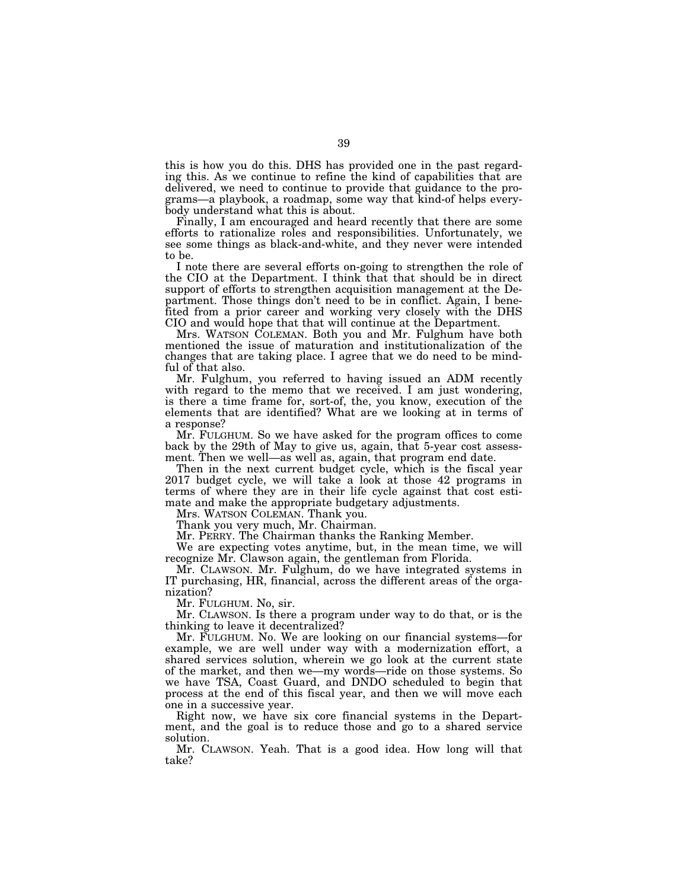this is how you do this. DHS has provided one in the past regarding this. As we continue to refine the kind of capabilities that are delivered, we need to continue to provide that guidance to the programs—a playbook, a roadmap, some way that kind-of helps everybody understand what this is about.

Finally, I am encouraged and heard recently that there are some efforts to rationalize roles and responsibilities. Unfortunately, we see some things as black-and-white, and they never were intended to be.

I note there are several efforts on-going to strengthen the role of the CIO at the Department. I think that that should be in direct support of efforts to strengthen acquisition management at the Department. Those things don't need to be in conflict. Again, I benefited from a prior career and working very closely with the DHS CIO and would hope that that will continue at the Department.

Mrs. WATSON COLEMAN. Both you and Mr. Fulghum have both mentioned the issue of maturation and institutionalization of the changes that are taking place. I agree that we do need to be mindful of that also.

Mr. Fulghum, you referred to having issued an ADM recently with regard to the memo that we received. I am just wondering, is there a time frame for, sort-of, the, you know, execution of the elements that are identified? What are we looking at in terms of a response?

Mr. FULGHUM. So we have asked for the program offices to come back by the 29th of May to give us, again, that 5-year cost assessment. Then we well—as well as, again, that program end date.

Then in the next current budget cycle, which is the fiscal year 2017 budget cycle, we will take a look at those 42 programs in terms of where they are in their life cycle against that cost estimate and make the appropriate budgetary adjustments.

Mrs. WATSON COLEMAN. Thank you.

Thank you very much, Mr. Chairman.

Mr. PERRY. The Chairman thanks the Ranking Member.

We are expecting votes anytime, but, in the mean time, we will recognize Mr. Clawson again, the gentleman from Florida.

Mr. CLAWSON. Mr. Fulghum, do we have integrated systems in IT purchasing, HR, financial, across the different areas of the organization?

Mr. FULGHUM. No, sir.

Mr. CLAWSON. Is there a program under way to do that, or is the thinking to leave it decentralized?

Mr. FULGHUM. No. We are looking on our financial systems—for example, we are well under way with a modernization effort, a shared services solution, wherein we go look at the current state of the market, and then we—my words—ride on those systems. So we have TSA, Coast Guard, and DNDO scheduled to begin that process at the end of this fiscal year, and then we will move each one in a successive year.

Right now, we have six core financial systems in the Department, and the goal is to reduce those and go to a shared service solution.

Mr. CLAWSON. Yeah. That is a good idea. How long will that take?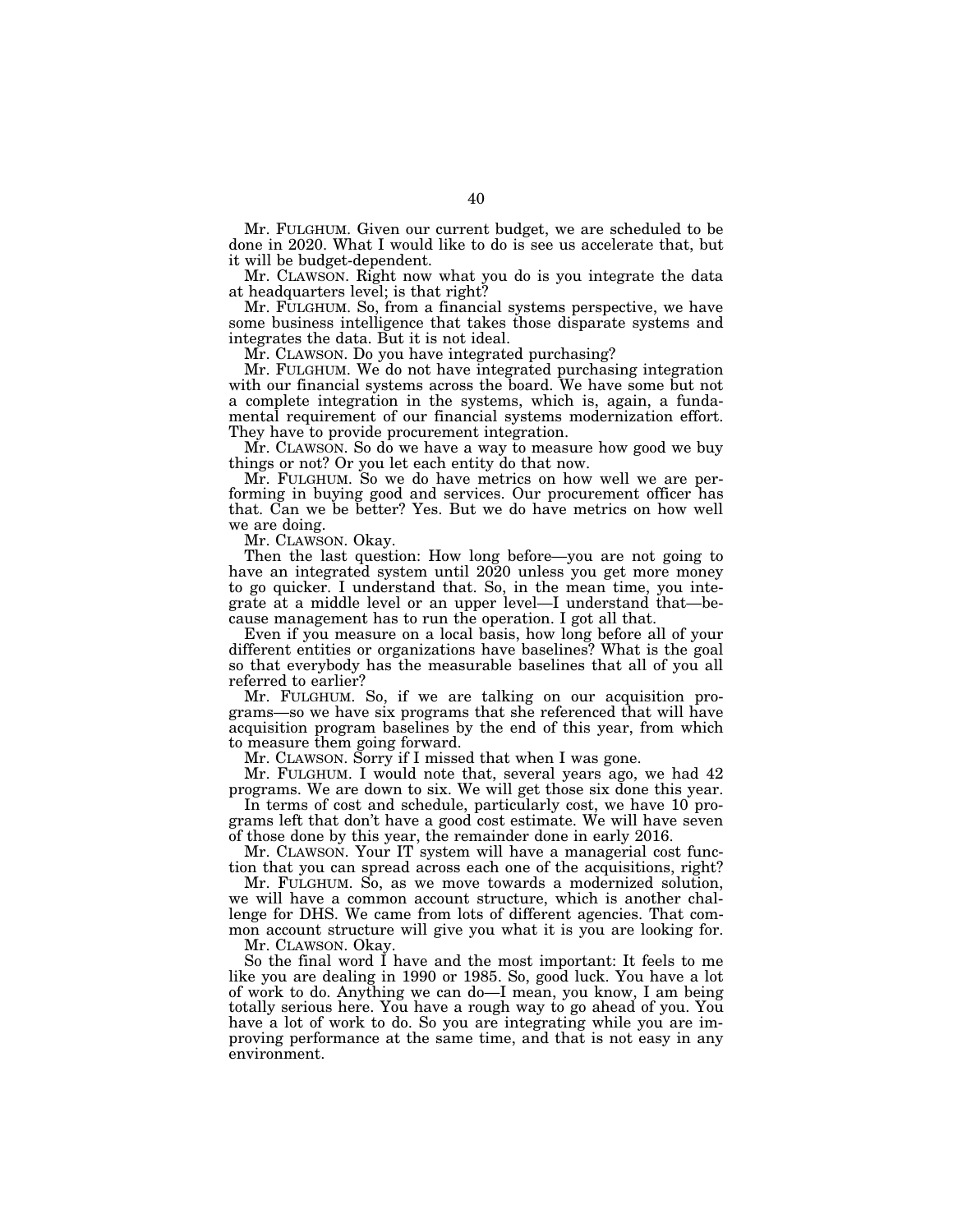Mr. FULGHUM. Given our current budget, we are scheduled to be done in 2020. What I would like to do is see us accelerate that, but it will be budget-dependent.

Mr. CLAWSON. Right now what you do is you integrate the data at headquarters level; is that right?

Mr. FULGHUM. So, from a financial systems perspective, we have some business intelligence that takes those disparate systems and integrates the data. But it is not ideal.

Mr. CLAWSON. Do you have integrated purchasing?

Mr. FULGHUM. We do not have integrated purchasing integration with our financial systems across the board. We have some but not a complete integration in the systems, which is, again, a fundamental requirement of our financial systems modernization effort. They have to provide procurement integration.

Mr. CLAWSON. So do we have a way to measure how good we buy things or not? Or you let each entity do that now.

Mr. FULGHUM. So we do have metrics on how well we are performing in buying good and services. Our procurement officer has that. Can we be better? Yes. But we do have metrics on how well we are doing.

Mr. CLAWSON. Okay.

Then the last question: How long before—you are not going to have an integrated system until 2020 unless you get more money to go quicker. I understand that. So, in the mean time, you integrate at a middle level or an upper level—I understand that—because management has to run the operation. I got all that.

Even if you measure on a local basis, how long before all of your different entities or organizations have baselines? What is the goal so that everybody has the measurable baselines that all of you all referred to earlier?

Mr. FULGHUM. So, if we are talking on our acquisition programs—so we have six programs that she referenced that will have acquisition program baselines by the end of this year, from which to measure them going forward.

Mr. CLAWSON. Sorry if I missed that when I was gone.

Mr. FULGHUM. I would note that, several years ago, we had 42 programs. We are down to six. We will get those six done this year.

In terms of cost and schedule, particularly cost, we have 10 programs left that don't have a good cost estimate. We will have seven of those done by this year, the remainder done in early 2016.

Mr. CLAWSON. Your IT system will have a managerial cost function that you can spread across each one of the acquisitions, right?

Mr. FULGHUM. So, as we move towards a modernized solution, we will have a common account structure, which is another challenge for DHS. We came from lots of different agencies. That common account structure will give you what it is you are looking for.

Mr. CLAWSON. Okay.

So the final word I have and the most important: It feels to me like you are dealing in 1990 or 1985. So, good luck. You have a lot of work to do. Anything we can do—I mean, you know, I am being totally serious here. You have a rough way to go ahead of you. You have a lot of work to do. So you are integrating while you are improving performance at the same time, and that is not easy in any environment.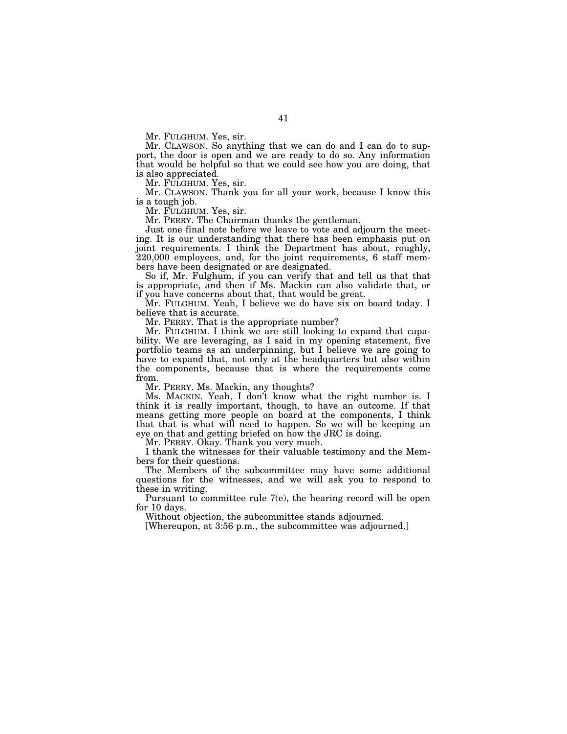Mr. FULGHUM. Yes, sir.

Mr. CLAWSON. So anything that we can do and I can do to support, the door is open and we are ready to do so. Any information that would be helpful so that we could see how you are doing, that is also appreciated.

Mr. FULGHUM. Yes, sir.

Mr. CLAWSON. Thank you for all your work, because I know this is a tough job.

Mr. FULGHUM. Yes, sir.

Mr. PERRY. The Chairman thanks the gentleman.

Just one final note before we leave to vote and adjourn the meeting. It is our understanding that there has been emphasis put on joint requirements. I think the Department has about, roughly, 220,000 employees, and, for the joint requirements, 6 staff members have been designated or are designated.

So if, Mr. Fulghum, if you can verify that and tell us that that is appropriate, and then if Ms. Mackin can also validate that, or if you have concerns about that, that would be great.

Mr. FULGHUM. Yeah, I believe we do have six on board today. I believe that is accurate.

Mr. PERRY. That is the appropriate number?

Mr. FULGHUM. I think we are still looking to expand that capability. We are leveraging, as I said in my opening statement, five portfolio teams as an underpinning, but I believe we are going to have to expand that, not only at the headquarters but also within the components, because that is where the requirements come from.

Mr. PERRY. Ms. Mackin, any thoughts?

Ms. MACKIN. Yeah, I don't know what the right number is. I think it is really important, though, to have an outcome. If that means getting more people on board at the components, I think that that is what will need to happen. So we will be keeping an eye on that and getting briefed on how the JRC is doing.

Mr. PERRY. Okay. Thank you very much.

I thank the witnesses for their valuable testimony and the Members for their questions.

The Members of the subcommittee may have some additional questions for the witnesses, and we will ask you to respond to these in writing.

Pursuant to committee rule 7(e), the hearing record will be open for 10 days.

Without objection, the subcommittee stands adjourned.

[Whereupon, at 3:56 p.m., the subcommittee was adjourned.]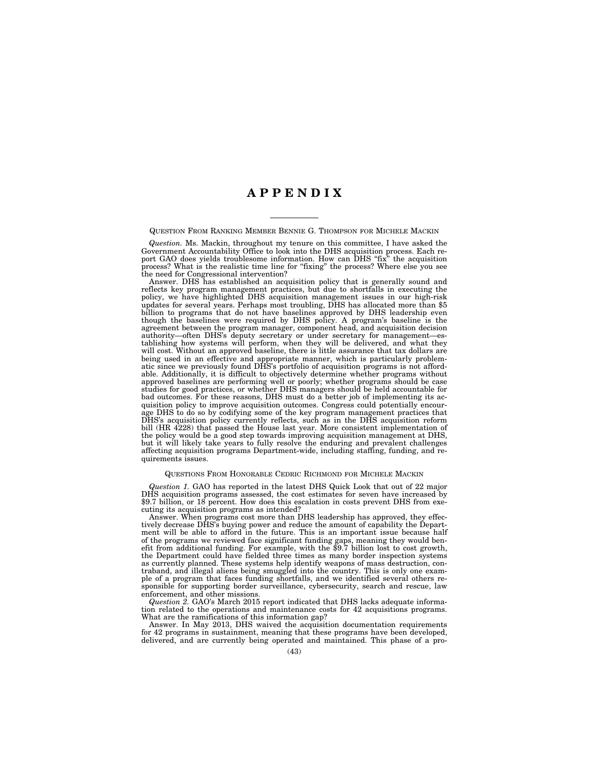# APPENDIX

QUESTION FROM RANKING MEMBER BENNIE G. THOMPSON FOR MICHELE MACKIN

*Question.* Ms. Mackin, throughout my tenure on this committee, I have asked the Government Accountability Office to look into the DHS acquisition process. Each report GAO does yields troublesome information. How can DHS "fix" the acquisition process? What is the realistic time line for "fixing" the process? Where else you see the need for Congressional intervention?

Answer. DHS has established an acquisition policy that is generally sound and reflects key program management practices, but due to shortfalls in executing the policy, we have highlighted DHS acquisition management issues in our high-risk updates for several years. Perhaps most troubling, DHS has allocated more than $5 billion to programs that do not have baselines approved by DHS leadership even though the baselines were required by DHS policy. A program's baseline is the agreement between the program manager, component head, and acquisition decision authority—often DHS's deputy secretary or under secretary for management—establishing how systems will perform, when they will be delivered, and what they will cost. Without an approved baseline, there is little assurance that tax dollars are being used in an effective and appropriate manner, which is particularly problematic since we previously found DHS's portfolio of acquisition programs is not affordable. Additionally, it is difficult to objectively determine whether programs without approved baselines are performing well or poorly; whether programs should be case studies for good practices, or whether DHS managers should be held accountable for bad outcomes. For these reasons, DHS must do a better job of implementing its acquisition policy to improve acquisition outcomes. Congress could potentially encourage DHS to do so by codifying some of the key program management practices that DHS's acquisition policy currently reflects, such as in the DHS acquisition reform bill (HR 4228) that passed the House last year. More consistent implementation of the policy would be a good step towards improving acquisition management at DHS, but it will likely take years to fully resolve the enduring and prevalent challenges affecting acquisition programs Department-wide, including staffing, funding, and requirements issues.

QUESTIONS FROM HONORABLE CEDRIC RICHMOND FOR MICHELE MACKIN

*Question 1.* GAO has reported in the latest DHS Quick Look that out of 22 major DHS acquisition programs assessed, the cost estimates for seven have increased by $9.7 billion, or 18 percent. How does this escalation in costs prevent DHS from executing its acquisition programs as intended?

Answer. When programs cost more than DHS leadership has approved, they effectively decrease DHS's buying power and reduce the amount of capability the Department will be able to afford in the future. This is an important issue because half of the programs we reviewed face significant funding gaps, meaning they would benefit from additional funding. For example, with the $9.7 billion lost to cost growth, the Department could have fielded three times as many border inspection systems as currently planned. These systems help identify weapons of mass destruction, contraband, and illegal aliens being smuggled into the country. This is only one example of a program that faces funding shortfalls, and we identified several others responsible for supporting border surveillance, cybersecurity, search and rescue, law enforcement, and other missions.

*Question 2.* GAO's March 2015 report indicated that DHS lacks adequate information related to the operations and maintenance costs for 42 acquisitions programs. What are the ramifications of this information gap?

Answer. In May 2013, DHS waived the acquisition documentation requirements for 42 programs in sustainment, meaning that these programs have been developed, delivered, and are currently being operated and maintained. This phase of a pro-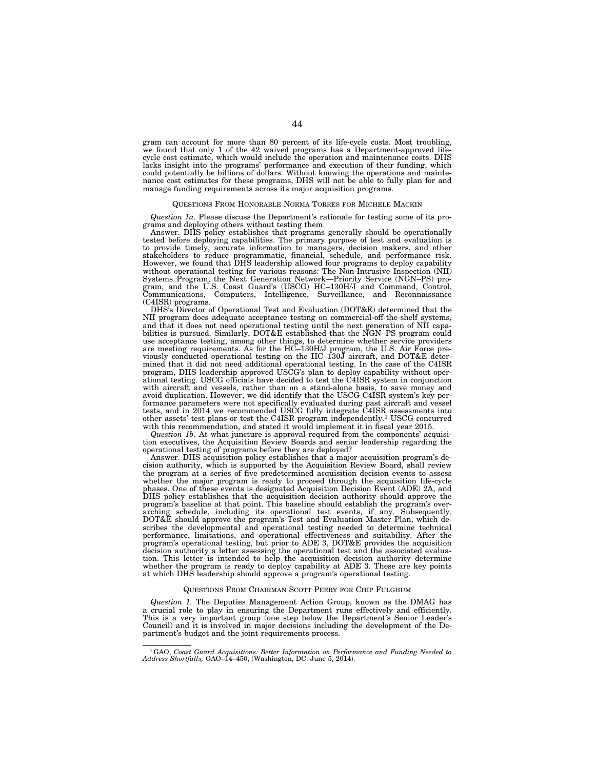gram can account for more than 80 percent of its life-cycle costs. Most troubling, we found that only 1 of the 42 waived programs has a Department-approved life-cycle cost estimate, which would include the operation and maintenance costs. DHS lacks insight into the programs' performance and execution of their funding, which could potentially be billions of dollars. Without knowing the operations and maintenance cost estimates for these programs, DHS will not be able to fully plan for and manage funding requirements across its major acquisition programs.

## QUESTIONS FROM HONORABLE NORMA TORRES FOR MICHELE MACKIN

*Question 1a.* Please discuss the Department's rationale for testing some of its programs and deploying others without testing them.

Answer. DHS policy establishes that programs generally should be operationally tested before deploying capabilities. The primary purpose of test and evaluation is to provide timely, accurate information to managers, decision makers, and other stakeholders to reduce programmatic, financial, schedule, and performance risk. However, we found that DHS leadership allowed four programs to deploy capability without operational testing for various reasons: The Non-Intrusive Inspection (NII) Systems Program, the Next Generation Network—Priority Service (NGN–PS) program, and the U.S. Coast Guard's (USCG) HC–130H/J and Command, Control, Communications, Computers, Intelligence, Surveillance, and Reconnaissance (C4ISR) programs.

DHS's Director of Operational Test and Evaluation (DOT&E) determined that the NII program does adequate acceptance testing on commercial-off-the-shelf systems, and that it does not need operational testing until the next generation of NII capabilities is pursued. Similarly, DOT&E established that the NGN–PS program could use acceptance testing, among other things, to determine whether service providers are meeting requirements. As for the HC–130H/J program, the U.S. Air Force previously conducted operational testing on the HC–130J aircraft, and DOT&E determined that it did not need additional operational testing. In the case of the C4ISR program, DHS leadership approved USCG's plan to deploy capability without operational testing. USCG officials have decided to test the C4ISR system in conjunction with aircraft and vessels, rather than on a stand-alone basis, to save money and avoid duplication. However, we did identify that the USCG C4ISR system's key performance parameters were not specifically evaluated during past aircraft and vessel tests, and in 2014 we recommended USCG fully integrate C4ISR assessments into other assets' test plans or test the C4ISR program independently.[1] USCG concurred with this recommendation, and stated it would implement it in fiscal year 2015.

*Question 1b.* At what juncture is approval required from the components' acquisition executives, the Acquisition Review Boards and senior leadership regarding the operational testing of programs before they are deployed?

Answer. DHS acquisition policy establishes that a major acquisition program's decision authority, which is supported by the Acquisition Review Board, shall review the program at a series of five predetermined acquisition decision events to assess whether the major program is ready to proceed through the acquisition life-cycle phases. One of these events is designated Acquisition Decision Event (ADE) 2A, and DHS policy establishes that the acquisition decision authority should approve the program's baseline at that point. This baseline should establish the program's overarching schedule, including its operational test events, if any. Subsequently, DOT&E should approve the program's Test and Evaluation Master Plan, which describes the developmental and operational testing needed to determine technical performance, limitations, and operational effectiveness and suitability. After the program's operational testing, but prior to ADE 3, DOT&E provides the acquisition decision authority a letter assessing the operational test and the associated evaluation. This letter is intended to help the acquisition decision authority determine whether the program is ready to deploy capability at ADE 3. These are key points at which DHS leadership should approve a program's operational testing.

## QUESTIONS FROM CHAIRMAN SCOTT PERRY FOR CHIP FULGHUM

*Question 1.* The Deputies Management Action Group, known as the DMAG has a crucial role to play in ensuring the Department runs effectively and efficiently. This is a very important group (one step below the Department's Senior Leader's Council) and it is involved in major decisions including the development of the Department's budget and the joint requirements process.

---

[1] GAO, *Coast Guard Acquisitions: Better Information on Performance and Funding Needed to Address Shortfalls,* GAO–14–450, (Washington, DC: June 5, 2014).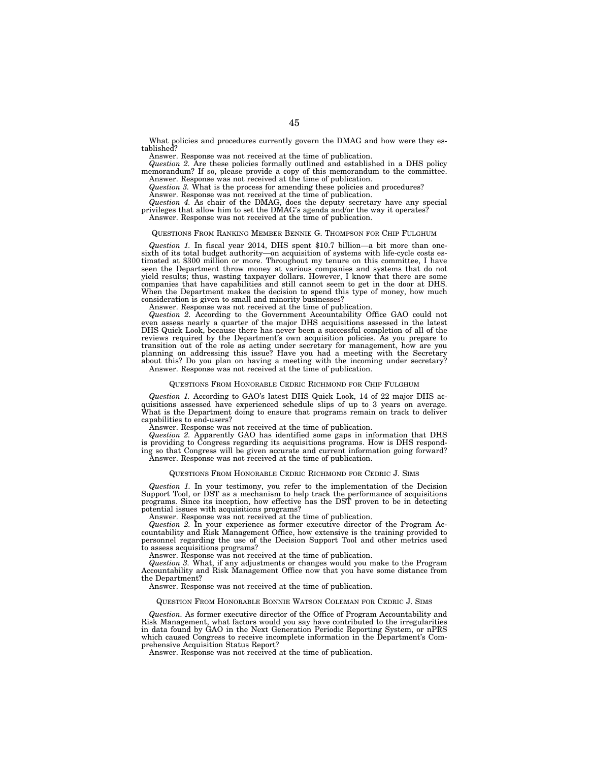What policies and procedures currently govern the DMAG and how were they established?

Answer. Response was not received at the time of publication.

*Question 2.* Are these policies formally outlined and established in a DHS policy memorandum? If so, please provide a copy of this memorandum to the committee.

Answer. Response was not received at the time of publication.

*Question 3.* What is the process for amending these policies and procedures?

Answer. Response was not received at the time of publication.

*Question 4.* As chair of the DMAG, does the deputy secretary have any special privileges that allow him to set the DMAG's agenda and/or the way it operates?

Answer. Response was not received at the time of publication.

#### QUESTIONS FROM RANKING MEMBER BENNIE G. THOMPSON FOR CHIP FULGHUM

*Question 1.* In fiscal year 2014, DHS spent $10.7 billion—a bit more than one-sixth of its total budget authority—on acquisition of systems with life-cycle costs estimated at $300 million or more. Throughout my tenure on this committee, I have seen the Department throw money at various companies and systems that do not yield results; thus, wasting taxpayer dollars. However, I know that there are some companies that have capabilities and still cannot seem to get in the door at DHS. When the Department makes the decision to spend this type of money, how much consideration is given to small and minority businesses?

Answer. Response was not received at the time of publication.

*Question 2.* According to the Government Accountability Office GAO could not even assess nearly a quarter of the major DHS acquisitions assessed in the latest DHS Quick Look, because there has never been a successful completion of all of the reviews required by the Department's own acquisition policies. As you prepare to transition out of the role as acting under secretary for management, how are you planning on addressing this issue? Have you had a meeting with the Secretary about this? Do you plan on having a meeting with the incoming under secretary?

Answer. Response was not received at the time of publication.

#### QUESTIONS FROM HONORABLE CEDRIC RICHMOND FOR CHIP FULGHUM

*Question 1.* According to GAO's latest DHS Quick Look, 14 of 22 major DHS acquisitions assessed have experienced schedule slips of up to 3 years on average. What is the Department doing to ensure that programs remain on track to deliver capabilities to end-users?

Answer. Response was not received at the time of publication.

*Question 2.* Apparently GAO has identified some gaps in information that DHS is providing to Congress regarding its acquisitions programs. How is DHS responding so that Congress will be given accurate and current information going forward?

Answer. Response was not received at the time of publication.

#### QUESTIONS FROM HONORABLE CEDRIC RICHMOND FOR CEDRIC J. SIMS

*Question 1.* In your testimony, you refer to the implementation of the Decision Support Tool, or DST as a mechanism to help track the performance of acquisitions programs. Since its inception, how effective has the DST proven to be in detecting potential issues with acquisitions programs?

Answer. Response was not received at the time of publication.

*Question 2.* In your experience as former executive director of the Program Accountability and Risk Management Office, how extensive is the training provided to personnel regarding the use of the Decision Support Tool and other metrics used to assess acquisitions programs?

Answer. Response was not received at the time of publication.

*Question 3.* What, if any adjustments or changes would you make to the Program Accountability and Risk Management Office now that you have some distance from the Department?

Answer. Response was not received at the time of publication.

#### QUESTION FROM HONORABLE BONNIE WATSON COLEMAN FOR CEDRIC J. SIMS

*Question.* As former executive director of the Office of Program Accountability and Risk Management, what factors would you say have contributed to the irregularities in data found by GAO in the Next Generation Periodic Reporting System, or nPRS which caused Congress to receive incomplete information in the Department's Comprehensive Acquisition Status Report?

Answer. Response was not received at the time of publication.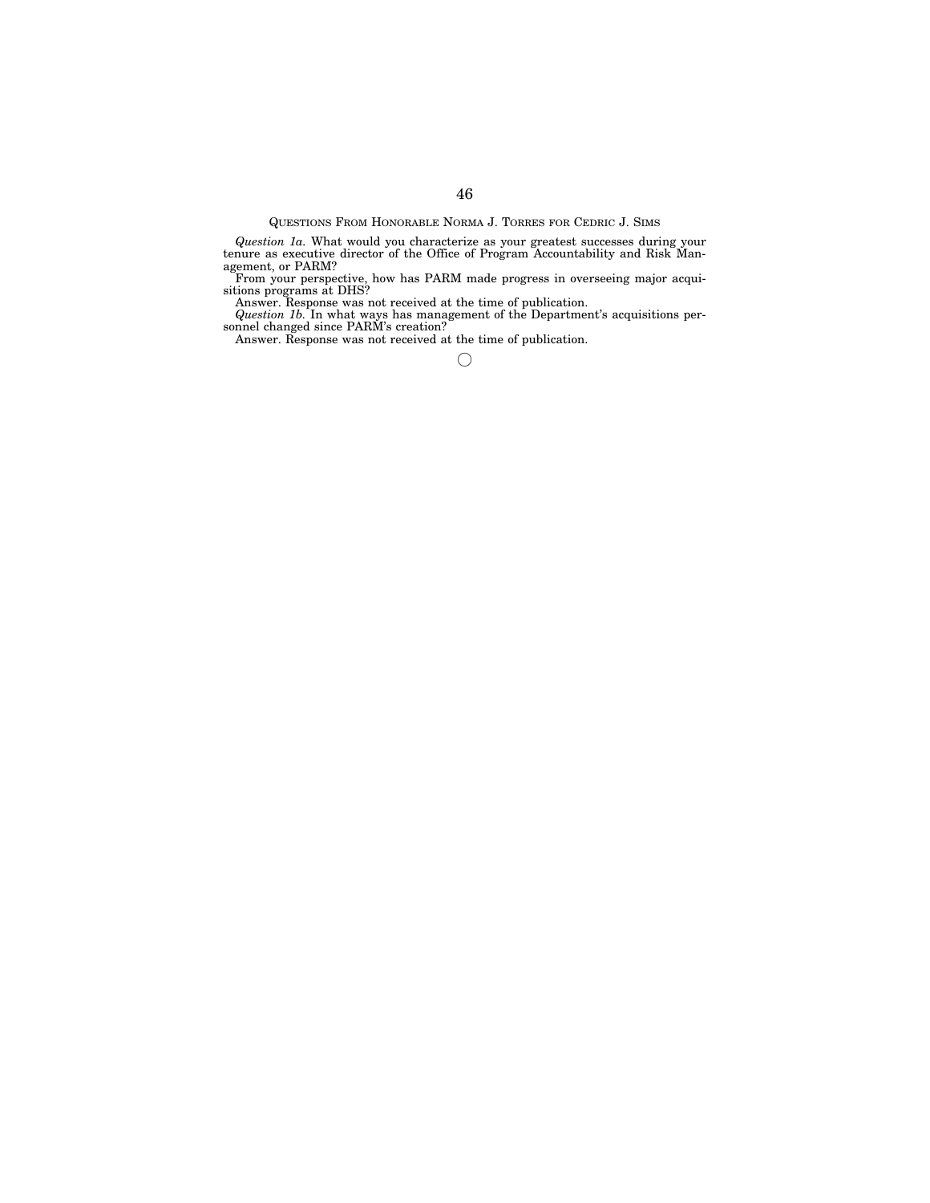Questions From Honorable Norma J. Torres for Cedric J. Sims

*Question 1a.* What would you characterize as your greatest successes during your tenure as executive director of the Office of Program Accountability and Risk Management, or PARM?

From your perspective, how has PARM made progress in overseeing major acquisitions programs at DHS?

Answer. Response was not received at the time of publication.

*Question 1b.* In what ways has management of the Department's acquisitions personnel changed since PARM's creation?

Answer. Response was not received at the time of publication.